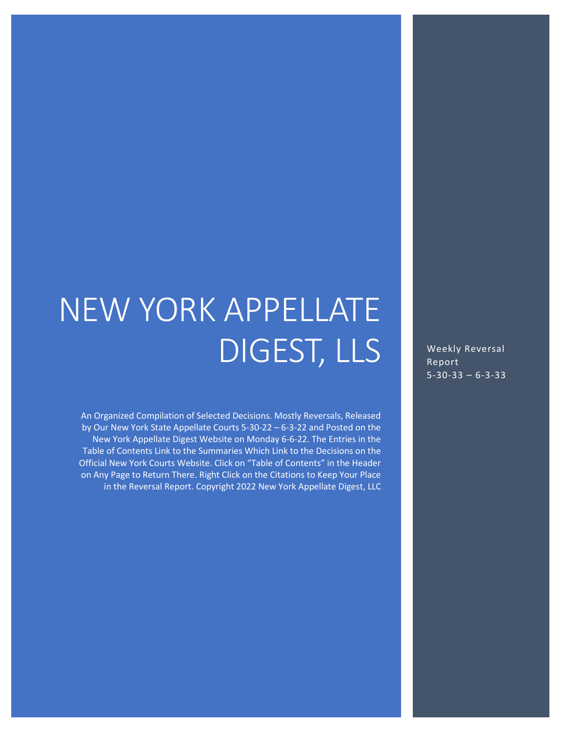# NEW YORK APPELLATE DIGEST, LLS

Weekly Reversal Report
5-30-33 – 6-3-33

An Organized Compilation of Selected Decisions. Mostly Reversals, Released by Our New York State Appellate Courts 5-30-22 – 6-3-22 and Posted on the New York Appellate Digest Website on Monday 6-6-22. The Entries in the Table of Contents Link to the Summaries Which Link to the Decisions on the Official New York Courts Website. Click on "Table of Contents" in the Header on Any Page to Return There. Right Click on the Citations to Keep Your Place in the Reversal Report. Copyright 2022 New York Appellate Digest, LLC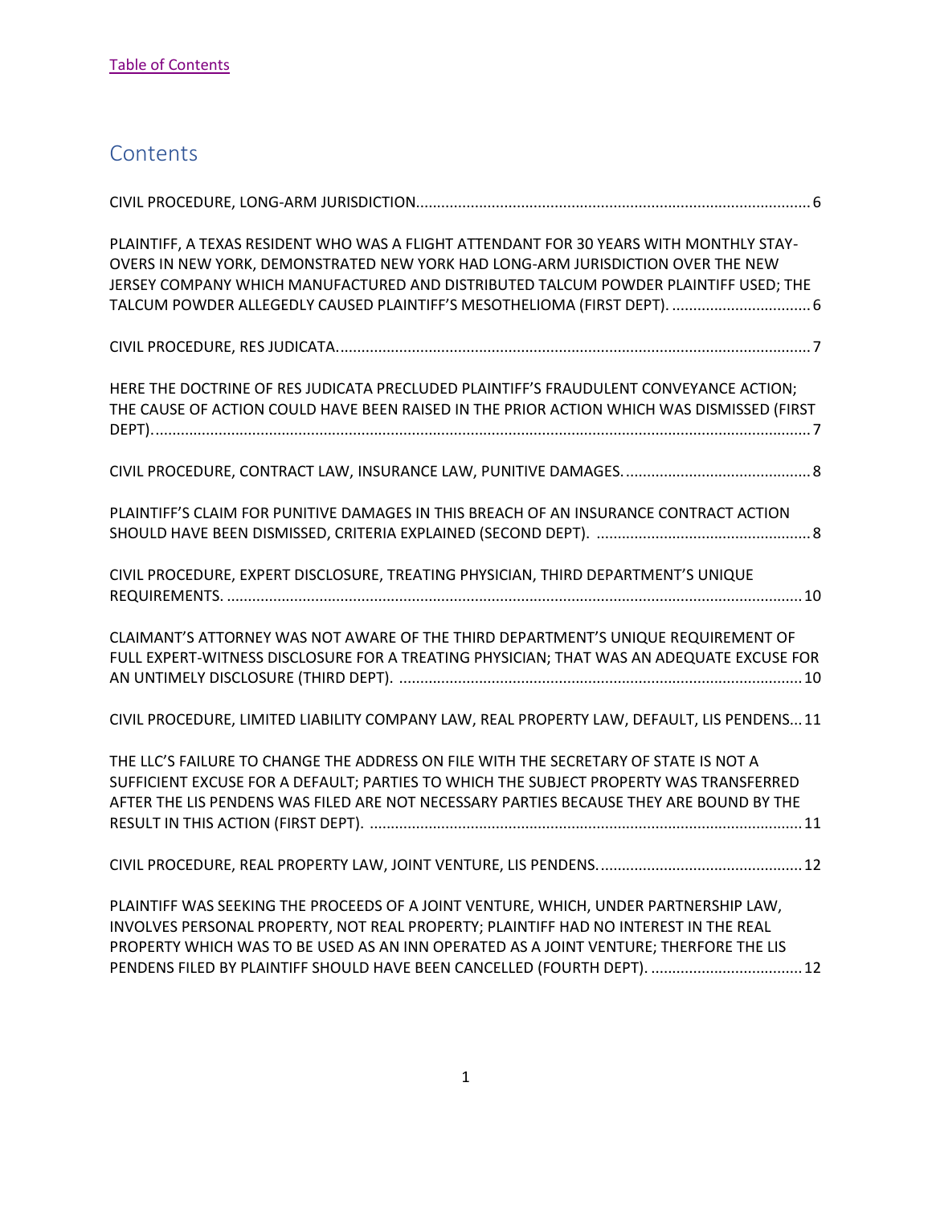[Table of Contents]

# Contents

CIVIL PROCEDURE, LONG-ARM JURISDICTION............................................................................................. 6

PLAINTIFF, A TEXAS RESIDENT WHO WAS A FLIGHT ATTENDANT FOR 30 YEARS WITH MONTHLY STAY-OVERS IN NEW YORK, DEMONSTRATED NEW YORK HAD LONG-ARM JURISDICTION OVER THE NEW JERSEY COMPANY WHICH MANUFACTURED AND DISTRIBUTED TALCUM POWDER PLAINTIFF USED; THE TALCUM POWDER ALLEGEDLY CAUSED PLAINTIFF'S MESOTHELIOMA (FIRST DEPT). ................................. 6

CIVIL PROCEDURE, RES JUDICATA................................................................................................................ 7

HERE THE DOCTRINE OF RES JUDICATA PRECLUDED PLAINTIFF'S FRAUDULENT CONVEYANCE ACTION; THE CAUSE OF ACTION COULD HAVE BEEN RAISED IN THE PRIOR ACTION WHICH WAS DISMISSED (FIRST DEPT)............................................................................................................................................ 7

CIVIL PROCEDURE, CONTRACT LAW, INSURANCE LAW, PUNITIVE DAMAGES............................................ 8

PLAINTIFF'S CLAIM FOR PUNITIVE DAMAGES IN THIS BREACH OF AN INSURANCE CONTRACT ACTION SHOULD HAVE BEEN DISMISSED, CRITERIA EXPLAINED (SECOND DEPT). ................................................... 8

CIVIL PROCEDURE, EXPERT DISCLOSURE, TREATING PHYSICIAN, THIRD DEPARTMENT'S UNIQUE REQUIREMENTS. ........................................................................................................................................ 10

CLAIMANT'S ATTORNEY WAS NOT AWARE OF THE THIRD DEPARTMENT'S UNIQUE REQUIREMENT OF FULL EXPERT-WITNESS DISCLOSURE FOR A TREATING PHYSICIAN; THAT WAS AN ADEQUATE EXCUSE FOR AN UNTIMELY DISCLOSURE (THIRD DEPT). ............................................................................................... 10

CIVIL PROCEDURE, LIMITED LIABILITY COMPANY LAW, REAL PROPERTY LAW, DEFAULT, LIS PENDENS... 11

THE LLC'S FAILURE TO CHANGE THE ADDRESS ON FILE WITH THE SECRETARY OF STATE IS NOT A SUFFICIENT EXCUSE FOR A DEFAULT; PARTIES TO WHICH THE SUBJECT PROPERTY WAS TRANSFERRED AFTER THE LIS PENDENS WAS FILED ARE NOT NECESSARY PARTIES BECAUSE THEY ARE BOUND BY THE RESULT IN THIS ACTION (FIRST DEPT). ...................................................................................................... 11

CIVIL PROCEDURE, REAL PROPERTY LAW, JOINT VENTURE, LIS PENDENS................................................ 12

PLAINTIFF WAS SEEKING THE PROCEEDS OF A JOINT VENTURE, WHICH, UNDER PARTNERSHIP LAW, INVOLVES PERSONAL PROPERTY, NOT REAL PROPERTY; PLAINTIFF HAD NO INTEREST IN THE REAL PROPERTY WHICH WAS TO BE USED AS AN INN OPERATED AS A JOINT VENTURE; THERFORE THE LIS PENDENS FILED BY PLAINTIFF SHOULD HAVE BEEN CANCELLED (FOURTH DEPT). .................................... 12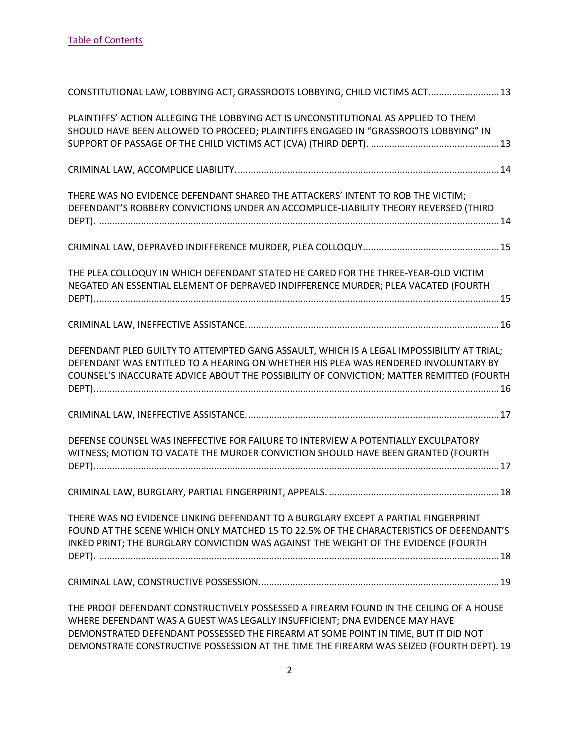[Table of Contents](#)

CONSTITUTIONAL LAW, LOBBYING ACT, GRASSROOTS LOBBYING, CHILD VICTIMS ACT.......................... 13

PLAINTIFFS' ACTION ALLEGING THE LOBBYING ACT IS UNCONSTITUTIONAL AS APPLIED TO THEM SHOULD HAVE BEEN ALLOWED TO PROCEED; PLAINTIFFS ENGAGED IN "GRASSROOTS LOBBYING" IN SUPPORT OF PASSAGE OF THE CHILD VICTIMS ACT (CVA) (THIRD DEPT). ................................................. 13

CRIMINAL LAW, ACCOMPLICE LIABILITY.................................................................................................... 14

THERE WAS NO EVIDENCE DEFENDANT SHARED THE ATTACKERS' INTENT TO ROB THE VICTIM; DEFENDANT'S ROBBERY CONVICTIONS UNDER AN ACCOMPLICE-LIABILITY THEORY REVERSED (THIRD DEPT). ........................................................................................................................................ 14

CRIMINAL LAW, DEPRAVED INDIFFERENCE MURDER, PLEA COLLOQUY.................................................... 15

THE PLEA COLLOQUY IN WHICH DEFENDANT STATED HE CARED FOR THE THREE-YEAR-OLD VICTIM NEGATED AN ESSENTIAL ELEMENT OF DEPRAVED INDIFFERENCE MURDER; PLEA VACATED (FOURTH DEPT)........................................................................................................................................... 15

CRIMINAL LAW, INEFFECTIVE ASSISTANCE................................................................................................ 16

DEFENDANT PLED GUILTY TO ATTEMPTED GANG ASSAULT, WHICH IS A LEGAL IMPOSSIBILITY AT TRIAL; DEFENDANT WAS ENTITLED TO A HEARING ON WHETHER HIS PLEA WAS RENDERED INVOLUNTARY BY COUNSEL'S INACCURATE ADVICE ABOUT THE POSSIBILITY OF CONVICTION; MATTER REMITTED (FOURTH DEPT)........................................................................................................................................... 16

CRIMINAL LAW, INEFFECTIVE ASSISTANCE................................................................................................ 17

DEFENSE COUNSEL WAS INEFFECTIVE FOR FAILURE TO INTERVIEW A POTENTIALLY EXCULPATORY WITNESS; MOTION TO VACATE THE MURDER CONVICTION SHOULD HAVE BEEN GRANTED (FOURTH DEPT)........................................................................................................................................... 17

CRIMINAL LAW, BURGLARY, PARTIAL FINGERPRINT, APPEALS. ................................................................ 18

THERE WAS NO EVIDENCE LINKING DEFENDANT TO A BURGLARY EXCEPT A PARTIAL FINGERPRINT FOUND AT THE SCENE WHICH ONLY MATCHED 15 TO 22.5% OF THE CHARACTERISTICS OF DEFENDANT'S INKED PRINT; THE BURGLARY CONVICTION WAS AGAINST THE WEIGHT OF THE EVIDENCE (FOURTH DEPT). ........................................................................................................................................ 18

CRIMINAL LAW, CONSTRUCTIVE POSSESSION........................................................................................... 19

THE PROOF DEFENDANT CONSTRUCTIVELY POSSESSED A FIREARM FOUND IN THE CEILING OF A HOUSE WHERE DEFENDANT WAS A GUEST WAS LEGALLY INSUFFICIENT; DNA EVIDENCE MAY HAVE DEMONSTRATED DEFENDANT POSSESSED THE FIREARM AT SOME POINT IN TIME, BUT IT DID NOT DEMONSTRATE CONSTRUCTIVE POSSESSION AT THE TIME THE FIREARM WAS SEIZED (FOURTH DEPT). 19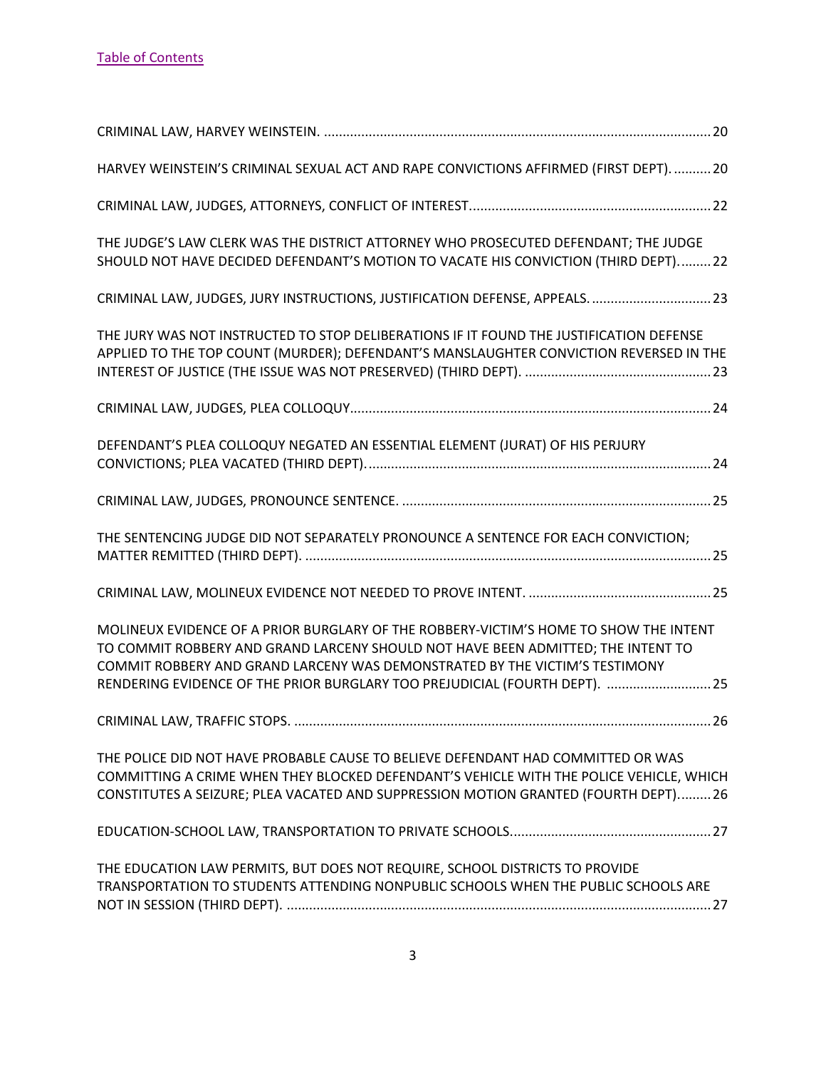[Table of Contents](#)

CRIMINAL LAW, HARVEY WEINSTEIN. ........................................................................................................ 20

HARVEY WEINSTEIN'S CRIMINAL SEXUAL ACT AND RAPE CONVICTIONS AFFIRMED (FIRST DEPT). .......... 20

CRIMINAL LAW, JUDGES, ATTORNEYS, CONFLICT OF INTEREST................................................................ 22

THE JUDGE'S LAW CLERK WAS THE DISTRICT ATTORNEY WHO PROSECUTED DEFENDANT; THE JUDGE SHOULD NOT HAVE DECIDED DEFENDANT'S MOTION TO VACATE HIS CONVICTION (THIRD DEPT)......... 22

CRIMINAL LAW, JUDGES, JURY INSTRUCTIONS, JUSTIFICATION DEFENSE, APPEALS. ................................ 23

THE JURY WAS NOT INSTRUCTED TO STOP DELIBERATIONS IF IT FOUND THE JUSTIFICATION DEFENSE APPLIED TO THE TOP COUNT (MURDER); DEFENDANT'S MANSLAUGHTER CONVICTION REVERSED IN THE INTEREST OF JUSTICE (THE ISSUE WAS NOT PRESERVED) (THIRD DEPT). .................................................. 23

CRIMINAL LAW, JUDGES, PLEA COLLOQUY................................................................................................ 24

DEFENDANT'S PLEA COLLOQUY NEGATED AN ESSENTIAL ELEMENT (JURAT) OF HIS PERJURY CONVICTIONS; PLEA VACATED (THIRD DEPT)............................................................................................ 24

CRIMINAL LAW, JUDGES, PRONOUNCE SENTENCE. .................................................................................. 25

THE SENTENCING JUDGE DID NOT SEPARATELY PRONOUNCE A SENTENCE FOR EACH CONVICTION; MATTER REMITTED (THIRD DEPT). ............................................................................................................ 25

CRIMINAL LAW, MOLINEUX EVIDENCE NOT NEEDED TO PROVE INTENT. ................................................. 25

MOLINEUX EVIDENCE OF A PRIOR BURGLARY OF THE ROBBERY-VICTIM'S HOME TO SHOW THE INTENT TO COMMIT ROBBERY AND GRAND LARCENY SHOULD NOT HAVE BEEN ADMITTED; THE INTENT TO COMMIT ROBBERY AND GRAND LARCENY WAS DEMONSTRATED BY THE VICTIM'S TESTIMONY RENDERING EVIDENCE OF THE PRIOR BURGLARY TOO PREJUDICIAL (FOURTH DEPT). ............................ 25

CRIMINAL LAW, TRAFFIC STOPS. ............................................................................................................... 26

THE POLICE DID NOT HAVE PROBABLE CAUSE TO BELIEVE DEFENDANT HAD COMMITTED OR WAS COMMITTING A CRIME WHEN THEY BLOCKED DEFENDANT'S VEHICLE WITH THE POLICE VEHICLE, WHICH CONSTITUTES A SEIZURE; PLEA VACATED AND SUPPRESSION MOTION GRANTED (FOURTH DEPT)......... 26

EDUCATION-SCHOOL LAW, TRANSPORTATION TO PRIVATE SCHOOLS..................................................... 27

THE EDUCATION LAW PERMITS, BUT DOES NOT REQUIRE, SCHOOL DISTRICTS TO PROVIDE TRANSPORTATION TO STUDENTS ATTENDING NONPUBLIC SCHOOLS WHEN THE PUBLIC SCHOOLS ARE NOT IN SESSION (THIRD DEPT). ................................................................................................................. 27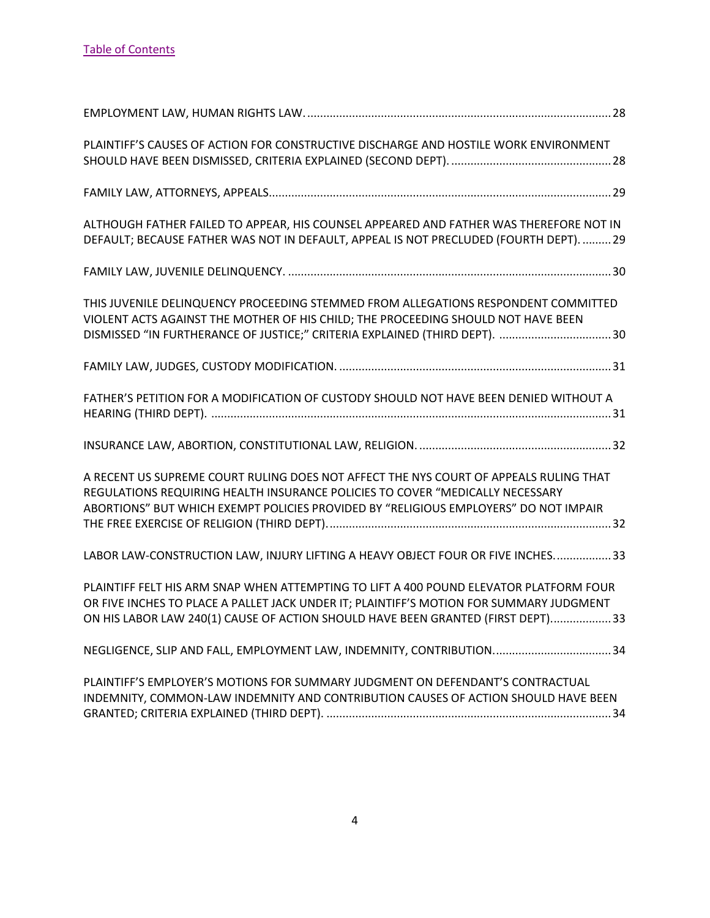[Table of Contents](#)

EMPLOYMENT LAW, HUMAN RIGHTS LAW. .............................................................................................. 28

PLAINTIFF'S CAUSES OF ACTION FOR CONSTRUCTIVE DISCHARGE AND HOSTILE WORK ENVIRONMENT SHOULD HAVE BEEN DISMISSED, CRITERIA EXPLAINED (SECOND DEPT). .................................................. 28

FAMILY LAW, ATTORNEYS, APPEALS......................................................................................................... 29

ALTHOUGH FATHER FAILED TO APPEAR, HIS COUNSEL APPEARED AND FATHER WAS THEREFORE NOT IN DEFAULT; BECAUSE FATHER WAS NOT IN DEFAULT, APPEAL IS NOT PRECLUDED (FOURTH DEPT). ......... 29

FAMILY LAW, JUVENILE DELINQUENCY. .................................................................................................... 30

THIS JUVENILE DELINQUENCY PROCEEDING STEMMED FROM ALLEGATIONS RESPONDENT COMMITTED VIOLENT ACTS AGAINST THE MOTHER OF HIS CHILD; THE PROCEEDING SHOULD NOT HAVE BEEN DISMISSED "IN FURTHERANCE OF JUSTICE;" CRITERIA EXPLAINED (THIRD DEPT). ................................... 30

FAMILY LAW, JUDGES, CUSTODY MODIFICATION. .................................................................................... 31

FATHER'S PETITION FOR A MODIFICATION OF CUSTODY SHOULD NOT HAVE BEEN DENIED WITHOUT A HEARING (THIRD DEPT). ........................................................................................................................... 31

INSURANCE LAW, ABORTION, CONSTITUTIONAL LAW, RELIGION. ........................................................... 32

A RECENT US SUPREME COURT RULING DOES NOT AFFECT THE NYS COURT OF APPEALS RULING THAT REGULATIONS REQUIRING HEALTH INSURANCE POLICIES TO COVER "MEDICALLY NECESSARY ABORTIONS" BUT WHICH EXEMPT POLICIES PROVIDED BY "RELIGIOUS EMPLOYERS" DO NOT IMPAIR THE FREE EXERCISE OF RELIGION (THIRD DEPT). ....................................................................................... 32

LABOR LAW-CONSTRUCTION LAW, INJURY LIFTING A HEAVY OBJECT FOUR OR FIVE INCHES. ................. 33

PLAINTIFF FELT HIS ARM SNAP WHEN ATTEMPTING TO LIFT A 400 POUND ELEVATOR PLATFORM FOUR OR FIVE INCHES TO PLACE A PALLET JACK UNDER IT; PLAINTIFF'S MOTION FOR SUMMARY JUDGMENT ON HIS LABOR LAW 240(1) CAUSE OF ACTION SHOULD HAVE BEEN GRANTED (FIRST DEPT). .................. 33

NEGLIGENCE, SLIP AND FALL, EMPLOYMENT LAW, INDEMNITY, CONTRIBUTION. .................................... 34

PLAINTIFF'S EMPLOYER'S MOTIONS FOR SUMMARY JUDGMENT ON DEFENDANT'S CONTRACTUAL INDEMNITY, COMMON-LAW INDEMNITY AND CONTRIBUTION CAUSES OF ACTION SHOULD HAVE BEEN GRANTED; CRITERIA EXPLAINED (THIRD DEPT). ......................................................................................... 34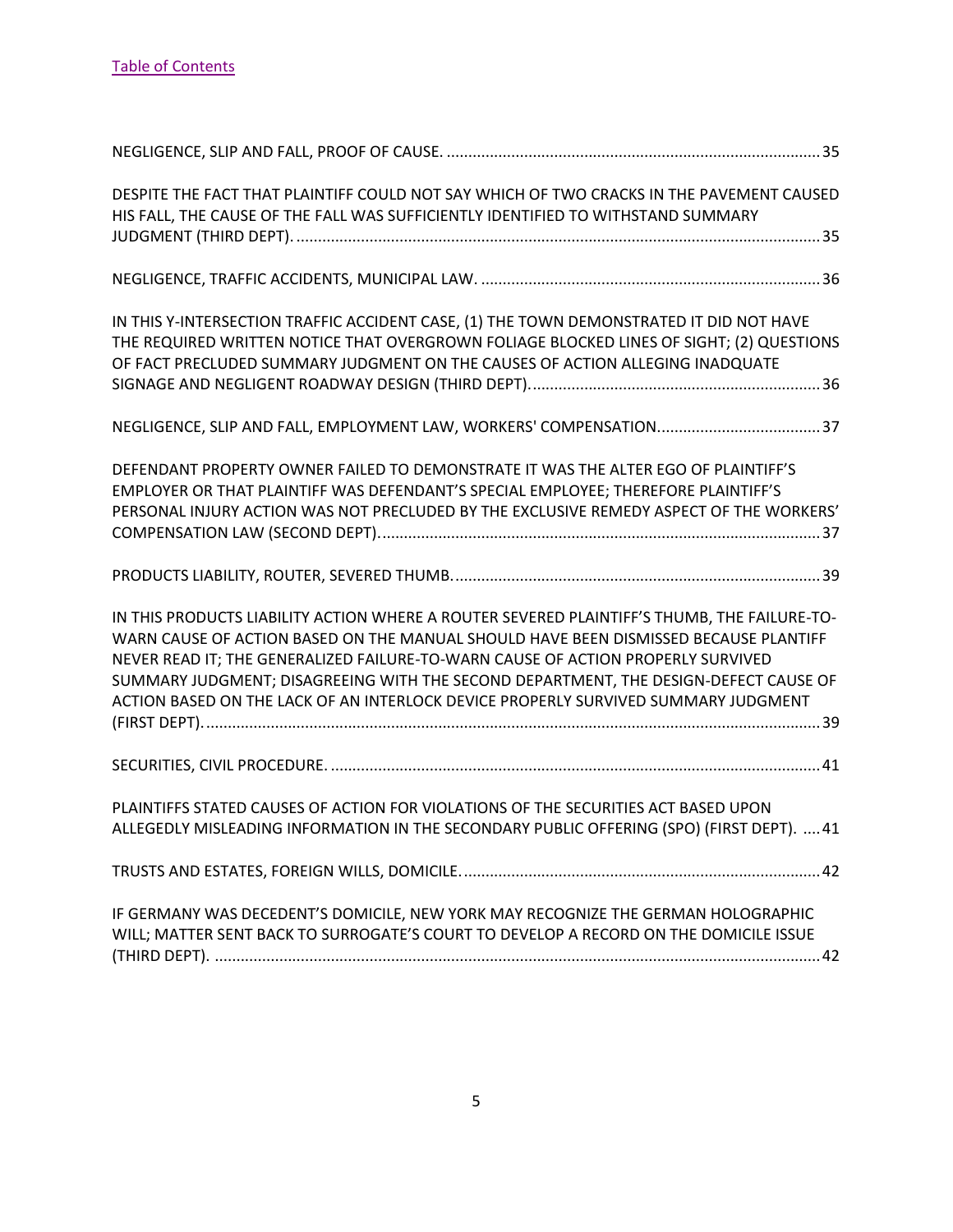[Table of Contents](#)

NEGLIGENCE, SLIP AND FALL, PROOF OF CAUSE. ....................................................................................... 35

DESPITE THE FACT THAT PLAINTIFF COULD NOT SAY WHICH OF TWO CRACKS IN THE PAVEMENT CAUSED HIS FALL, THE CAUSE OF THE FALL WAS SUFFICIENTLY IDENTIFIED TO WITHSTAND SUMMARY JUDGMENT (THIRD DEPT). ........................................................................................................................ 35

NEGLIGENCE, TRAFFIC ACCIDENTS, MUNICIPAL LAW. ............................................................................... 36

IN THIS Y-INTERSECTION TRAFFIC ACCIDENT CASE, (1) THE TOWN DEMONSTRATED IT DID NOT HAVE THE REQUIRED WRITTEN NOTICE THAT OVERGROWN FOLIAGE BLOCKED LINES OF SIGHT; (2) QUESTIONS OF FACT PRECLUDED SUMMARY JUDGMENT ON THE CAUSES OF ACTION ALLEGING INADQUATE SIGNAGE AND NEGLIGENT ROADWAY DESIGN (THIRD DEPT). .................................................................. 36

NEGLIGENCE, SLIP AND FALL, EMPLOYMENT LAW, WORKERS' COMPENSATION...................................... 37

DEFENDANT PROPERTY OWNER FAILED TO DEMONSTRATE IT WAS THE ALTER EGO OF PLAINTIFF'S EMPLOYER OR THAT PLAINTIFF WAS DEFENDANT'S SPECIAL EMPLOYEE; THEREFORE PLAINTIFF'S PERSONAL INJURY ACTION WAS NOT PRECLUDED BY THE EXCLUSIVE REMEDY ASPECT OF THE WORKERS' COMPENSATION LAW (SECOND DEPT). ..................................................................................................... 37

PRODUCTS LIABILITY, ROUTER, SEVERED THUMB. .................................................................................... 39

IN THIS PRODUCTS LIABILITY ACTION WHERE A ROUTER SEVERED PLAINTIFF'S THUMB, THE FAILURE-TO-WARN CAUSE OF ACTION BASED ON THE MANUAL SHOULD HAVE BEEN DISMISSED BECAUSE PLANTIFF NEVER READ IT; THE GENERALIZED FAILURE-TO-WARN CAUSE OF ACTION PROPERLY SURVIVED SUMMARY JUDGMENT; DISAGREEING WITH THE SECOND DEPARTMENT, THE DESIGN-DEFECT CAUSE OF ACTION BASED ON THE LACK OF AN INTERLOCK DEVICE PROPERLY SURVIVED SUMMARY JUDGMENT (FIRST DEPT). ............................................................................................................................................. 39

SECURITIES, CIVIL PROCEDURE. .................................................................................................................. 41

PLAINTIFFS STATED CAUSES OF ACTION FOR VIOLATIONS OF THE SECURITIES ACT BASED UPON ALLEGEDLY MISLEADING INFORMATION IN THE SECONDARY PUBLIC OFFERING (SPO) (FIRST DEPT). ..... 41

TRUSTS AND ESTATES, FOREIGN WILLS, DOMICILE. ................................................................................... 42

IF GERMANY WAS DECEDENT'S DOMICILE, NEW YORK MAY RECOGNIZE THE GERMAN HOLOGRAPHIC WILL; MATTER SENT BACK TO SURROGATE'S COURT TO DEVELOP A RECORD ON THE DOMICILE ISSUE (THIRD DEPT). ............................................................................................................................................ 42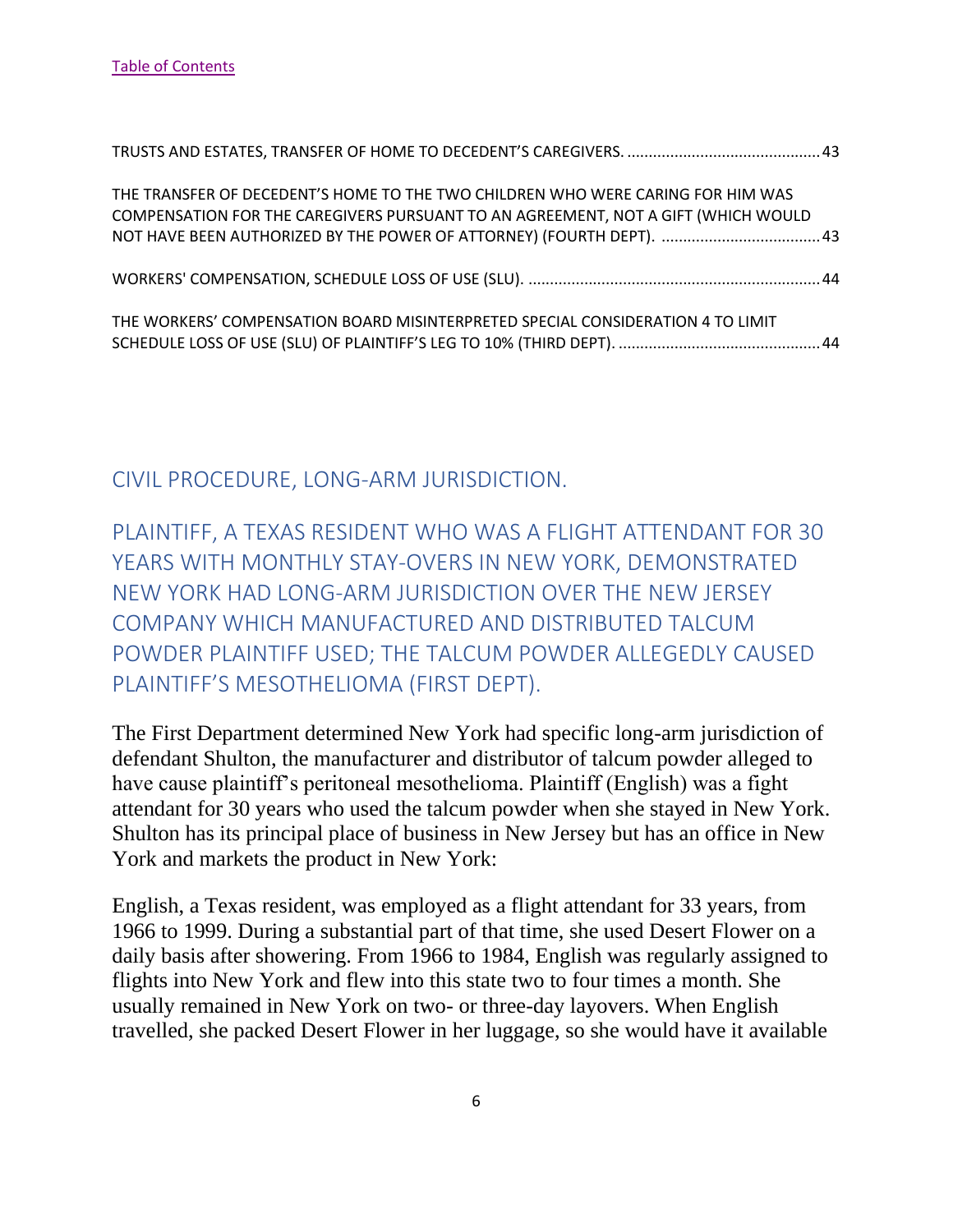[Table of Contents](#)

TRUSTS AND ESTATES, TRANSFER OF HOME TO DECEDENT'S CAREGIVERS. ............................................ 43

THE TRANSFER OF DECEDENT'S HOME TO THE TWO CHILDREN WHO WERE CARING FOR HIM WAS COMPENSATION FOR THE CAREGIVERS PURSUANT TO AN AGREEMENT, NOT A GIFT (WHICH WOULD NOT HAVE BEEN AUTHORIZED BY THE POWER OF ATTORNEY) (FOURTH DEPT). .................................... 43

WORKERS' COMPENSATION, SCHEDULE LOSS OF USE (SLU). ................................................................... 44

THE WORKERS' COMPENSATION BOARD MISINTERPRETED SPECIAL CONSIDERATION 4 TO LIMIT SCHEDULE LOSS OF USE (SLU) OF PLAINTIFF'S LEG TO 10% (THIRD DEPT). .............................................. 44

## CIVIL PROCEDURE, LONG-ARM JURISDICTION.

## PLAINTIFF, A TEXAS RESIDENT WHO WAS A FLIGHT ATTENDANT FOR 30 YEARS WITH MONTHLY STAY-OVERS IN NEW YORK, DEMONSTRATED NEW YORK HAD LONG-ARM JURISDICTION OVER THE NEW JERSEY COMPANY WHICH MANUFACTURED AND DISTRIBUTED TALCUM POWDER PLAINTIFF USED; THE TALCUM POWDER ALLEGEDLY CAUSED PLAINTIFF'S MESOTHELIOMA (FIRST DEPT).

The First Department determined New York had specific long-arm jurisdiction of defendant Shulton, the manufacturer and distributor of talcum powder alleged to have cause plaintiff's peritoneal mesothelioma. Plaintiff (English) was a fight attendant for 30 years who used the talcum powder when she stayed in New York. Shulton has its principal place of business in New Jersey but has an office in New York and markets the product in New York:

English, a Texas resident, was employed as a flight attendant for 33 years, from 1966 to 1999. During a substantial part of that time, she used Desert Flower on a daily basis after showering. From 1966 to 1984, English was regularly assigned to flights into New York and flew into this state two to four times a month. She usually remained in New York on two- or three-day layovers. When English travelled, she packed Desert Flower in her luggage, so she would have it available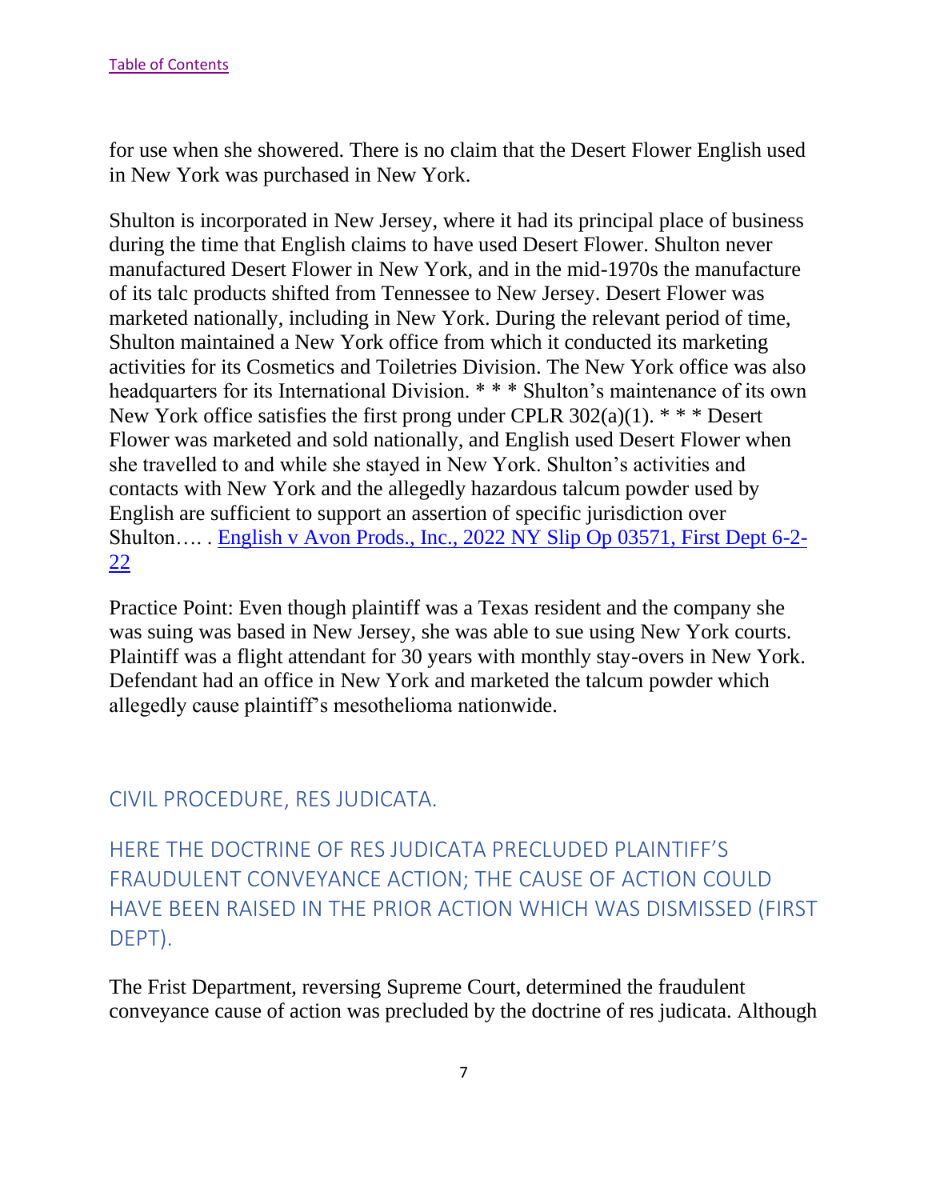[Table of Contents](#)

for use when she showered. There is no claim that the Desert Flower English used in New York was purchased in New York.

Shulton is incorporated in New Jersey, where it had its principal place of business during the time that English claims to have used Desert Flower. Shulton never manufactured Desert Flower in New York, and in the mid-1970s the manufacture of its talc products shifted from Tennessee to New Jersey. Desert Flower was marketed nationally, including in New York. During the relevant period of time, Shulton maintained a New York office from which it conducted its marketing activities for its Cosmetics and Toiletries Division. The New York office was also headquarters for its International Division. * * * Shulton's maintenance of its own New York office satisfies the first prong under CPLR 302(a)(1). * * * Desert Flower was marketed and sold nationally, and English used Desert Flower when she travelled to and while she stayed in New York. Shulton's activities and contacts with New York and the allegedly hazardous talcum powder used by English are sufficient to support an assertion of specific jurisdiction over Shulton…. . [English v Avon Prods., Inc., 2022 NY Slip Op 03571, First Dept 6-2-22](#)

Practice Point: Even though plaintiff was a Texas resident and the company she was suing was based in New Jersey, she was able to sue using New York courts. Plaintiff was a flight attendant for 30 years with monthly stay-overs in New York. Defendant had an office in New York and marketed the talcum powder which allegedly cause plaintiff's mesothelioma nationwide.

## CIVIL PROCEDURE, RES JUDICATA.

## HERE THE DOCTRINE OF RES JUDICATA PRECLUDED PLAINTIFF'S FRAUDULENT CONVEYANCE ACTION; THE CAUSE OF ACTION COULD HAVE BEEN RAISED IN THE PRIOR ACTION WHICH WAS DISMISSED (FIRST DEPT).

The Frist Department, reversing Supreme Court, determined the fraudulent conveyance cause of action was precluded by the doctrine of res judicata. Although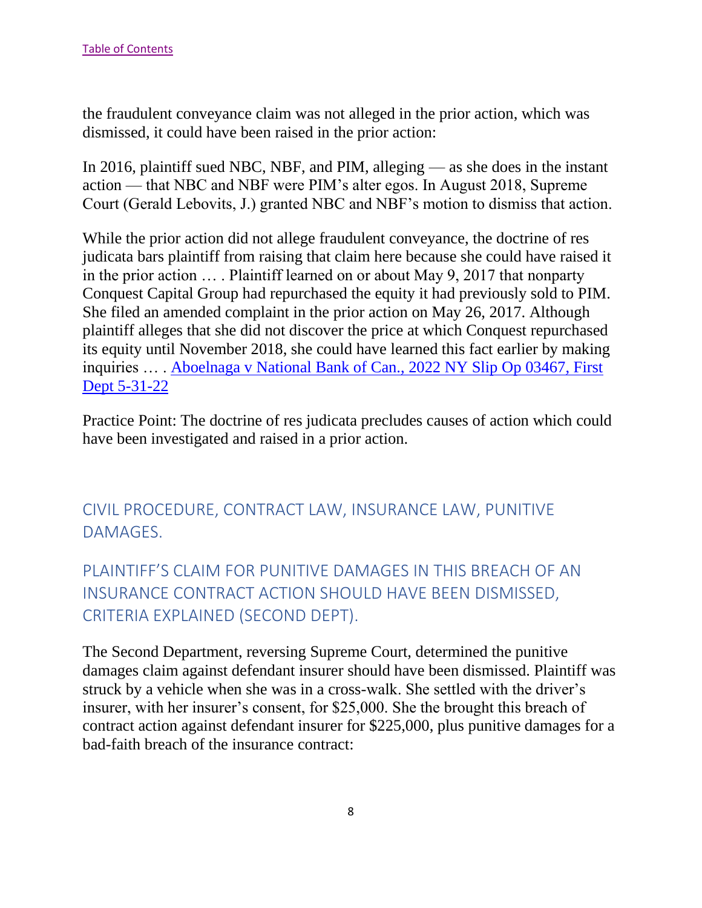the fraudulent conveyance claim was not alleged in the prior action, which was dismissed, it could have been raised in the prior action:

In 2016, plaintiff sued NBC, NBF, and PIM, alleging — as she does in the instant action — that NBC and NBF were PIM's alter egos. In August 2018, Supreme Court (Gerald Lebovits, J.) granted NBC and NBF's motion to dismiss that action.

While the prior action did not allege fraudulent conveyance, the doctrine of res judicata bars plaintiff from raising that claim here because she could have raised it in the prior action … . Plaintiff learned on or about May 9, 2017 that nonparty Conquest Capital Group had repurchased the equity it had previously sold to PIM. She filed an amended complaint in the prior action on May 26, 2017. Although plaintiff alleges that she did not discover the price at which Conquest repurchased its equity until November 2018, she could have learned this fact earlier by making inquiries … . [Aboelnaga v National Bank of Can., 2022 NY Slip Op 03467, First Dept 5-31-22]

Practice Point: The doctrine of res judicata precludes causes of action which could have been investigated and raised in a prior action.

## CIVIL PROCEDURE, CONTRACT LAW, INSURANCE LAW, PUNITIVE DAMAGES.

## PLAINTIFF'S CLAIM FOR PUNITIVE DAMAGES IN THIS BREACH OF AN INSURANCE CONTRACT ACTION SHOULD HAVE BEEN DISMISSED, CRITERIA EXPLAINED (SECOND DEPT).

The Second Department, reversing Supreme Court, determined the punitive damages claim against defendant insurer should have been dismissed. Plaintiff was struck by a vehicle when she was in a cross-walk. She settled with the driver's insurer, with her insurer's consent, for $25,000. She the brought this breach of contract action against defendant insurer for $225,000, plus punitive damages for a bad-faith breach of the insurance contract: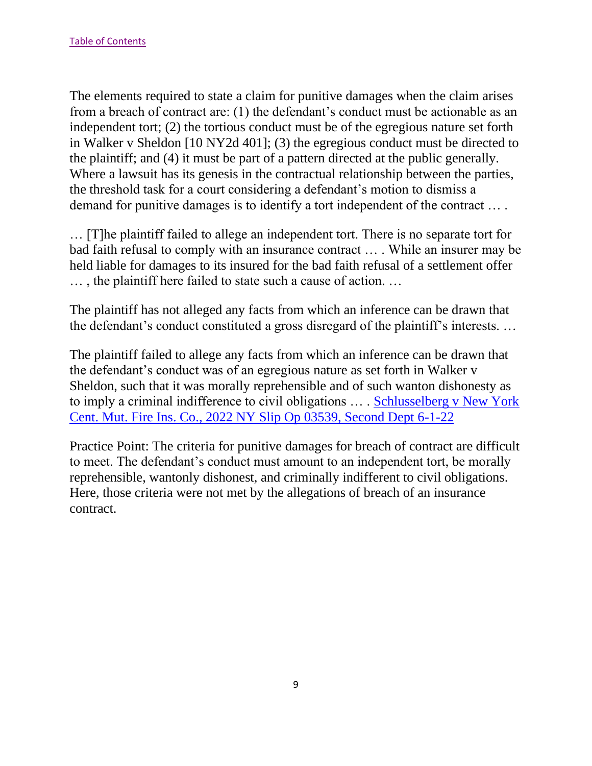[Table of Contents]

The elements required to state a claim for punitive damages when the claim arises from a breach of contract are: (1) the defendant's conduct must be actionable as an independent tort; (2) the tortious conduct must be of the egregious nature set forth in Walker v Sheldon [10 NY2d 401]; (3) the egregious conduct must be directed to the plaintiff; and (4) it must be part of a pattern directed at the public generally. Where a lawsuit has its genesis in the contractual relationship between the parties, the threshold task for a court considering a defendant's motion to dismiss a demand for punitive damages is to identify a tort independent of the contract … .

… [T]he plaintiff failed to allege an independent tort. There is no separate tort for bad faith refusal to comply with an insurance contract … . While an insurer may be held liable for damages to its insured for the bad faith refusal of a settlement offer … , the plaintiff here failed to state such a cause of action. …

The plaintiff has not alleged any facts from which an inference can be drawn that the defendant's conduct constituted a gross disregard of the plaintiff's interests. …

The plaintiff failed to allege any facts from which an inference can be drawn that the defendant's conduct was of an egregious nature as set forth in Walker v Sheldon, such that it was morally reprehensible and of such wanton dishonesty as to imply a criminal indifference to civil obligations … . Schlusselberg v New York Cent. Mut. Fire Ins. Co., 2022 NY Slip Op 03539, Second Dept 6-1-22

Practice Point: The criteria for punitive damages for breach of contract are difficult to meet. The defendant's conduct must amount to an independent tort, be morally reprehensible, wantonly dishonest, and criminally indifferent to civil obligations. Here, those criteria were not met by the allegations of breach of an insurance contract.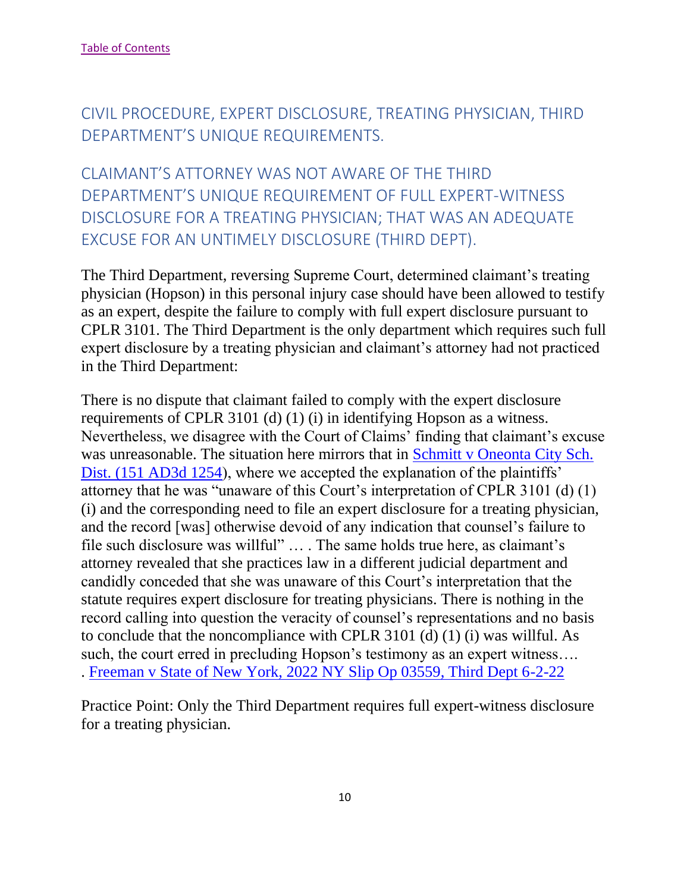[Table of Contents](#)

## CIVIL PROCEDURE, EXPERT DISCLOSURE, TREATING PHYSICIAN, THIRD DEPARTMENT'S UNIQUE REQUIREMENTS.

## CLAIMANT'S ATTORNEY WAS NOT AWARE OF THE THIRD DEPARTMENT'S UNIQUE REQUIREMENT OF FULL EXPERT-WITNESS DISCLOSURE FOR A TREATING PHYSICIAN; THAT WAS AN ADEQUATE EXCUSE FOR AN UNTIMELY DISCLOSURE (THIRD DEPT).

The Third Department, reversing Supreme Court, determined claimant's treating physician (Hopson) in this personal injury case should have been allowed to testify as an expert, despite the failure to comply with full expert disclosure pursuant to CPLR 3101. The Third Department is the only department which requires such full expert disclosure by a treating physician and claimant's attorney had not practiced in the Third Department:

There is no dispute that claimant failed to comply with the expert disclosure requirements of CPLR 3101 (d) (1) (i) in identifying Hopson as a witness. Nevertheless, we disagree with the Court of Claims' finding that claimant's excuse was unreasonable. The situation here mirrors that in [Schmitt v Oneonta City Sch. Dist. (151 AD3d 1254](#)), where we accepted the explanation of the plaintiffs' attorney that he was "unaware of this Court's interpretation of CPLR 3101 (d) (1) (i) and the corresponding need to file an expert disclosure for a treating physician, and the record [was] otherwise devoid of any indication that counsel's failure to file such disclosure was willful" … . The same holds true here, as claimant's attorney revealed that she practices law in a different judicial department and candidly conceded that she was unaware of this Court's interpretation that the statute requires expert disclosure for treating physicians. There is nothing in the record calling into question the veracity of counsel's representations and no basis to conclude that the noncompliance with CPLR 3101 (d) (1) (i) was willful. As such, the court erred in precluding Hopson's testimony as an expert witness…. . [Freeman v State of New York, 2022 NY Slip Op 03559, Third Dept 6-2-22](#)

Practice Point: Only the Third Department requires full expert-witness disclosure for a treating physician.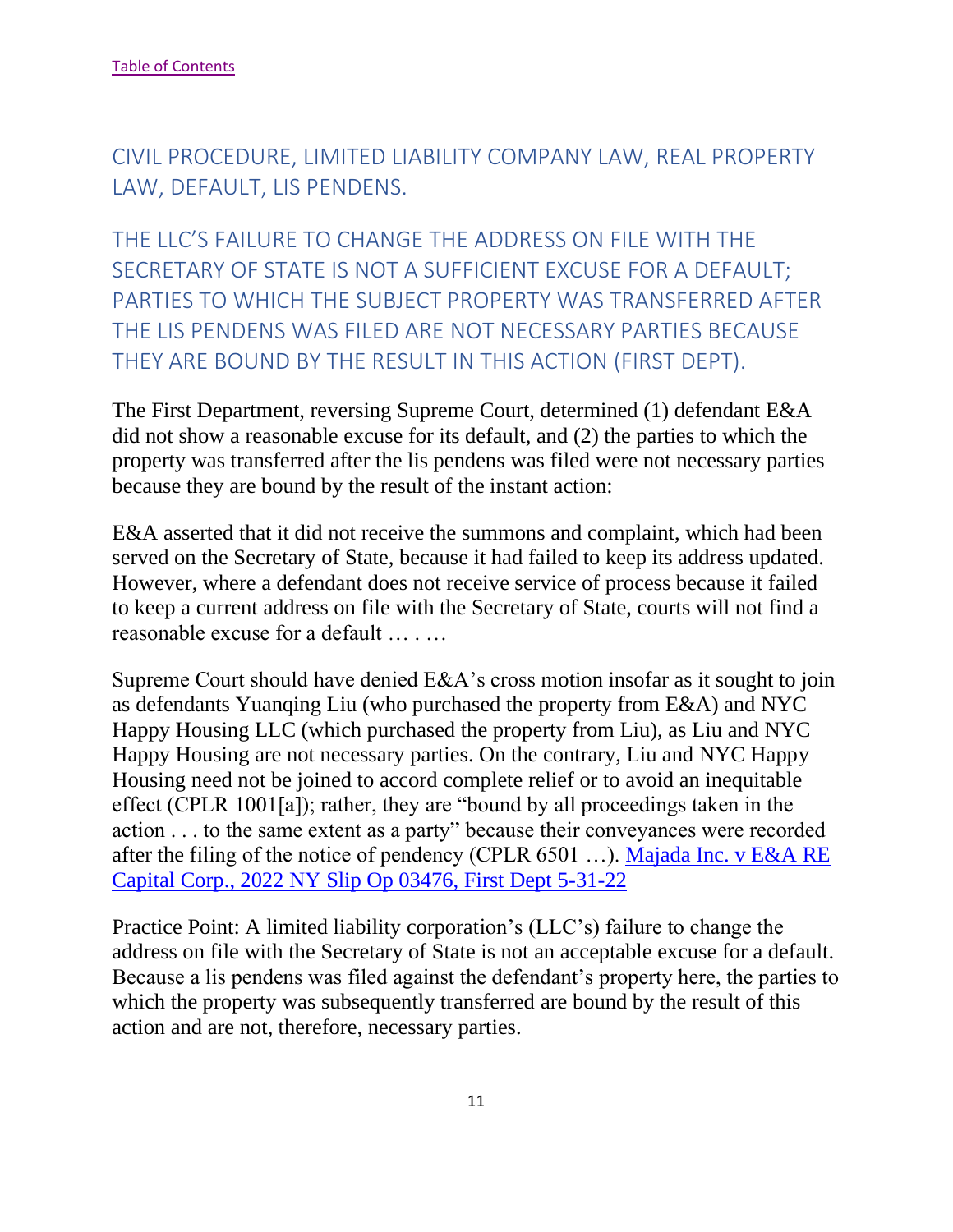[Table of Contents](#)

## CIVIL PROCEDURE, LIMITED LIABILITY COMPANY LAW, REAL PROPERTY LAW, DEFAULT, LIS PENDENS.

## THE LLC'S FAILURE TO CHANGE THE ADDRESS ON FILE WITH THE SECRETARY OF STATE IS NOT A SUFFICIENT EXCUSE FOR A DEFAULT; PARTIES TO WHICH THE SUBJECT PROPERTY WAS TRANSFERRED AFTER THE LIS PENDENS WAS FILED ARE NOT NECESSARY PARTIES BECAUSE THEY ARE BOUND BY THE RESULT IN THIS ACTION (FIRST DEPT).

The First Department, reversing Supreme Court, determined (1) defendant E&A did not show a reasonable excuse for its default, and (2) the parties to which the property was transferred after the lis pendens was filed were not necessary parties because they are bound by the result of the instant action:

E&A asserted that it did not receive the summons and complaint, which had been served on the Secretary of State, because it had failed to keep its address updated. However, where a defendant does not receive service of process because it failed to keep a current address on file with the Secretary of State, courts will not find a reasonable excuse for a default … . …

Supreme Court should have denied E&A's cross motion insofar as it sought to join as defendants Yuanqing Liu (who purchased the property from E&A) and NYC Happy Housing LLC (which purchased the property from Liu), as Liu and NYC Happy Housing are not necessary parties. On the contrary, Liu and NYC Happy Housing need not be joined to accord complete relief or to avoid an inequitable effect (CPLR 1001[a]); rather, they are "bound by all proceedings taken in the action . . . to the same extent as a party" because their conveyances were recorded after the filing of the notice of pendency (CPLR 6501 …). [Majada Inc. v E&A RE Capital Corp., 2022 NY Slip Op 03476, First Dept 5-31-22](#)

Practice Point: A limited liability corporation's (LLC's) failure to change the address on file with the Secretary of State is not an acceptable excuse for a default. Because a lis pendens was filed against the defendant's property here, the parties to which the property was subsequently transferred are bound by the result of this action and are not, therefore, necessary parties.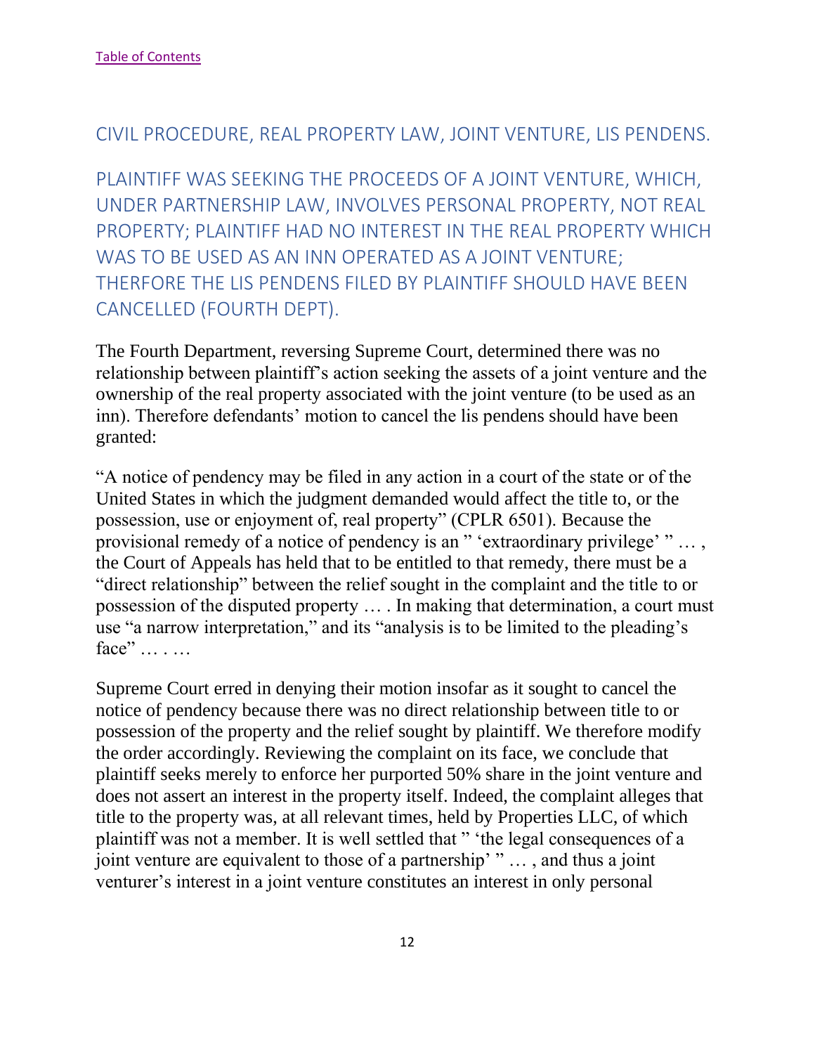[Table of Contents](#)

## CIVIL PROCEDURE, REAL PROPERTY LAW, JOINT VENTURE, LIS PENDENS.

## PLAINTIFF WAS SEEKING THE PROCEEDS OF A JOINT VENTURE, WHICH, UNDER PARTNERSHIP LAW, INVOLVES PERSONAL PROPERTY, NOT REAL PROPERTY; PLAINTIFF HAD NO INTEREST IN THE REAL PROPERTY WHICH WAS TO BE USED AS AN INN OPERATED AS A JOINT VENTURE; THERFORE THE LIS PENDENS FILED BY PLAINTIFF SHOULD HAVE BEEN CANCELLED (FOURTH DEPT).

The Fourth Department, reversing Supreme Court, determined there was no relationship between plaintiff's action seeking the assets of a joint venture and the ownership of the real property associated with the joint venture (to be used as an inn). Therefore defendants' motion to cancel the lis pendens should have been granted:

"A notice of pendency may be filed in any action in a court of the state or of the United States in which the judgment demanded would affect the title to, or the possession, use or enjoyment of, real property" (CPLR 6501). Because the provisional remedy of a notice of pendency is an " 'extraordinary privilege' " … , the Court of Appeals has held that to be entitled to that remedy, there must be a "direct relationship" between the relief sought in the complaint and the title to or possession of the disputed property … . In making that determination, a court must use "a narrow interpretation," and its "analysis is to be limited to the pleading's face" … . …

Supreme Court erred in denying their motion insofar as it sought to cancel the notice of pendency because there was no direct relationship between title to or possession of the property and the relief sought by plaintiff. We therefore modify the order accordingly. Reviewing the complaint on its face, we conclude that plaintiff seeks merely to enforce her purported 50% share in the joint venture and does not assert an interest in the property itself. Indeed, the complaint alleges that title to the property was, at all relevant times, held by Properties LLC, of which plaintiff was not a member. It is well settled that " 'the legal consequences of a joint venture are equivalent to those of a partnership' " … , and thus a joint venturer's interest in a joint venture constitutes an interest in only personal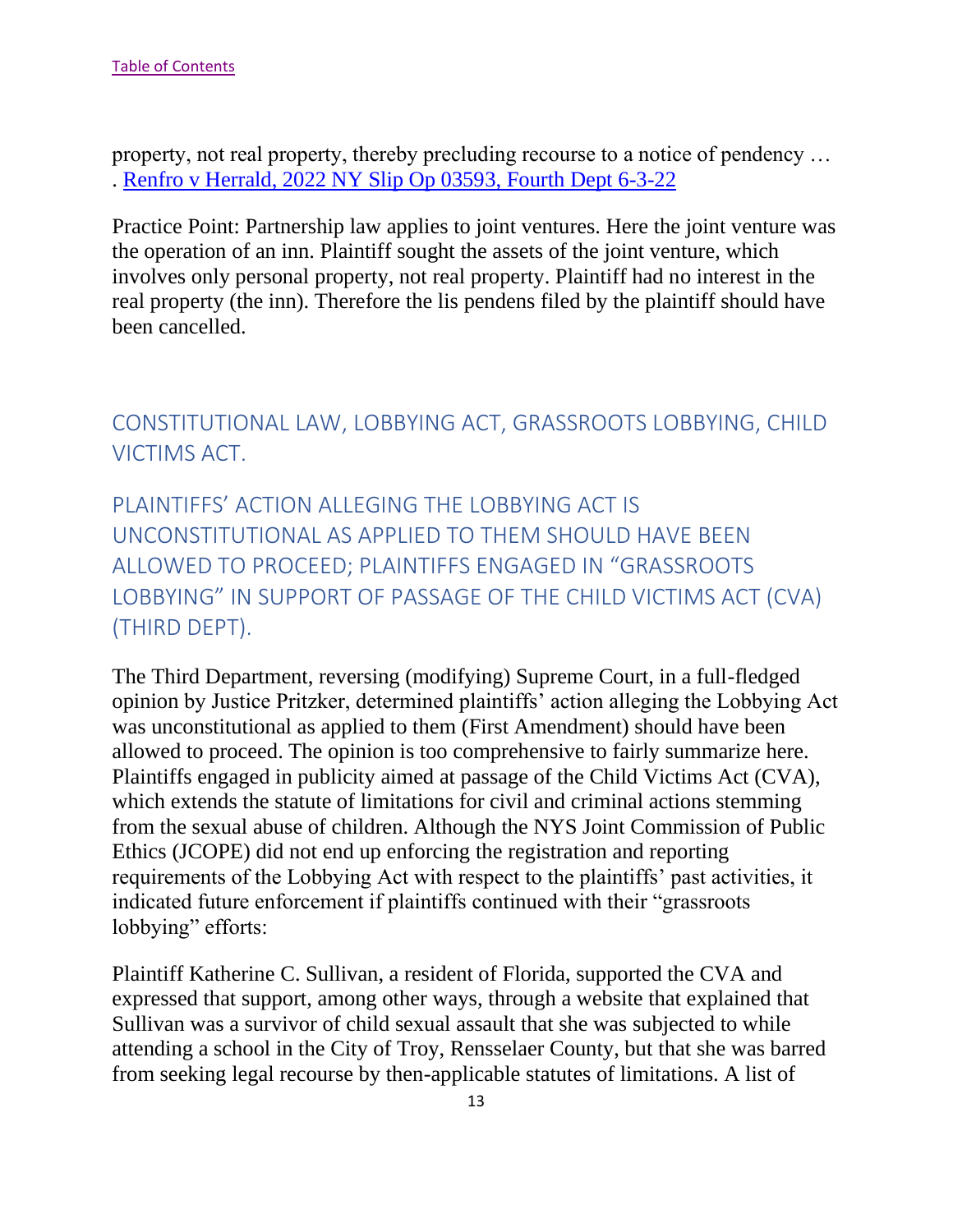property, not real property, thereby precluding recourse to a notice of pendency … . [Renfro v Herrald, 2022 NY Slip Op 03593, Fourth Dept 6-3-22](#)

Practice Point: Partnership law applies to joint ventures. Here the joint venture was the operation of an inn. Plaintiff sought the assets of the joint venture, which involves only personal property, not real property. Plaintiff had no interest in the real property (the inn). Therefore the lis pendens filed by the plaintiff should have been cancelled.

## CONSTITUTIONAL LAW, LOBBYING ACT, GRASSROOTS LOBBYING, CHILD VICTIMS ACT.

## PLAINTIFFS' ACTION ALLEGING THE LOBBYING ACT IS UNCONSTITUTIONAL AS APPLIED TO THEM SHOULD HAVE BEEN ALLOWED TO PROCEED; PLAINTIFFS ENGAGED IN "GRASSROOTS LOBBYING" IN SUPPORT OF PASSAGE OF THE CHILD VICTIMS ACT (CVA) (THIRD DEPT).

The Third Department, reversing (modifying) Supreme Court, in a full-fledged opinion by Justice Pritzker, determined plaintiffs' action alleging the Lobbying Act was unconstitutional as applied to them (First Amendment) should have been allowed to proceed. The opinion is too comprehensive to fairly summarize here. Plaintiffs engaged in publicity aimed at passage of the Child Victims Act (CVA), which extends the statute of limitations for civil and criminal actions stemming from the sexual abuse of children. Although the NYS Joint Commission of Public Ethics (JCOPE) did not end up enforcing the registration and reporting requirements of the Lobbying Act with respect to the plaintiffs' past activities, it indicated future enforcement if plaintiffs continued with their "grassroots lobbying" efforts:

Plaintiff Katherine C. Sullivan, a resident of Florida, supported the CVA and expressed that support, among other ways, through a website that explained that Sullivan was a survivor of child sexual assault that she was subjected to while attending a school in the City of Troy, Rensselaer County, but that she was barred from seeking legal recourse by then-applicable statutes of limitations. A list of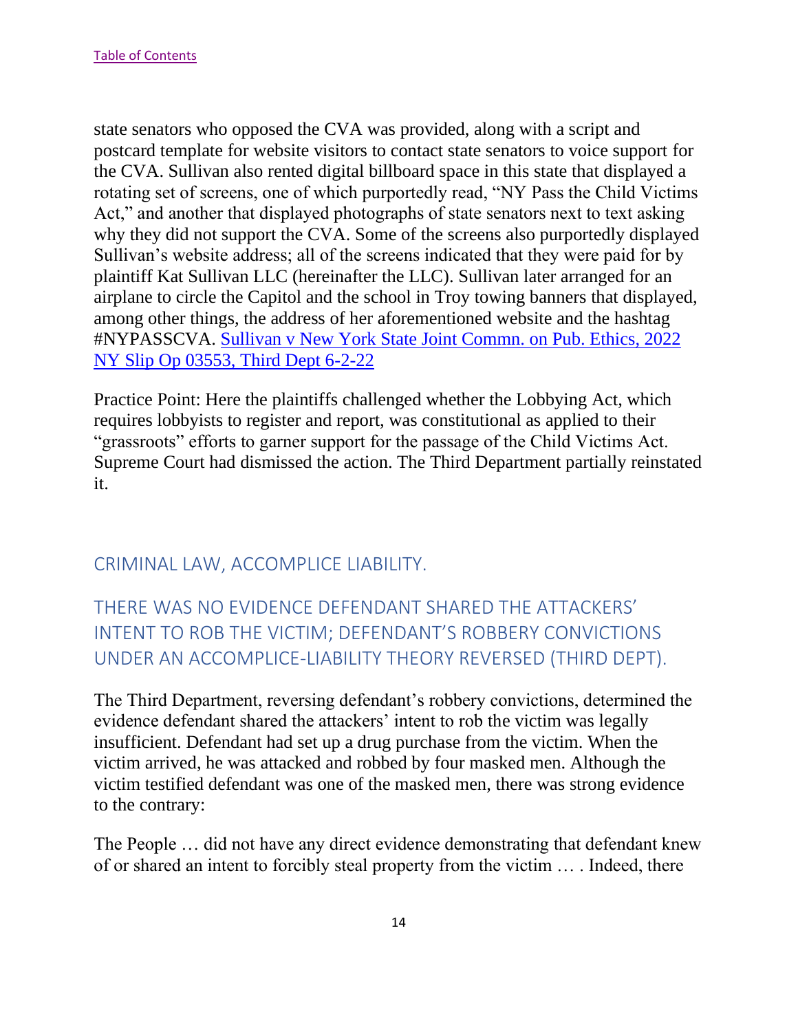state senators who opposed the CVA was provided, along with a script and postcard template for website visitors to contact state senators to voice support for the CVA. Sullivan also rented digital billboard space in this state that displayed a rotating set of screens, one of which purportedly read, "NY Pass the Child Victims Act," and another that displayed photographs of state senators next to text asking why they did not support the CVA. Some of the screens also purportedly displayed Sullivan's website address; all of the screens indicated that they were paid for by plaintiff Kat Sullivan LLC (hereinafter the LLC). Sullivan later arranged for an airplane to circle the Capitol and the school in Troy towing banners that displayed, among other things, the address of her aforementioned website and the hashtag #NYPASSCVA. Sullivan v New York State Joint Commn. on Pub. Ethics, 2022 NY Slip Op 03553, Third Dept 6-2-22

Practice Point: Here the plaintiffs challenged whether the Lobbying Act, which requires lobbyists to register and report, was constitutional as applied to their "grassroots" efforts to garner support for the passage of the Child Victims Act. Supreme Court had dismissed the action. The Third Department partially reinstated it.

## CRIMINAL LAW, ACCOMPLICE LIABILITY.

## THERE WAS NO EVIDENCE DEFENDANT SHARED THE ATTACKERS' INTENT TO ROB THE VICTIM; DEFENDANT'S ROBBERY CONVICTIONS UNDER AN ACCOMPLICE-LIABILITY THEORY REVERSED (THIRD DEPT).

The Third Department, reversing defendant's robbery convictions, determined the evidence defendant shared the attackers' intent to rob the victim was legally insufficient. Defendant had set up a drug purchase from the victim. When the victim arrived, he was attacked and robbed by four masked men. Although the victim testified defendant was one of the masked men, there was strong evidence to the contrary:

The People … did not have any direct evidence demonstrating that defendant knew of or shared an intent to forcibly steal property from the victim … . Indeed, there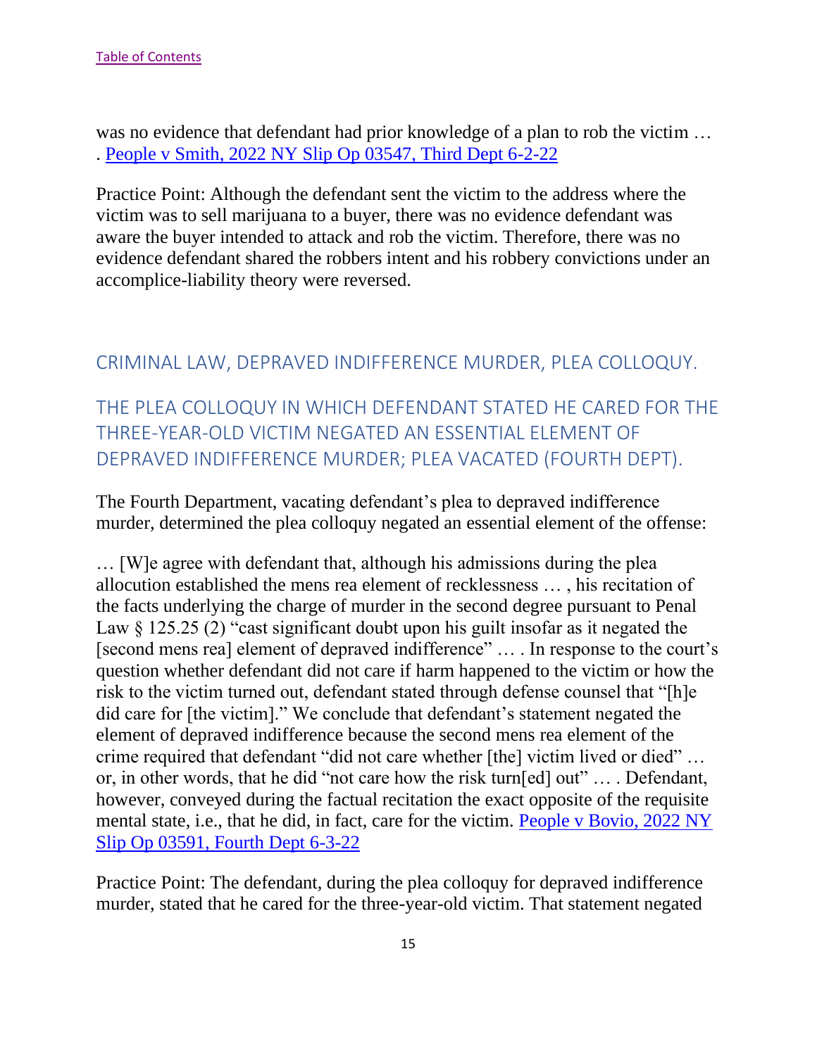was no evidence that defendant had prior knowledge of a plan to rob the victim … . [People v Smith, 2022 NY Slip Op 03547, Third Dept 6-2-22]()

Practice Point: Although the defendant sent the victim to the address where the victim was to sell marijuana to a buyer, there was no evidence defendant was aware the buyer intended to attack and rob the victim. Therefore, there was no evidence defendant shared the robbers intent and his robbery convictions under an accomplice-liability theory were reversed.

## CRIMINAL LAW, DEPRAVED INDIFFERENCE MURDER, PLEA COLLOQUY.

## THE PLEA COLLOQUY IN WHICH DEFENDANT STATED HE CARED FOR THE THREE-YEAR-OLD VICTIM NEGATED AN ESSENTIAL ELEMENT OF DEPRAVED INDIFFERENCE MURDER; PLEA VACATED (FOURTH DEPT).

The Fourth Department, vacating defendant's plea to depraved indifference murder, determined the plea colloquy negated an essential element of the offense:

… [W]e agree with defendant that, although his admissions during the plea allocution established the mens rea element of recklessness … , his recitation of the facts underlying the charge of murder in the second degree pursuant to Penal Law § 125.25 (2) "cast significant doubt upon his guilt insofar as it negated the [second mens rea] element of depraved indifference" … . In response to the court's question whether defendant did not care if harm happened to the victim or how the risk to the victim turned out, defendant stated through defense counsel that "[h]e did care for [the victim]." We conclude that defendant's statement negated the element of depraved indifference because the second mens rea element of the crime required that defendant "did not care whether [the] victim lived or died" … or, in other words, that he did "not care how the risk turn[ed] out" … . Defendant, however, conveyed during the factual recitation the exact opposite of the requisite mental state, i.e., that he did, in fact, care for the victim. [People v Bovio, 2022 NY Slip Op 03591, Fourth Dept 6-3-22]()

Practice Point: The defendant, during the plea colloquy for depraved indifference murder, stated that he cared for the three-year-old victim. That statement negated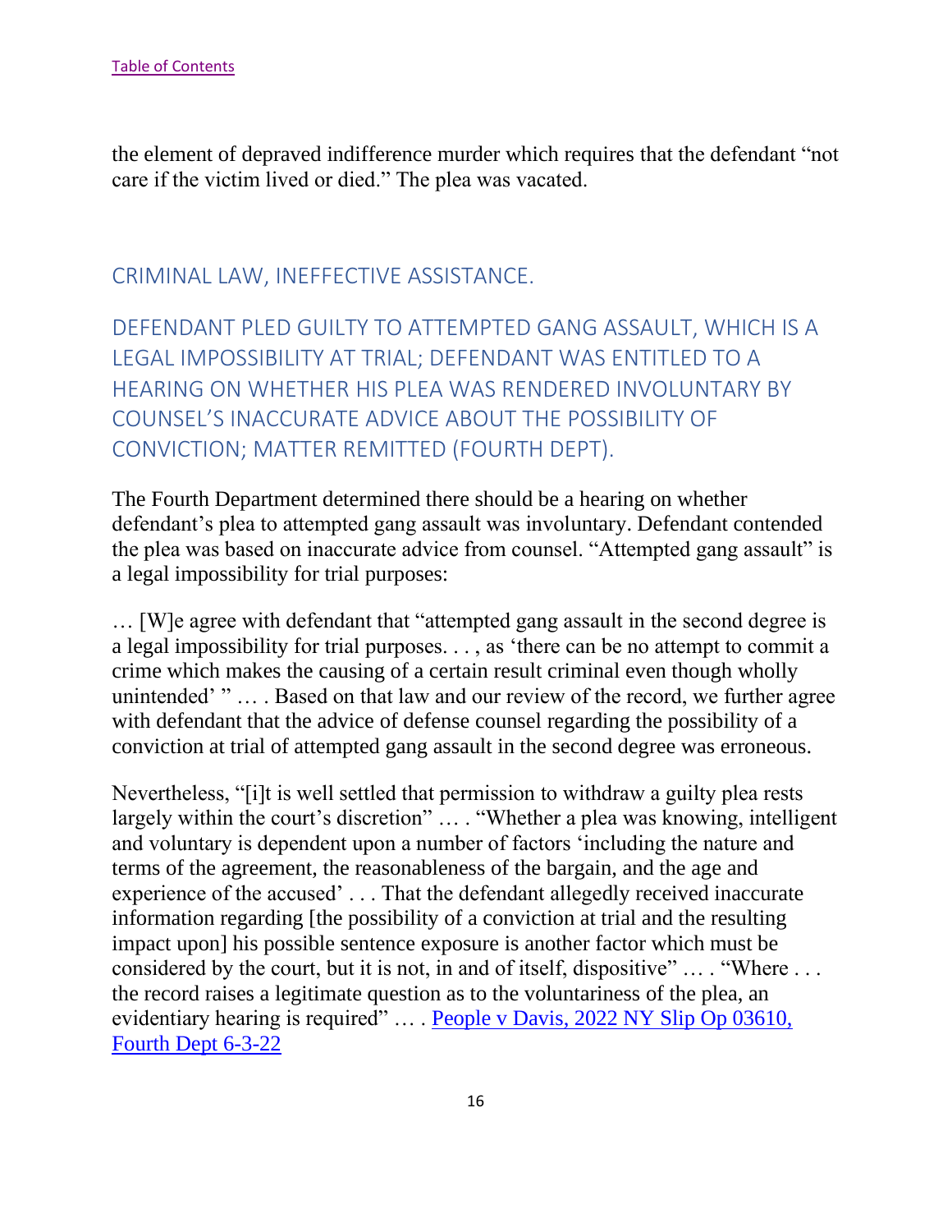the element of depraved indifference murder which requires that the defendant "not care if the victim lived or died." The plea was vacated.

## CRIMINAL LAW, INEFFECTIVE ASSISTANCE.

### DEFENDANT PLED GUILTY TO ATTEMPTED GANG ASSAULT, WHICH IS A LEGAL IMPOSSIBILITY AT TRIAL; DEFENDANT WAS ENTITLED TO A HEARING ON WHETHER HIS PLEA WAS RENDERED INVOLUNTARY BY COUNSEL'S INACCURATE ADVICE ABOUT THE POSSIBILITY OF CONVICTION; MATTER REMITTED (FOURTH DEPT).

The Fourth Department determined there should be a hearing on whether defendant's plea to attempted gang assault was involuntary. Defendant contended the plea was based on inaccurate advice from counsel. "Attempted gang assault" is a legal impossibility for trial purposes:

… [W]e agree with defendant that "attempted gang assault in the second degree is a legal impossibility for trial purposes. . . , as 'there can be no attempt to commit a crime which makes the causing of a certain result criminal even though wholly unintended' " … . Based on that law and our review of the record, we further agree with defendant that the advice of defense counsel regarding the possibility of a conviction at trial of attempted gang assault in the second degree was erroneous.

Nevertheless, "[i]t is well settled that permission to withdraw a guilty plea rests largely within the court's discretion" … . "Whether a plea was knowing, intelligent and voluntary is dependent upon a number of factors 'including the nature and terms of the agreement, the reasonableness of the bargain, and the age and experience of the accused' . . . That the defendant allegedly received inaccurate information regarding [the possibility of a conviction at trial and the resulting impact upon] his possible sentence exposure is another factor which must be considered by the court, but it is not, in and of itself, dispositive" … . "Where . . . the record raises a legitimate question as to the voluntariness of the plea, an evidentiary hearing is required" … . [People v Davis, 2022 NY Slip Op 03610, Fourth Dept 6-3-22]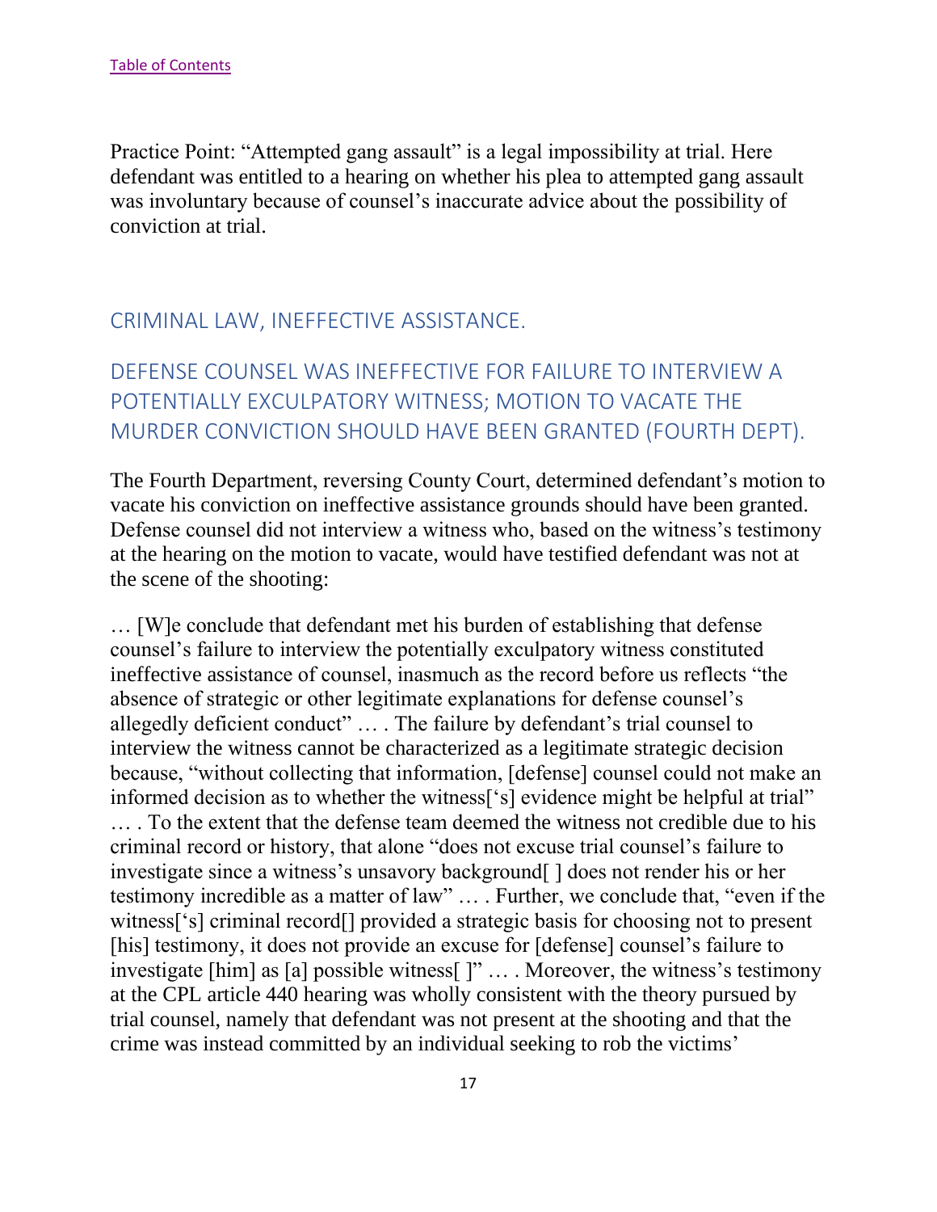Practice Point: "Attempted gang assault" is a legal impossibility at trial. Here defendant was entitled to a hearing on whether his plea to attempted gang assault was involuntary because of counsel's inaccurate advice about the possibility of conviction at trial.

## CRIMINAL LAW, INEFFECTIVE ASSISTANCE.

## DEFENSE COUNSEL WAS INEFFECTIVE FOR FAILURE TO INTERVIEW A POTENTIALLY EXCULPATORY WITNESS; MOTION TO VACATE THE MURDER CONVICTION SHOULD HAVE BEEN GRANTED (FOURTH DEPT).

The Fourth Department, reversing County Court, determined defendant's motion to vacate his conviction on ineffective assistance grounds should have been granted. Defense counsel did not interview a witness who, based on the witness's testimony at the hearing on the motion to vacate, would have testified defendant was not at the scene of the shooting:

… [W]e conclude that defendant met his burden of establishing that defense counsel's failure to interview the potentially exculpatory witness constituted ineffective assistance of counsel, inasmuch as the record before us reflects "the absence of strategic or other legitimate explanations for defense counsel's allegedly deficient conduct" … . The failure by defendant's trial counsel to interview the witness cannot be characterized as a legitimate strategic decision because, "without collecting that information, [defense] counsel could not make an informed decision as to whether the witness['s] evidence might be helpful at trial" … . To the extent that the defense team deemed the witness not credible due to his criminal record or history, that alone "does not excuse trial counsel's failure to investigate since a witness's unsavory background[ ] does not render his or her testimony incredible as a matter of law" … . Further, we conclude that, "even if the witness['s] criminal record[] provided a strategic basis for choosing not to present [his] testimony, it does not provide an excuse for [defense] counsel's failure to investigate [him] as [a] possible witness[ ]" … . Moreover, the witness's testimony at the CPL article 440 hearing was wholly consistent with the theory pursued by trial counsel, namely that defendant was not present at the shooting and that the crime was instead committed by an individual seeking to rob the victims'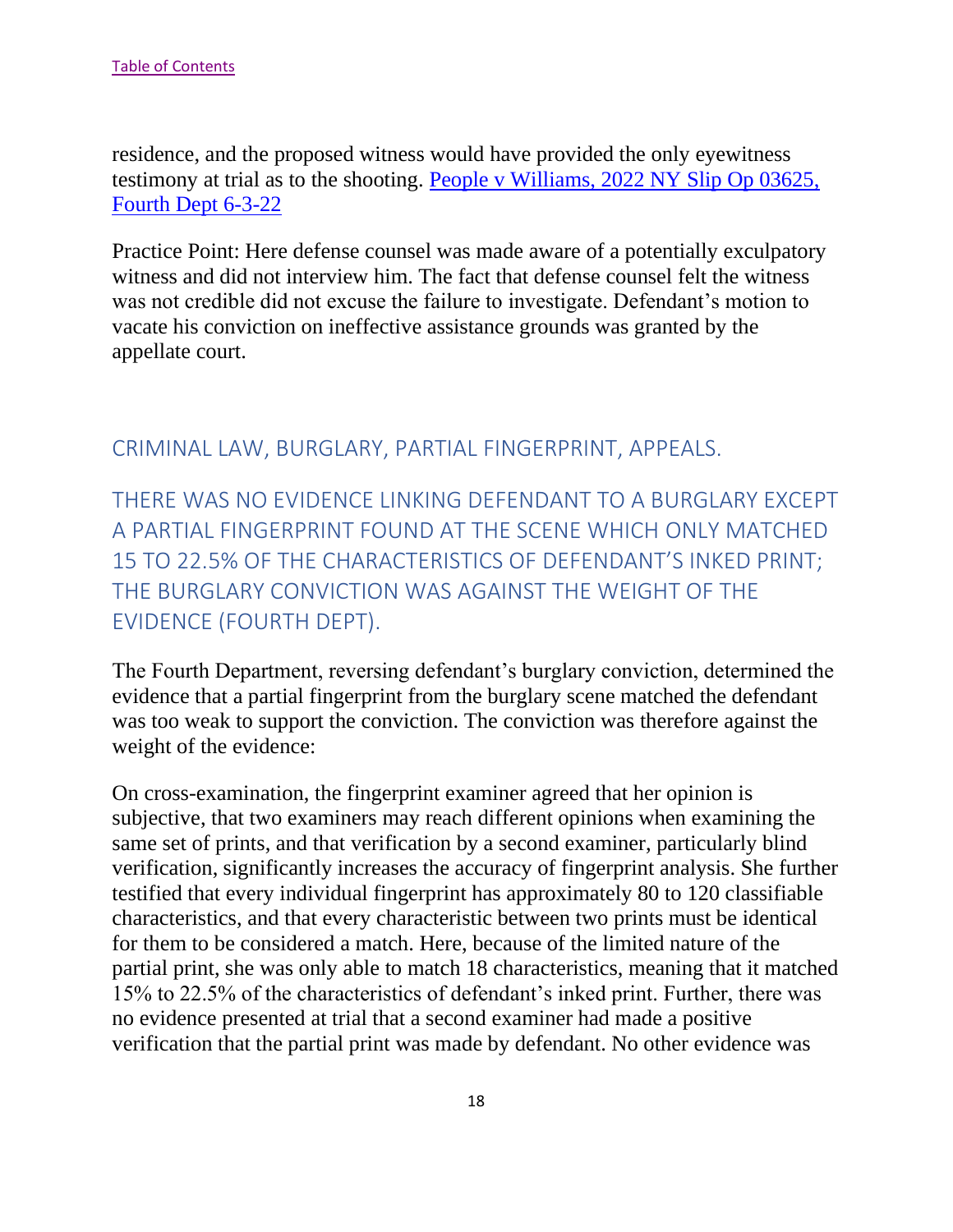residence, and the proposed witness would have provided the only eyewitness testimony at trial as to the shooting. [People v Williams, 2022 NY Slip Op 03625, Fourth Dept 6-3-22]

Practice Point: Here defense counsel was made aware of a potentially exculpatory witness and did not interview him. The fact that defense counsel felt the witness was not credible did not excuse the failure to investigate. Defendant's motion to vacate his conviction on ineffective assistance grounds was granted by the appellate court.

## CRIMINAL LAW, BURGLARY, PARTIAL FINGERPRINT, APPEALS.

## THERE WAS NO EVIDENCE LINKING DEFENDANT TO A BURGLARY EXCEPT A PARTIAL FINGERPRINT FOUND AT THE SCENE WHICH ONLY MATCHED 15 TO 22.5% OF THE CHARACTERISTICS OF DEFENDANT'S INKED PRINT; THE BURGLARY CONVICTION WAS AGAINST THE WEIGHT OF THE EVIDENCE (FOURTH DEPT).

The Fourth Department, reversing defendant's burglary conviction, determined the evidence that a partial fingerprint from the burglary scene matched the defendant was too weak to support the conviction. The conviction was therefore against the weight of the evidence:

On cross-examination, the fingerprint examiner agreed that her opinion is subjective, that two examiners may reach different opinions when examining the same set of prints, and that verification by a second examiner, particularly blind verification, significantly increases the accuracy of fingerprint analysis. She further testified that every individual fingerprint has approximately 80 to 120 classifiable characteristics, and that every characteristic between two prints must be identical for them to be considered a match. Here, because of the limited nature of the partial print, she was only able to match 18 characteristics, meaning that it matched 15% to 22.5% of the characteristics of defendant's inked print. Further, there was no evidence presented at trial that a second examiner had made a positive verification that the partial print was made by defendant. No other evidence was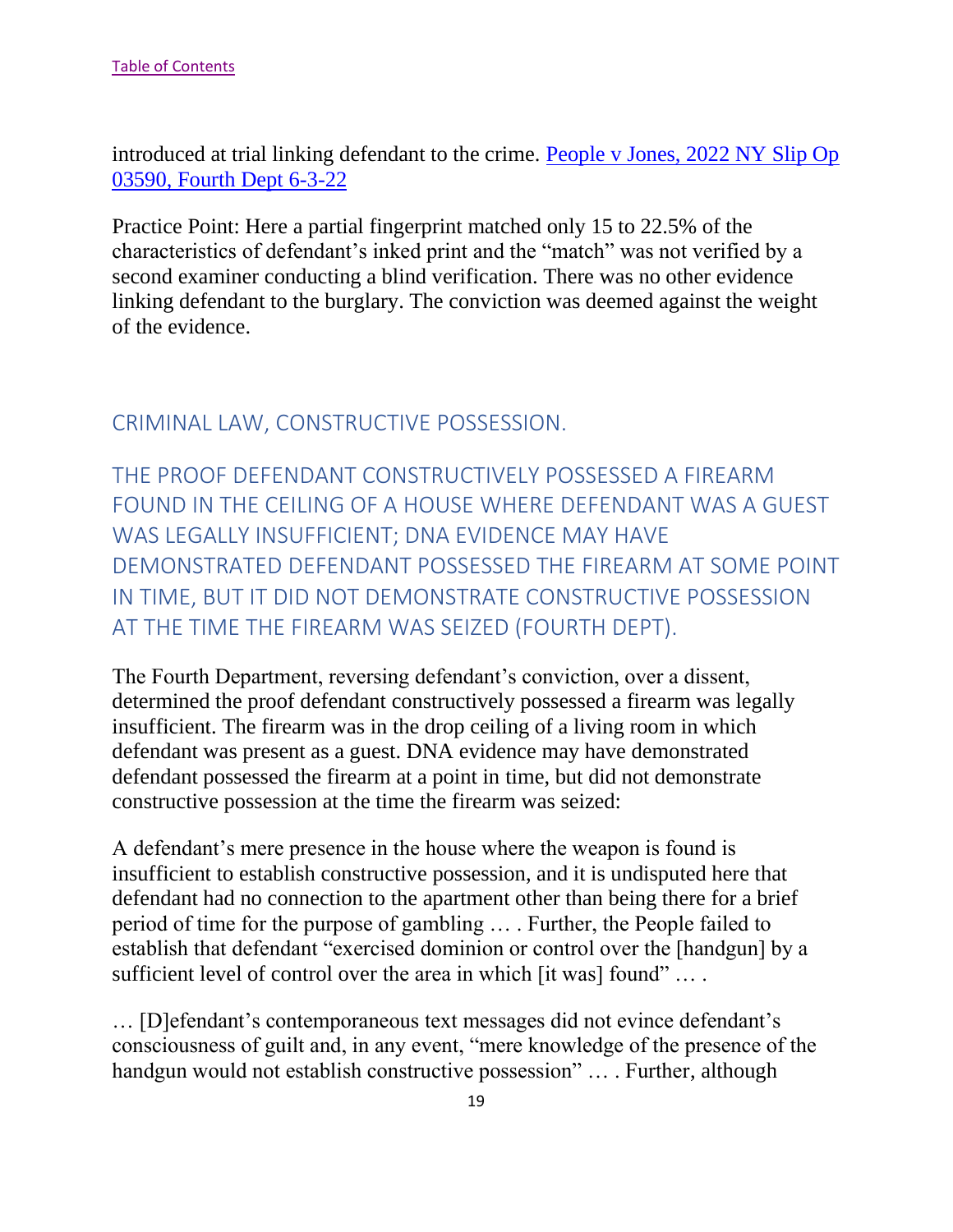introduced at trial linking defendant to the crime. [People v Jones, 2022 NY Slip Op 03590, Fourth Dept 6-3-22]

Practice Point: Here a partial fingerprint matched only 15 to 22.5% of the characteristics of defendant's inked print and the "match" was not verified by a second examiner conducting a blind verification. There was no other evidence linking defendant to the burglary. The conviction was deemed against the weight of the evidence.

## CRIMINAL LAW, CONSTRUCTIVE POSSESSION.

## THE PROOF DEFENDANT CONSTRUCTIVELY POSSESSED A FIREARM FOUND IN THE CEILING OF A HOUSE WHERE DEFENDANT WAS A GUEST WAS LEGALLY INSUFFICIENT; DNA EVIDENCE MAY HAVE DEMONSTRATED DEFENDANT POSSESSED THE FIREARM AT SOME POINT IN TIME, BUT IT DID NOT DEMONSTRATE CONSTRUCTIVE POSSESSION AT THE TIME THE FIREARM WAS SEIZED (FOURTH DEPT).

The Fourth Department, reversing defendant's conviction, over a dissent, determined the proof defendant constructively possessed a firearm was legally insufficient. The firearm was in the drop ceiling of a living room in which defendant was present as a guest. DNA evidence may have demonstrated defendant possessed the firearm at a point in time, but did not demonstrate constructive possession at the time the firearm was seized:

A defendant's mere presence in the house where the weapon is found is insufficient to establish constructive possession, and it is undisputed here that defendant had no connection to the apartment other than being there for a brief period of time for the purpose of gambling … . Further, the People failed to establish that defendant "exercised dominion or control over the [handgun] by a sufficient level of control over the area in which [it was] found" … .

… [D]efendant's contemporaneous text messages did not evince defendant's consciousness of guilt and, in any event, "mere knowledge of the presence of the handgun would not establish constructive possession" … . Further, although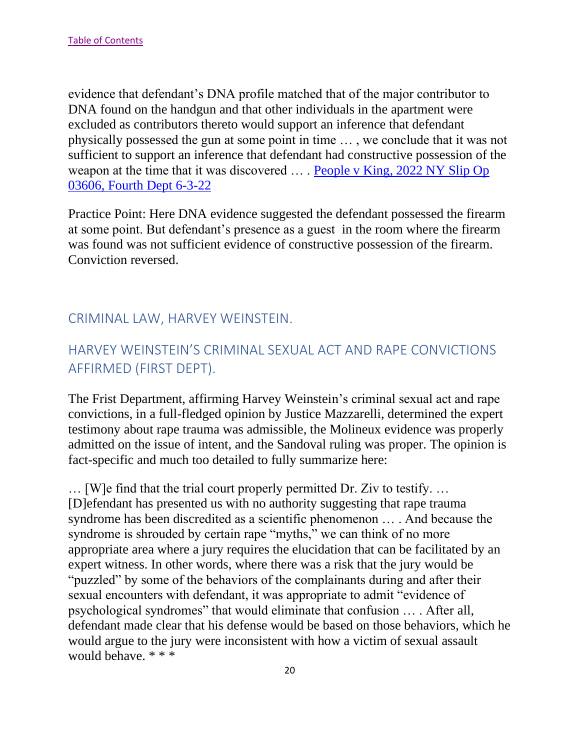evidence that defendant's DNA profile matched that of the major contributor to DNA found on the handgun and that other individuals in the apartment were excluded as contributors thereto would support an inference that defendant physically possessed the gun at some point in time … , we conclude that it was not sufficient to support an inference that defendant had constructive possession of the weapon at the time that it was discovered … . [People v King, 2022 NY Slip Op 03606, Fourth Dept 6-3-22]()

Practice Point: Here DNA evidence suggested the defendant possessed the firearm at some point. But defendant's presence as a guest in the room where the firearm was found was not sufficient evidence of constructive possession of the firearm. Conviction reversed.

## CRIMINAL LAW, HARVEY WEINSTEIN.

## HARVEY WEINSTEIN'S CRIMINAL SEXUAL ACT AND RAPE CONVICTIONS AFFIRMED (FIRST DEPT).

The Frist Department, affirming Harvey Weinstein's criminal sexual act and rape convictions, in a full-fledged opinion by Justice Mazzarelli, determined the expert testimony about rape trauma was admissible, the Molineux evidence was properly admitted on the issue of intent, and the Sandoval ruling was proper. The opinion is fact-specific and much too detailed to fully summarize here:

… [W]e find that the trial court properly permitted Dr. Ziv to testify. … [D]efendant has presented us with no authority suggesting that rape trauma syndrome has been discredited as a scientific phenomenon … . And because the syndrome is shrouded by certain rape "myths," we can think of no more appropriate area where a jury requires the elucidation that can be facilitated by an expert witness. In other words, where there was a risk that the jury would be "puzzled" by some of the behaviors of the complainants during and after their sexual encounters with defendant, it was appropriate to admit "evidence of psychological syndromes" that would eliminate that confusion … . After all, defendant made clear that his defense would be based on those behaviors, which he would argue to the jury were inconsistent with how a victim of sexual assault would behave. * * *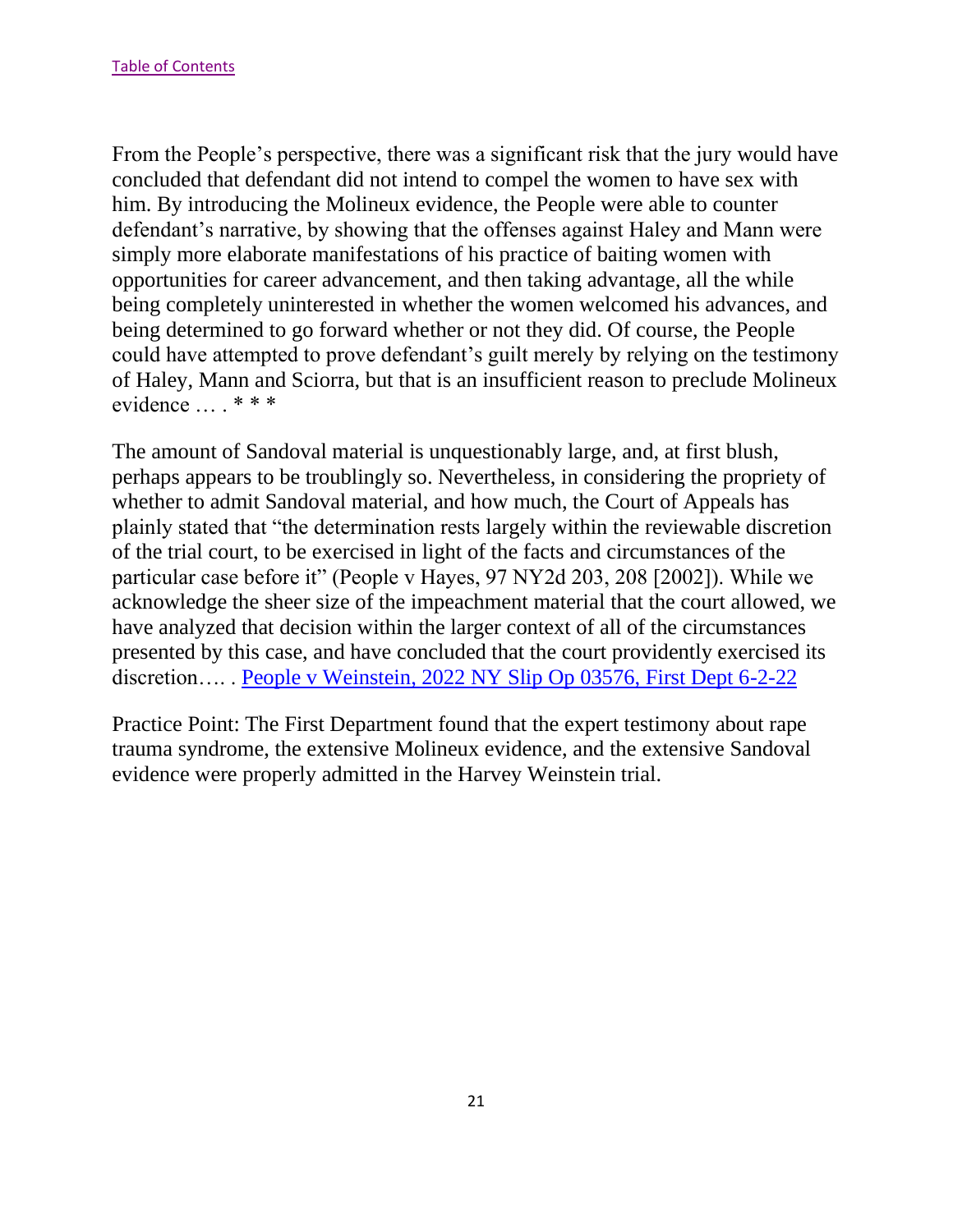[Table of Contents](#)

From the People's perspective, there was a significant risk that the jury would have concluded that defendant did not intend to compel the women to have sex with him. By introducing the Molineux evidence, the People were able to counter defendant's narrative, by showing that the offenses against Haley and Mann were simply more elaborate manifestations of his practice of baiting women with opportunities for career advancement, and then taking advantage, all the while being completely uninterested in whether the women welcomed his advances, and being determined to go forward whether or not they did. Of course, the People could have attempted to prove defendant's guilt merely by relying on the testimony of Haley, Mann and Sciorra, but that is an insufficient reason to preclude Molineux evidence … . * * *

The amount of Sandoval material is unquestionably large, and, at first blush, perhaps appears to be troublingly so. Nevertheless, in considering the propriety of whether to admit Sandoval material, and how much, the Court of Appeals has plainly stated that "the determination rests largely within the reviewable discretion of the trial court, to be exercised in light of the facts and circumstances of the particular case before it" (People v Hayes, 97 NY2d 203, 208 [2002]). While we acknowledge the sheer size of the impeachment material that the court allowed, we have analyzed that decision within the larger context of all of the circumstances presented by this case, and have concluded that the court providently exercised its discretion…. . [People v Weinstein, 2022 NY Slip Op 03576, First Dept 6-2-22](#)

Practice Point: The First Department found that the expert testimony about rape trauma syndrome, the extensive Molineux evidence, and the extensive Sandoval evidence were properly admitted in the Harvey Weinstein trial.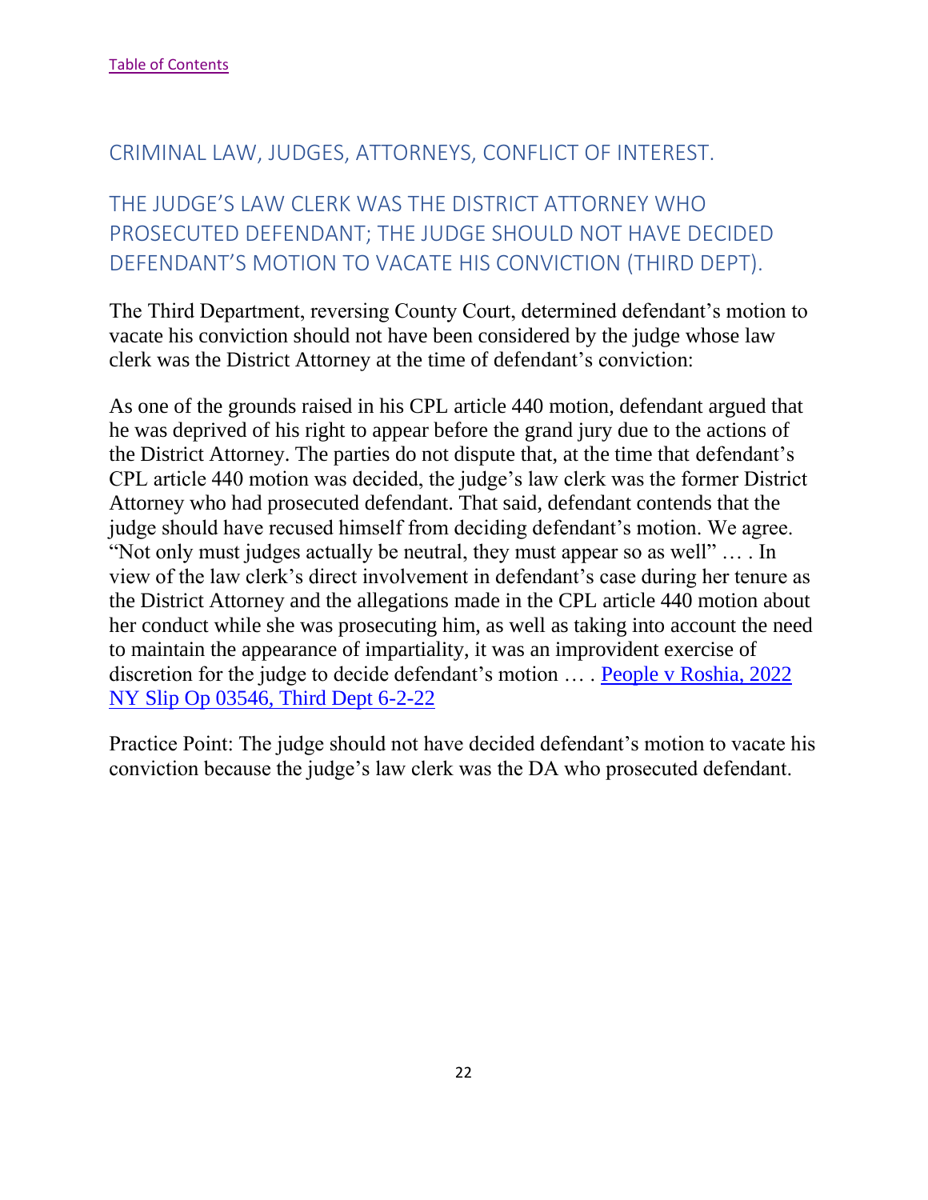[Table of Contents]

## CRIMINAL LAW, JUDGES, ATTORNEYS, CONFLICT OF INTEREST.

## THE JUDGE'S LAW CLERK WAS THE DISTRICT ATTORNEY WHO PROSECUTED DEFENDANT; THE JUDGE SHOULD NOT HAVE DECIDED DEFENDANT'S MOTION TO VACATE HIS CONVICTION (THIRD DEPT).

The Third Department, reversing County Court, determined defendant's motion to vacate his conviction should not have been considered by the judge whose law clerk was the District Attorney at the time of defendant's conviction:

As one of the grounds raised in his CPL article 440 motion, defendant argued that he was deprived of his right to appear before the grand jury due to the actions of the District Attorney. The parties do not dispute that, at the time that defendant's CPL article 440 motion was decided, the judge's law clerk was the former District Attorney who had prosecuted defendant. That said, defendant contends that the judge should have recused himself from deciding defendant's motion. We agree. "Not only must judges actually be neutral, they must appear so as well" … . In view of the law clerk's direct involvement in defendant's case during her tenure as the District Attorney and the allegations made in the CPL article 440 motion about her conduct while she was prosecuting him, as well as taking into account the need to maintain the appearance of impartiality, it was an improvident exercise of discretion for the judge to decide defendant's motion … . People v Roshia, 2022 NY Slip Op 03546, Third Dept 6-2-22

Practice Point: The judge should not have decided defendant's motion to vacate his conviction because the judge's law clerk was the DA who prosecuted defendant.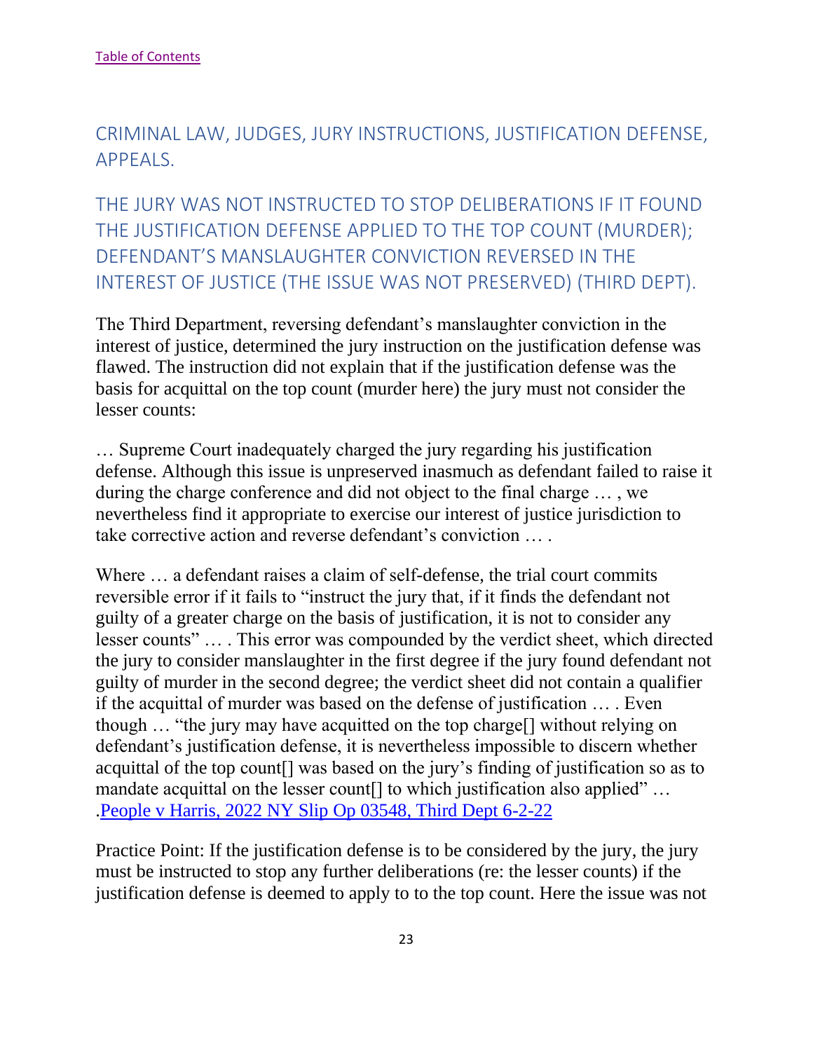[Table of Contents](#)

## CRIMINAL LAW, JUDGES, JURY INSTRUCTIONS, JUSTIFICATION DEFENSE, APPEALS.

## THE JURY WAS NOT INSTRUCTED TO STOP DELIBERATIONS IF IT FOUND THE JUSTIFICATION DEFENSE APPLIED TO THE TOP COUNT (MURDER); DEFENDANT'S MANSLAUGHTER CONVICTION REVERSED IN THE INTEREST OF JUSTICE (THE ISSUE WAS NOT PRESERVED) (THIRD DEPT).

The Third Department, reversing defendant's manslaughter conviction in the interest of justice, determined the jury instruction on the justification defense was flawed. The instruction did not explain that if the justification defense was the basis for acquittal on the top count (murder here) the jury must not consider the lesser counts:

… Supreme Court inadequately charged the jury regarding his justification defense. Although this issue is unpreserved inasmuch as defendant failed to raise it during the charge conference and did not object to the final charge … , we nevertheless find it appropriate to exercise our interest of justice jurisdiction to take corrective action and reverse defendant's conviction … .

Where … a defendant raises a claim of self-defense, the trial court commits reversible error if it fails to "instruct the jury that, if it finds the defendant not guilty of a greater charge on the basis of justification, it is not to consider any lesser counts" … . This error was compounded by the verdict sheet, which directed the jury to consider manslaughter in the first degree if the jury found defendant not guilty of murder in the second degree; the verdict sheet did not contain a qualifier if the acquittal of murder was based on the defense of justification … . Even though … "the jury may have acquitted on the top charge[] without relying on defendant's justification defense, it is nevertheless impossible to discern whether acquittal of the top count[] was based on the jury's finding of justification so as to mandate acquittal on the lesser count[] to which justification also applied" … .[People v Harris, 2022 NY Slip Op 03548, Third Dept 6-2-22](#)

Practice Point: If the justification defense is to be considered by the jury, the jury must be instructed to stop any further deliberations (re: the lesser counts) if the justification defense is deemed to apply to to the top count. Here the issue was not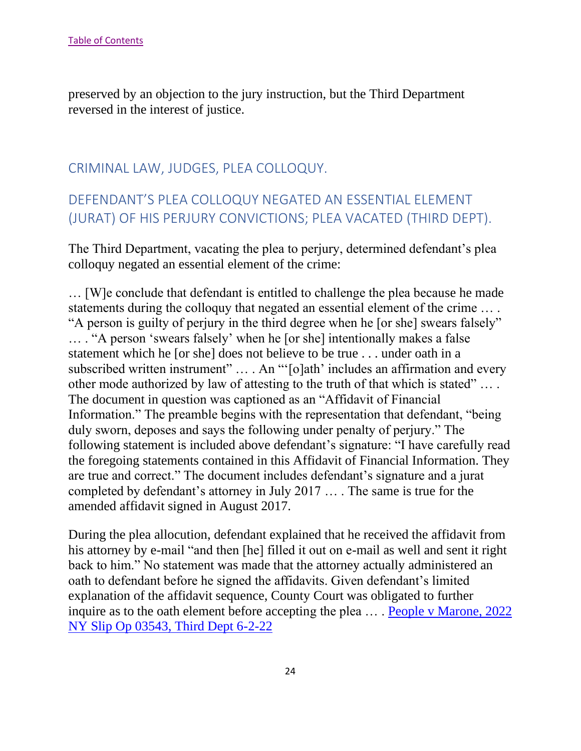preserved by an objection to the jury instruction, but the Third Department reversed in the interest of justice.

## CRIMINAL LAW, JUDGES, PLEA COLLOQUY.

## DEFENDANT'S PLEA COLLOQUY NEGATED AN ESSENTIAL ELEMENT (JURAT) OF HIS PERJURY CONVICTIONS; PLEA VACATED (THIRD DEPT).

The Third Department, vacating the plea to perjury, determined defendant's plea colloquy negated an essential element of the crime:

… [W]e conclude that defendant is entitled to challenge the plea because he made statements during the colloquy that negated an essential element of the crime … . "A person is guilty of perjury in the third degree when he [or she] swears falsely" … . "A person 'swears falsely' when he [or she] intentionally makes a false statement which he [or she] does not believe to be true . . . under oath in a subscribed written instrument" … . An "'[o]ath' includes an affirmation and every other mode authorized by law of attesting to the truth of that which is stated" … . The document in question was captioned as an "Affidavit of Financial Information." The preamble begins with the representation that defendant, "being duly sworn, deposes and says the following under penalty of perjury." The following statement is included above defendant's signature: "I have carefully read the foregoing statements contained in this Affidavit of Financial Information. They are true and correct." The document includes defendant's signature and a jurat completed by defendant's attorney in July 2017 … . The same is true for the amended affidavit signed in August 2017.

During the plea allocution, defendant explained that he received the affidavit from his attorney by e-mail "and then [he] filled it out on e-mail as well and sent it right back to him." No statement was made that the attorney actually administered an oath to defendant before he signed the affidavits. Given defendant's limited explanation of the affidavit sequence, County Court was obligated to further inquire as to the oath element before accepting the plea … . People v Marone, 2022 NY Slip Op 03543, Third Dept 6-2-22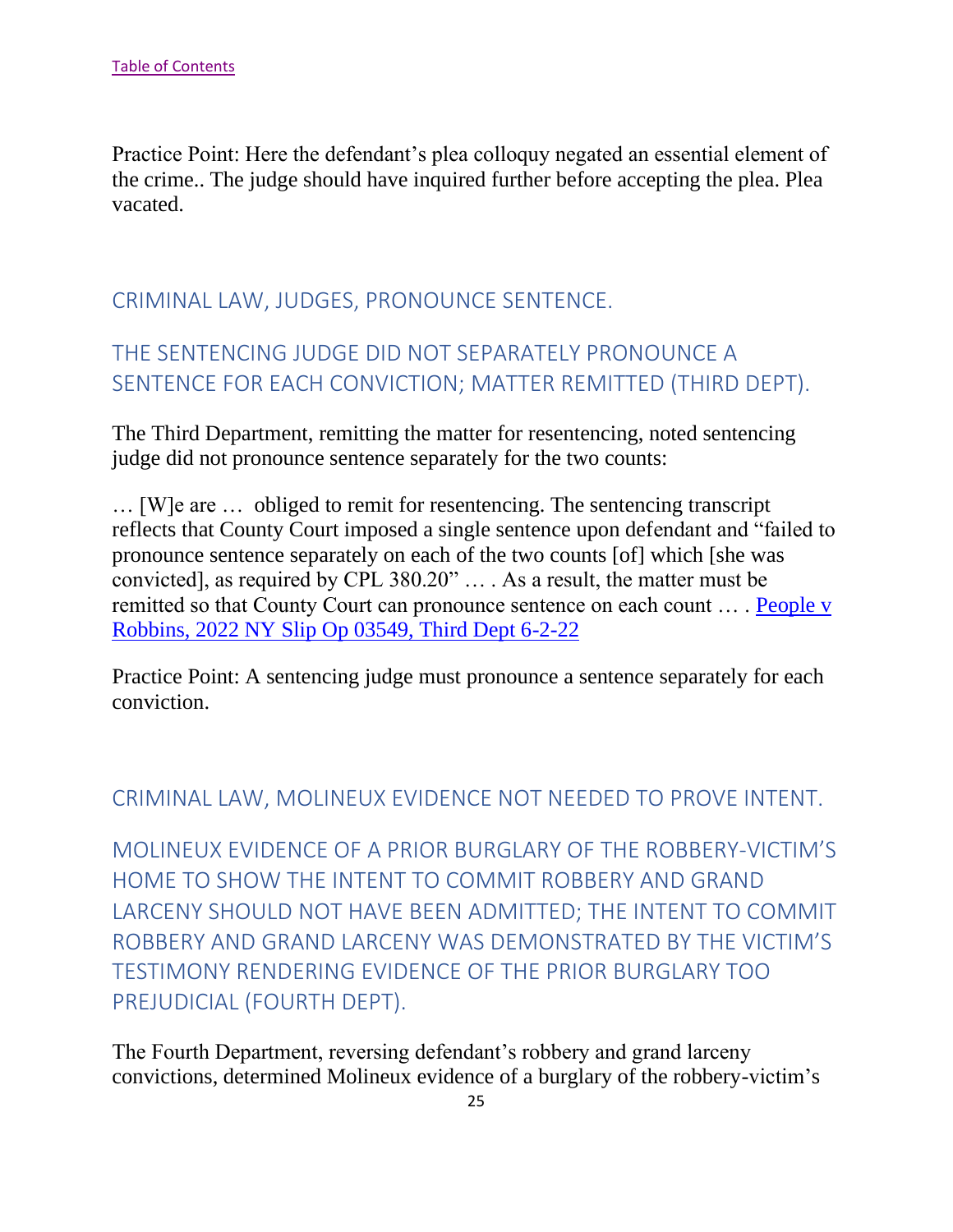[Table of Contents](#)

Practice Point: Here the defendant's plea colloquy negated an essential element of the crime.. The judge should have inquired further before accepting the plea. Plea vacated.

## CRIMINAL LAW, JUDGES, PRONOUNCE SENTENCE.

## THE SENTENCING JUDGE DID NOT SEPARATELY PRONOUNCE A SENTENCE FOR EACH CONVICTION; MATTER REMITTED (THIRD DEPT).

The Third Department, remitting the matter for resentencing, noted sentencing judge did not pronounce sentence separately for the two counts:

… [W]e are … obliged to remit for resentencing. The sentencing transcript reflects that County Court imposed a single sentence upon defendant and "failed to pronounce sentence separately on each of the two counts [of] which [she was convicted], as required by CPL 380.20" … . As a result, the matter must be remitted so that County Court can pronounce sentence on each count … . [People v Robbins, 2022 NY Slip Op 03549, Third Dept 6-2-22](#)

Practice Point: A sentencing judge must pronounce a sentence separately for each conviction.

## CRIMINAL LAW, MOLINEUX EVIDENCE NOT NEEDED TO PROVE INTENT.

## MOLINEUX EVIDENCE OF A PRIOR BURGLARY OF THE ROBBERY-VICTIM'S HOME TO SHOW THE INTENT TO COMMIT ROBBERY AND GRAND LARCENY SHOULD NOT HAVE BEEN ADMITTED; THE INTENT TO COMMIT ROBBERY AND GRAND LARCENY WAS DEMONSTRATED BY THE VICTIM'S TESTIMONY RENDERING EVIDENCE OF THE PRIOR BURGLARY TOO PREJUDICIAL (FOURTH DEPT).

The Fourth Department, reversing defendant's robbery and grand larceny convictions, determined Molineux evidence of a burglary of the robbery-victim's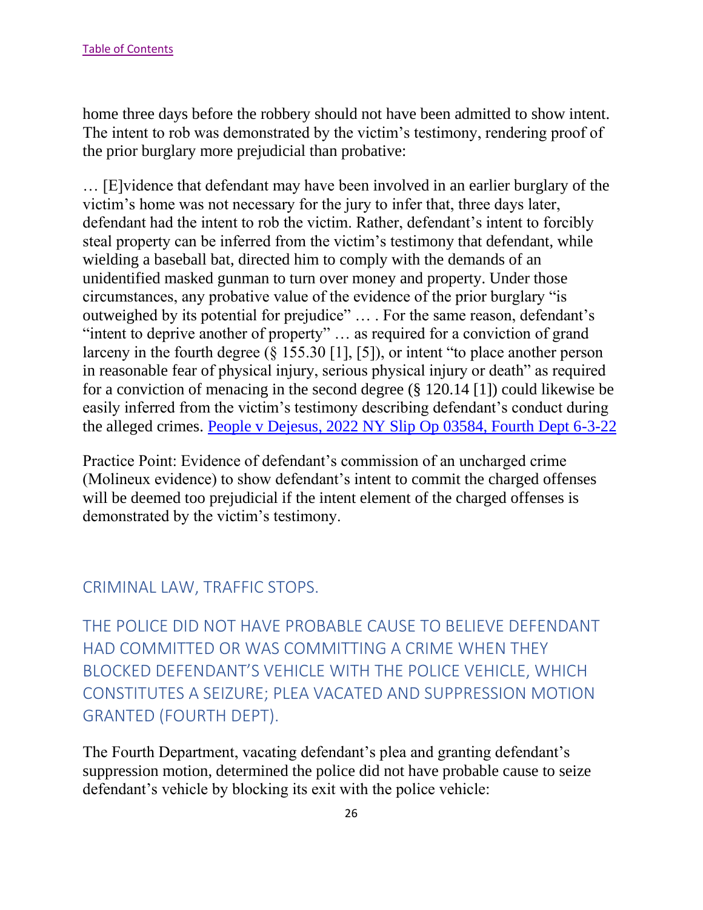home three days before the robbery should not have been admitted to show intent. The intent to rob was demonstrated by the victim's testimony, rendering proof of the prior burglary more prejudicial than probative:

… [E]vidence that defendant may have been involved in an earlier burglary of the victim's home was not necessary for the jury to infer that, three days later, defendant had the intent to rob the victim. Rather, defendant's intent to forcibly steal property can be inferred from the victim's testimony that defendant, while wielding a baseball bat, directed him to comply with the demands of an unidentified masked gunman to turn over money and property. Under those circumstances, any probative value of the evidence of the prior burglary "is outweighed by its potential for prejudice" … . For the same reason, defendant's "intent to deprive another of property" … as required for a conviction of grand larceny in the fourth degree (§ 155.30 [1], [5]), or intent "to place another person in reasonable fear of physical injury, serious physical injury or death" as required for a conviction of menacing in the second degree (§ 120.14 [1]) could likewise be easily inferred from the victim's testimony describing defendant's conduct during the alleged crimes. People v Dejesus, 2022 NY Slip Op 03584, Fourth Dept 6-3-22

Practice Point: Evidence of defendant's commission of an uncharged crime (Molineux evidence) to show defendant's intent to commit the charged offenses will be deemed too prejudicial if the intent element of the charged offenses is demonstrated by the victim's testimony.

## CRIMINAL LAW, TRAFFIC STOPS.

## THE POLICE DID NOT HAVE PROBABLE CAUSE TO BELIEVE DEFENDANT HAD COMMITTED OR WAS COMMITTING A CRIME WHEN THEY BLOCKED DEFENDANT'S VEHICLE WITH THE POLICE VEHICLE, WHICH CONSTITUTES A SEIZURE; PLEA VACATED AND SUPPRESSION MOTION GRANTED (FOURTH DEPT).

The Fourth Department, vacating defendant's plea and granting defendant's suppression motion, determined the police did not have probable cause to seize defendant's vehicle by blocking its exit with the police vehicle: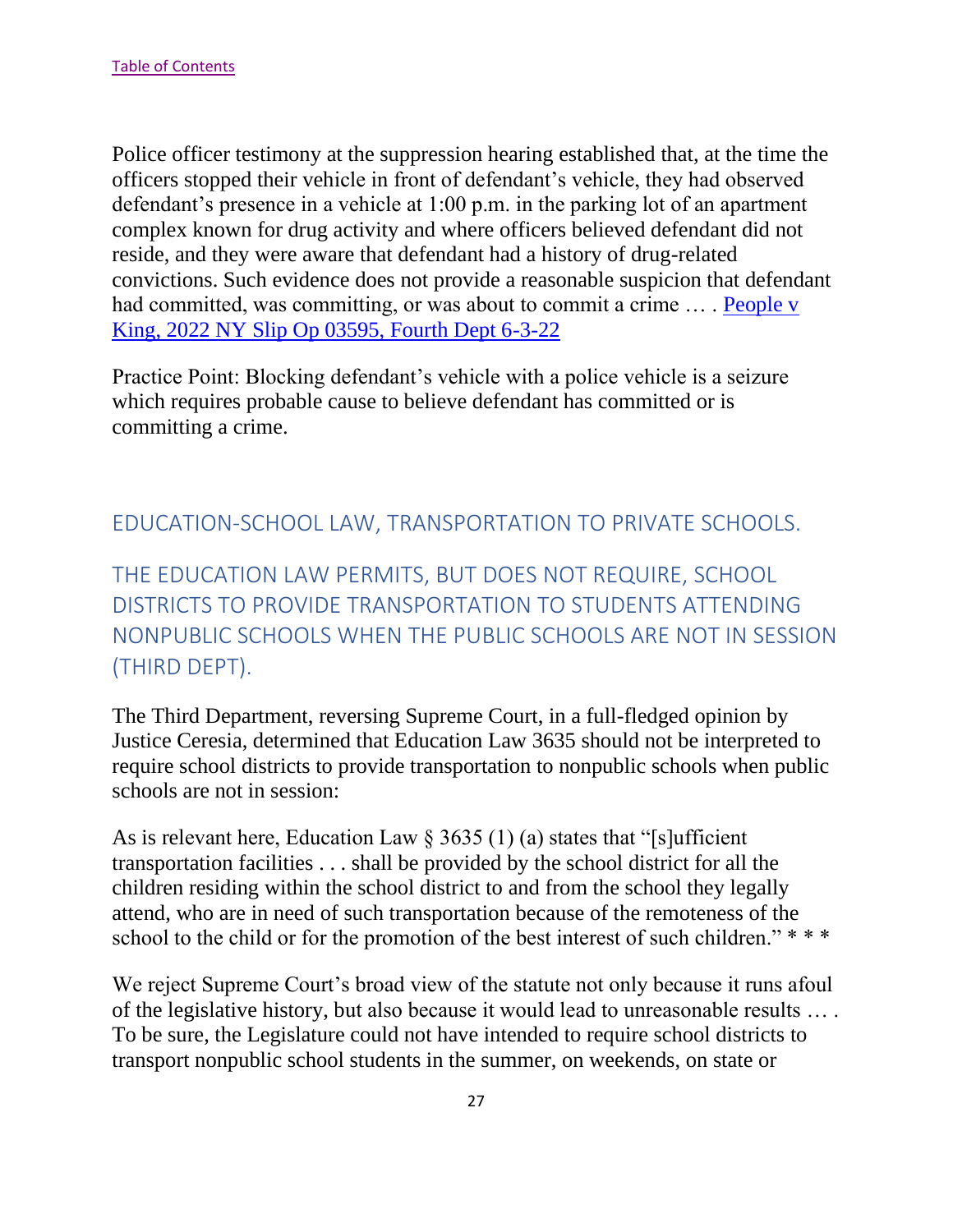Police officer testimony at the suppression hearing established that, at the time the officers stopped their vehicle in front of defendant's vehicle, they had observed defendant's presence in a vehicle at 1:00 p.m. in the parking lot of an apartment complex known for drug activity and where officers believed defendant did not reside, and they were aware that defendant had a history of drug-related convictions. Such evidence does not provide a reasonable suspicion that defendant had committed, was committing, or was about to commit a crime … . People v King, 2022 NY Slip Op 03595, Fourth Dept 6-3-22

Practice Point: Blocking defendant's vehicle with a police vehicle is a seizure which requires probable cause to believe defendant has committed or is committing a crime.

## EDUCATION-SCHOOL LAW, TRANSPORTATION TO PRIVATE SCHOOLS.

## THE EDUCATION LAW PERMITS, BUT DOES NOT REQUIRE, SCHOOL DISTRICTS TO PROVIDE TRANSPORTATION TO STUDENTS ATTENDING NONPUBLIC SCHOOLS WHEN THE PUBLIC SCHOOLS ARE NOT IN SESSION (THIRD DEPT).

The Third Department, reversing Supreme Court, in a full-fledged opinion by Justice Ceresia, determined that Education Law 3635 should not be interpreted to require school districts to provide transportation to nonpublic schools when public schools are not in session:

As is relevant here, Education Law § 3635 (1) (a) states that "[s]ufficient transportation facilities . . . shall be provided by the school district for all the children residing within the school district to and from the school they legally attend, who are in need of such transportation because of the remoteness of the school to the child or for the promotion of the best interest of such children." * * *

We reject Supreme Court's broad view of the statute not only because it runs afoul of the legislative history, but also because it would lead to unreasonable results … . To be sure, the Legislature could not have intended to require school districts to transport nonpublic school students in the summer, on weekends, on state or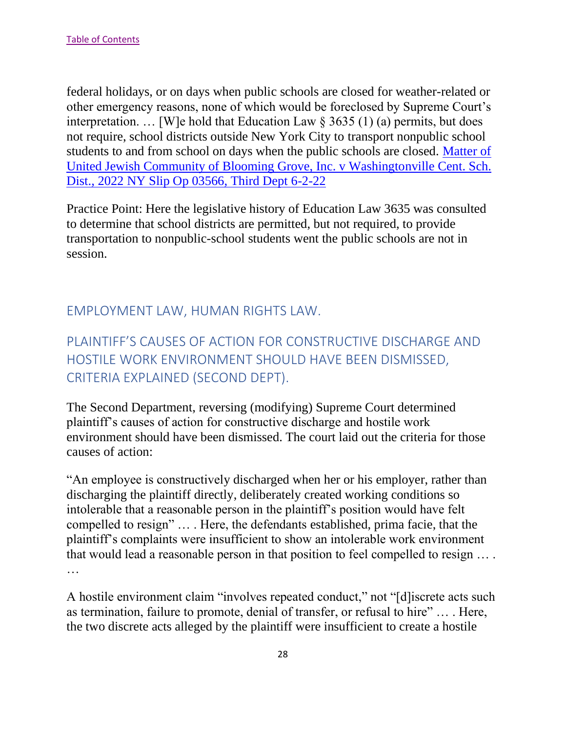federal holidays, or on days when public schools are closed for weather-related or other emergency reasons, none of which would be foreclosed by Supreme Court's interpretation. … [W]e hold that Education Law § 3635 (1) (a) permits, but does not require, school districts outside New York City to transport nonpublic school students to and from school on days when the public schools are closed. [Matter of United Jewish Community of Blooming Grove, Inc. v Washingtonville Cent. Sch. Dist., 2022 NY Slip Op 03566, Third Dept 6-2-22]

Practice Point: Here the legislative history of Education Law 3635 was consulted to determine that school districts are permitted, but not required, to provide transportation to nonpublic-school students went the public schools are not in session.

## EMPLOYMENT LAW, HUMAN RIGHTS LAW.

## PLAINTIFF'S CAUSES OF ACTION FOR CONSTRUCTIVE DISCHARGE AND HOSTILE WORK ENVIRONMENT SHOULD HAVE BEEN DISMISSED, CRITERIA EXPLAINED (SECOND DEPT).

The Second Department, reversing (modifying) Supreme Court determined plaintiff's causes of action for constructive discharge and hostile work environment should have been dismissed. The court laid out the criteria for those causes of action:

"An employee is constructively discharged when her or his employer, rather than discharging the plaintiff directly, deliberately created working conditions so intolerable that a reasonable person in the plaintiff's position would have felt compelled to resign" … . Here, the defendants established, prima facie, that the plaintiff's complaints were insufficient to show an intolerable work environment that would lead a reasonable person in that position to feel compelled to resign … . …

A hostile environment claim "involves repeated conduct," not "[d]iscrete acts such as termination, failure to promote, denial of transfer, or refusal to hire" … . Here, the two discrete acts alleged by the plaintiff were insufficient to create a hostile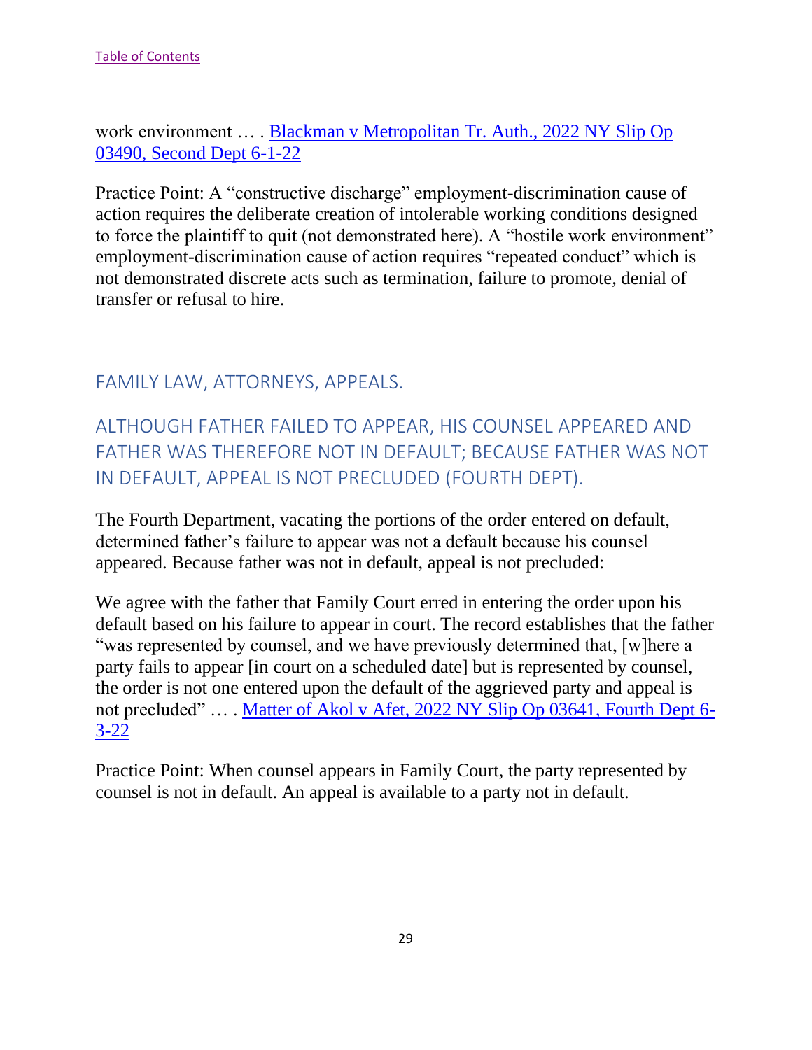[Table of Contents]

work environment … . [Blackman v Metropolitan Tr. Auth., 2022 NY Slip Op 03490, Second Dept 6-1-22]

Practice Point: A "constructive discharge" employment-discrimination cause of action requires the deliberate creation of intolerable working conditions designed to force the plaintiff to quit (not demonstrated here). A "hostile work environment" employment-discrimination cause of action requires "repeated conduct" which is not demonstrated discrete acts such as termination, failure to promote, denial of transfer or refusal to hire.

## FAMILY LAW, ATTORNEYS, APPEALS.

## ALTHOUGH FATHER FAILED TO APPEAR, HIS COUNSEL APPEARED AND FATHER WAS THEREFORE NOT IN DEFAULT; BECAUSE FATHER WAS NOT IN DEFAULT, APPEAL IS NOT PRECLUDED (FOURTH DEPT).

The Fourth Department, vacating the portions of the order entered on default, determined father's failure to appear was not a default because his counsel appeared. Because father was not in default, appeal is not precluded:

We agree with the father that Family Court erred in entering the order upon his default based on his failure to appear in court. The record establishes that the father "was represented by counsel, and we have previously determined that, [w]here a party fails to appear [in court on a scheduled date] but is represented by counsel, the order is not one entered upon the default of the aggrieved party and appeal is not precluded" … . [Matter of Akol v Afet, 2022 NY Slip Op 03641, Fourth Dept 6-3-22]

Practice Point: When counsel appears in Family Court, the party represented by counsel is not in default. An appeal is available to a party not in default.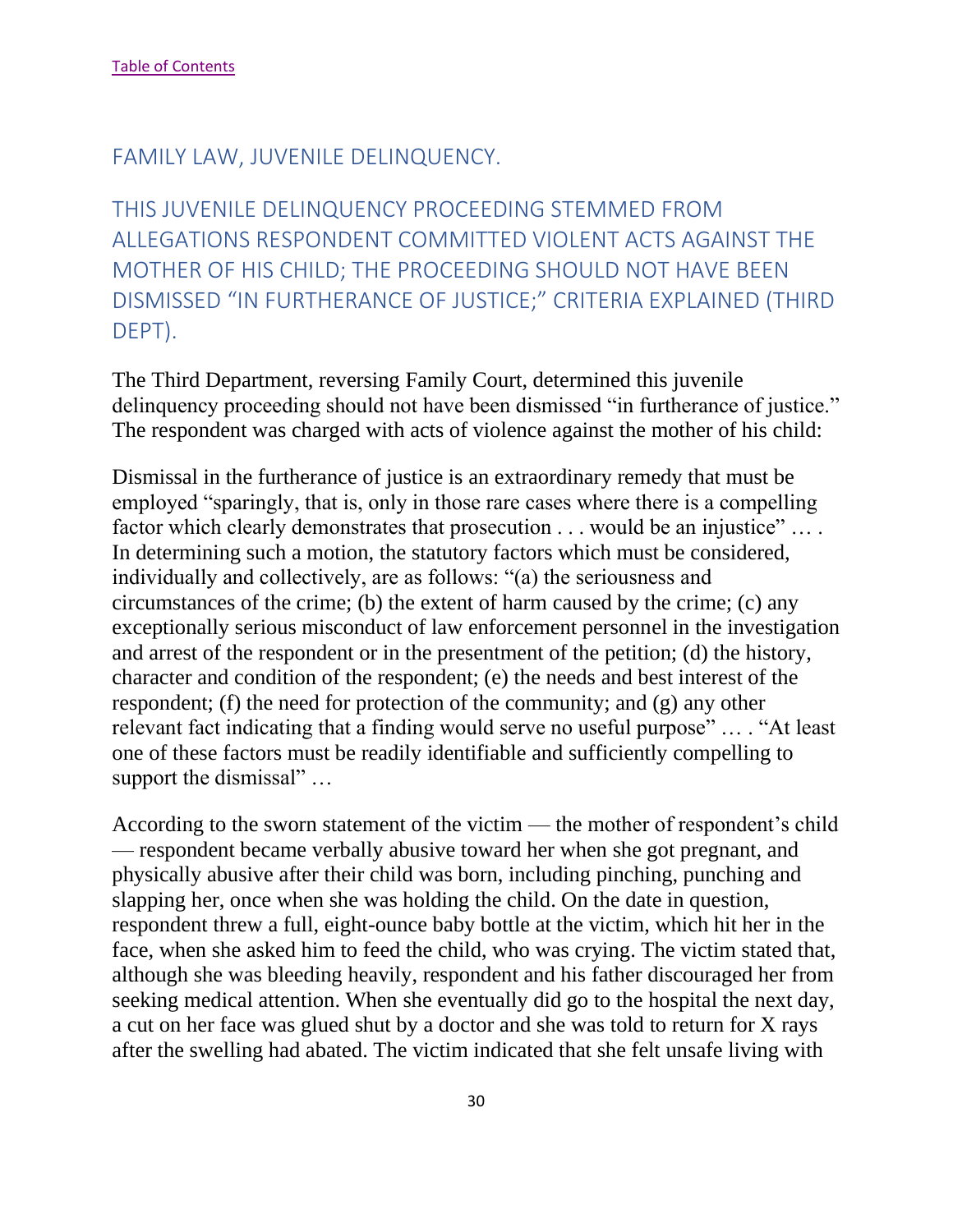[Table of Contents](#)

## FAMILY LAW, JUVENILE DELINQUENCY.

### THIS JUVENILE DELINQUENCY PROCEEDING STEMMED FROM ALLEGATIONS RESPONDENT COMMITTED VIOLENT ACTS AGAINST THE MOTHER OF HIS CHILD; THE PROCEEDING SHOULD NOT HAVE BEEN DISMISSED "IN FURTHERANCE OF JUSTICE;" CRITERIA EXPLAINED (THIRD DEPT).

The Third Department, reversing Family Court, determined this juvenile delinquency proceeding should not have been dismissed "in furtherance of justice." The respondent was charged with acts of violence against the mother of his child:

Dismissal in the furtherance of justice is an extraordinary remedy that must be employed "sparingly, that is, only in those rare cases where there is a compelling factor which clearly demonstrates that prosecution . . . would be an injustice" … . In determining such a motion, the statutory factors which must be considered, individually and collectively, are as follows: "(a) the seriousness and circumstances of the crime; (b) the extent of harm caused by the crime; (c) any exceptionally serious misconduct of law enforcement personnel in the investigation and arrest of the respondent or in the presentment of the petition; (d) the history, character and condition of the respondent; (e) the needs and best interest of the respondent; (f) the need for protection of the community; and (g) any other relevant fact indicating that a finding would serve no useful purpose" … . "At least one of these factors must be readily identifiable and sufficiently compelling to support the dismissal" …

According to the sworn statement of the victim — the mother of respondent's child — respondent became verbally abusive toward her when she got pregnant, and physically abusive after their child was born, including pinching, punching and slapping her, once when she was holding the child. On the date in question, respondent threw a full, eight-ounce baby bottle at the victim, which hit her in the face, when she asked him to feed the child, who was crying. The victim stated that, although she was bleeding heavily, respondent and his father discouraged her from seeking medical attention. When she eventually did go to the hospital the next day, a cut on her face was glued shut by a doctor and she was told to return for X rays after the swelling had abated. The victim indicated that she felt unsafe living with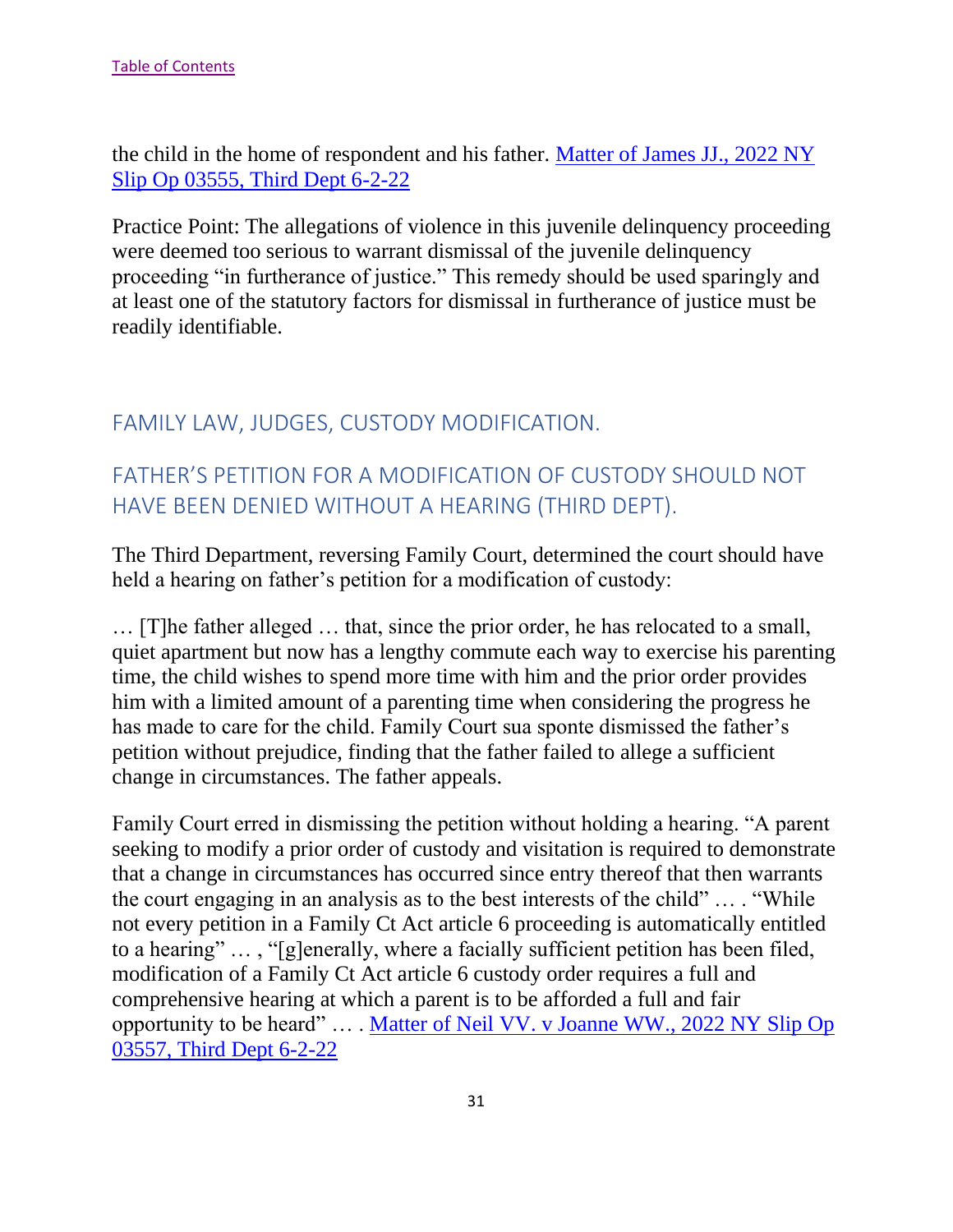the child in the home of respondent and his father. [Matter of James JJ., 2022 NY Slip Op 03555, Third Dept 6-2-22]()

Practice Point: The allegations of violence in this juvenile delinquency proceeding were deemed too serious to warrant dismissal of the juvenile delinquency proceeding "in furtherance of justice." This remedy should be used sparingly and at least one of the statutory factors for dismissal in furtherance of justice must be readily identifiable.

## FAMILY LAW, JUDGES, CUSTODY MODIFICATION.

## FATHER'S PETITION FOR A MODIFICATION OF CUSTODY SHOULD NOT HAVE BEEN DENIED WITHOUT A HEARING (THIRD DEPT).

The Third Department, reversing Family Court, determined the court should have held a hearing on father's petition for a modification of custody:

… [T]he father alleged … that, since the prior order, he has relocated to a small, quiet apartment but now has a lengthy commute each way to exercise his parenting time, the child wishes to spend more time with him and the prior order provides him with a limited amount of a parenting time when considering the progress he has made to care for the child. Family Court sua sponte dismissed the father's petition without prejudice, finding that the father failed to allege a sufficient change in circumstances. The father appeals.

Family Court erred in dismissing the petition without holding a hearing. "A parent seeking to modify a prior order of custody and visitation is required to demonstrate that a change in circumstances has occurred since entry thereof that then warrants the court engaging in an analysis as to the best interests of the child" … . "While not every petition in a Family Ct Act article 6 proceeding is automatically entitled to a hearing" … , "[g]enerally, where a facially sufficient petition has been filed, modification of a Family Ct Act article 6 custody order requires a full and comprehensive hearing at which a parent is to be afforded a full and fair opportunity to be heard" … . [Matter of Neil VV. v Joanne WW., 2022 NY Slip Op 03557, Third Dept 6-2-22]()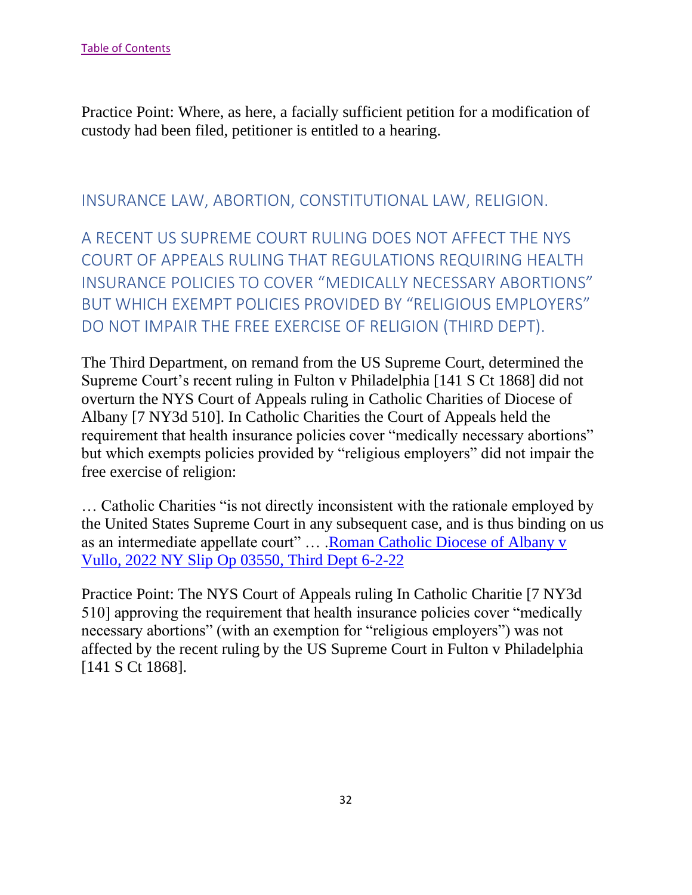[Table of Contents](#)

Practice Point: Where, as here, a facially sufficient petition for a modification of custody had been filed, petitioner is entitled to a hearing.

## INSURANCE LAW, ABORTION, CONSTITUTIONAL LAW, RELIGION.

### A RECENT US SUPREME COURT RULING DOES NOT AFFECT THE NYS COURT OF APPEALS RULING THAT REGULATIONS REQUIRING HEALTH INSURANCE POLICIES TO COVER "MEDICALLY NECESSARY ABORTIONS" BUT WHICH EXEMPT POLICIES PROVIDED BY "RELIGIOUS EMPLOYERS" DO NOT IMPAIR THE FREE EXERCISE OF RELIGION (THIRD DEPT).

The Third Department, on remand from the US Supreme Court, determined the Supreme Court's recent ruling in Fulton v Philadelphia [141 S Ct 1868] did not overturn the NYS Court of Appeals ruling in Catholic Charities of Diocese of Albany [7 NY3d 510]. In Catholic Charities the Court of Appeals held the requirement that health insurance policies cover "medically necessary abortions" but which exempts policies provided by "religious employers" did not impair the free exercise of religion:

… Catholic Charities "is not directly inconsistent with the rationale employed by the United States Supreme Court in any subsequent case, and is thus binding on us as an intermediate appellate court" … .[Roman Catholic Diocese of Albany v Vullo, 2022 NY Slip Op 03550, Third Dept 6-2-22](#)

Practice Point: The NYS Court of Appeals ruling In Catholic Charitie [7 NY3d 510] approving the requirement that health insurance policies cover "medically necessary abortions" (with an exemption for "religious employers") was not affected by the recent ruling by the US Supreme Court in Fulton v Philadelphia [141 S Ct 1868].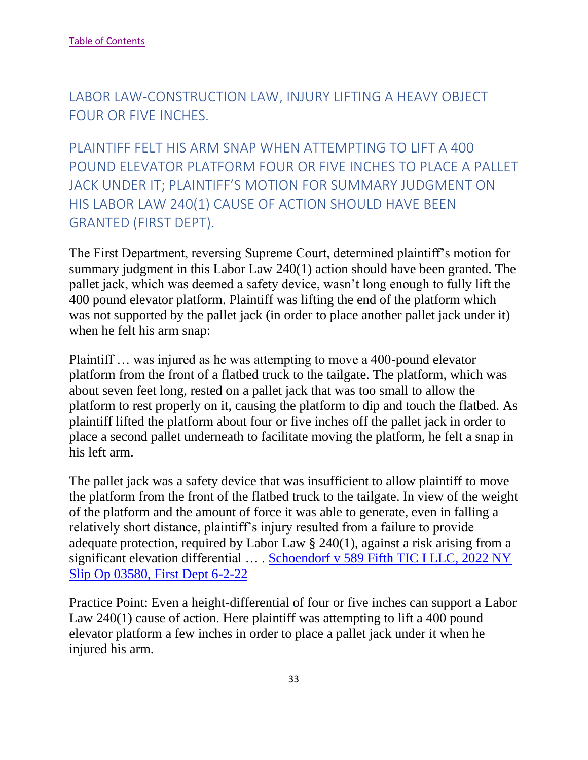[Table of Contents](#)

## LABOR LAW-CONSTRUCTION LAW, INJURY LIFTING A HEAVY OBJECT FOUR OR FIVE INCHES.

## PLAINTIFF FELT HIS ARM SNAP WHEN ATTEMPTING TO LIFT A 400 POUND ELEVATOR PLATFORM FOUR OR FIVE INCHES TO PLACE A PALLET JACK UNDER IT; PLAINTIFF'S MOTION FOR SUMMARY JUDGMENT ON HIS LABOR LAW 240(1) CAUSE OF ACTION SHOULD HAVE BEEN GRANTED (FIRST DEPT).

The First Department, reversing Supreme Court, determined plaintiff's motion for summary judgment in this Labor Law 240(1) action should have been granted. The pallet jack, which was deemed a safety device, wasn't long enough to fully lift the 400 pound elevator platform. Plaintiff was lifting the end of the platform which was not supported by the pallet jack (in order to place another pallet jack under it) when he felt his arm snap:

Plaintiff … was injured as he was attempting to move a 400-pound elevator platform from the front of a flatbed truck to the tailgate. The platform, which was about seven feet long, rested on a pallet jack that was too small to allow the platform to rest properly on it, causing the platform to dip and touch the flatbed. As plaintiff lifted the platform about four or five inches off the pallet jack in order to place a second pallet underneath to facilitate moving the platform, he felt a snap in his left arm.

The pallet jack was a safety device that was insufficient to allow plaintiff to move the platform from the front of the flatbed truck to the tailgate. In view of the weight of the platform and the amount of force it was able to generate, even in falling a relatively short distance, plaintiff's injury resulted from a failure to provide adequate protection, required by Labor Law § 240(1), against a risk arising from a significant elevation differential … . [Schoendorf v 589 Fifth TIC I LLC, 2022 NY Slip Op 03580, First Dept 6-2-22](#)

Practice Point: Even a height-differential of four or five inches can support a Labor Law 240(1) cause of action. Here plaintiff was attempting to lift a 400 pound elevator platform a few inches in order to place a pallet jack under it when he injured his arm.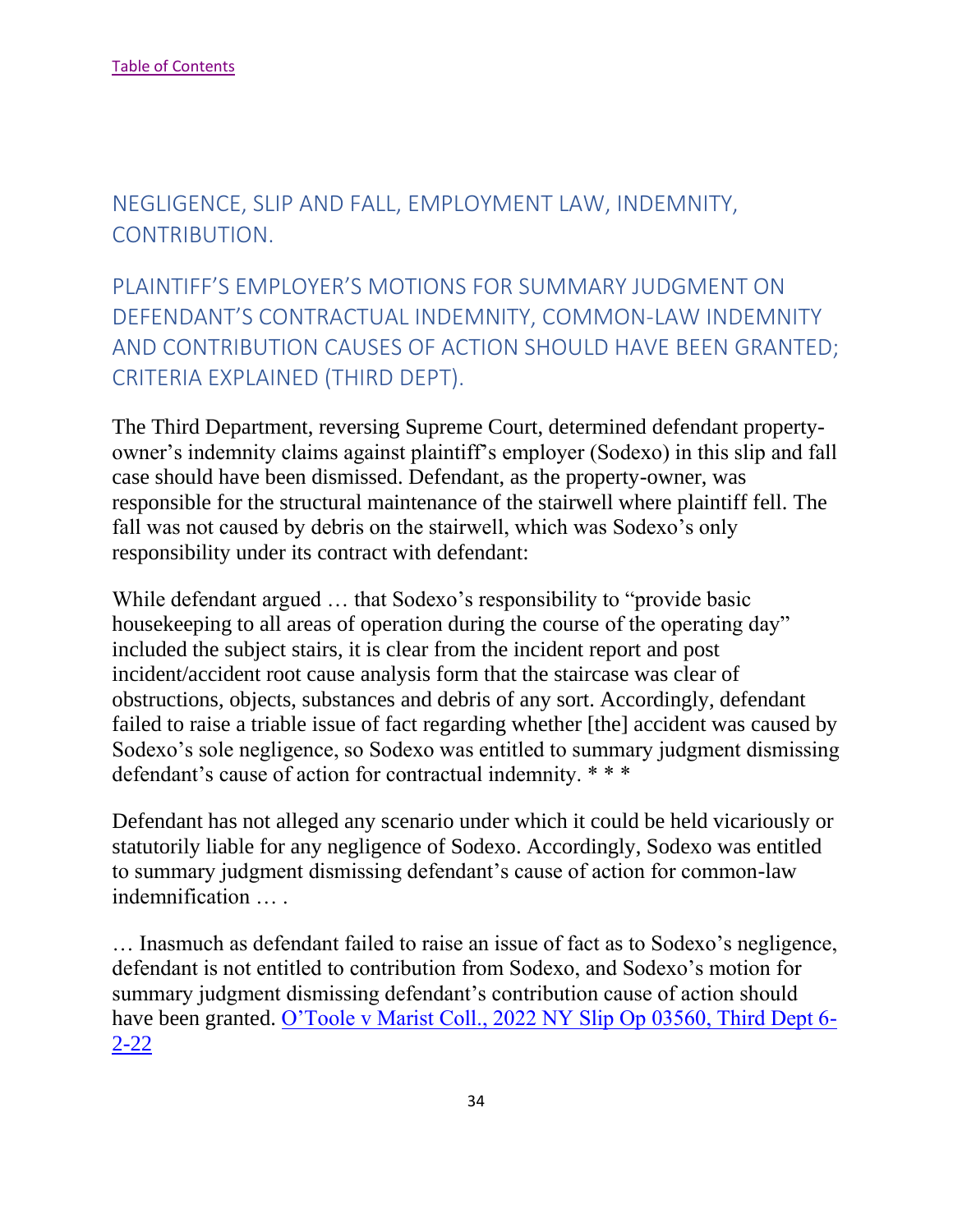[Table of Contents](#)

## NEGLIGENCE, SLIP AND FALL, EMPLOYMENT LAW, INDEMNITY, CONTRIBUTION.

## PLAINTIFF'S EMPLOYER'S MOTIONS FOR SUMMARY JUDGMENT ON DEFENDANT'S CONTRACTUAL INDEMNITY, COMMON-LAW INDEMNITY AND CONTRIBUTION CAUSES OF ACTION SHOULD HAVE BEEN GRANTED; CRITERIA EXPLAINED (THIRD DEPT).

The Third Department, reversing Supreme Court, determined defendant property-owner's indemnity claims against plaintiff's employer (Sodexo) in this slip and fall case should have been dismissed. Defendant, as the property-owner, was responsible for the structural maintenance of the stairwell where plaintiff fell. The fall was not caused by debris on the stairwell, which was Sodexo's only responsibility under its contract with defendant:

While defendant argued … that Sodexo's responsibility to "provide basic housekeeping to all areas of operation during the course of the operating day" included the subject stairs, it is clear from the incident report and post incident/accident root cause analysis form that the staircase was clear of obstructions, objects, substances and debris of any sort. Accordingly, defendant failed to raise a triable issue of fact regarding whether [the] accident was caused by Sodexo's sole negligence, so Sodexo was entitled to summary judgment dismissing defendant's cause of action for contractual indemnity. * * *

Defendant has not alleged any scenario under which it could be held vicariously or statutorily liable for any negligence of Sodexo. Accordingly, Sodexo was entitled to summary judgment dismissing defendant's cause of action for common-law indemnification … .

… Inasmuch as defendant failed to raise an issue of fact as to Sodexo's negligence, defendant is not entitled to contribution from Sodexo, and Sodexo's motion for summary judgment dismissing defendant's contribution cause of action should have been granted. [O'Toole v Marist Coll., 2022 NY Slip Op 03560, Third Dept 6-2-22](#)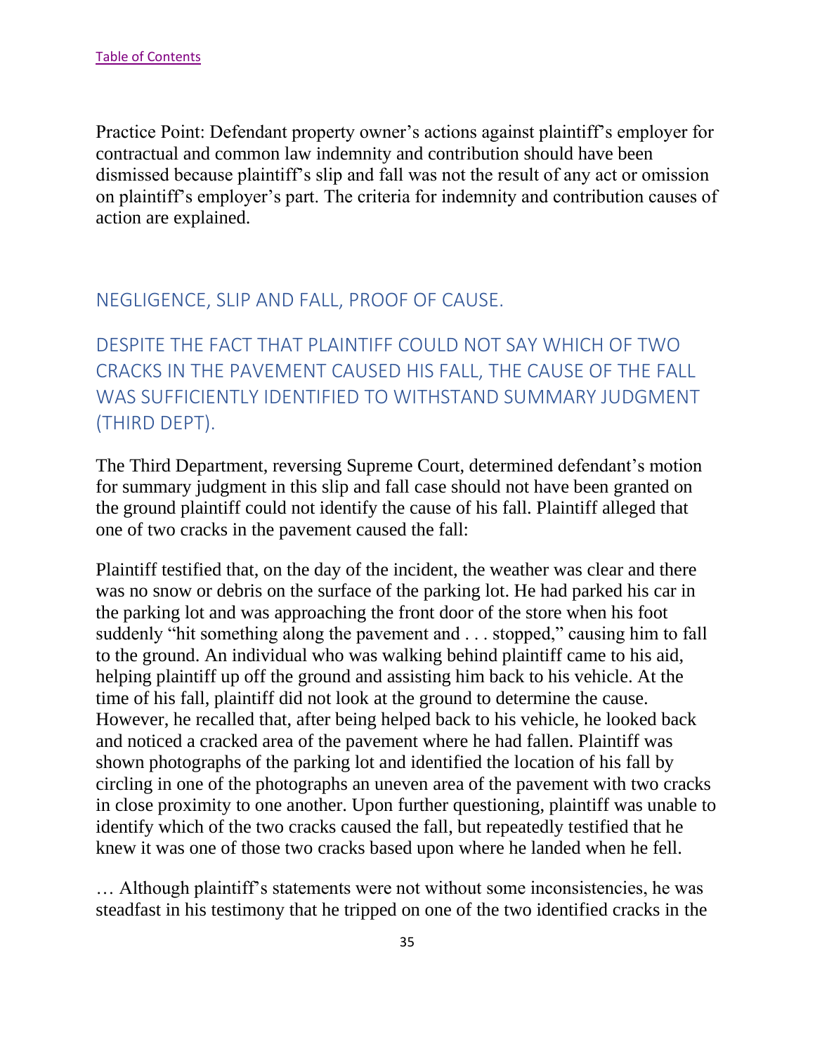[Table of Contents](#)

Practice Point: Defendant property owner's actions against plaintiff's employer for contractual and common law indemnity and contribution should have been dismissed because plaintiff's slip and fall was not the result of any act or omission on plaintiff's employer's part. The criteria for indemnity and contribution causes of action are explained.

## NEGLIGENCE, SLIP AND FALL, PROOF OF CAUSE.

## DESPITE THE FACT THAT PLAINTIFF COULD NOT SAY WHICH OF TWO CRACKS IN THE PAVEMENT CAUSED HIS FALL, THE CAUSE OF THE FALL WAS SUFFICIENTLY IDENTIFIED TO WITHSTAND SUMMARY JUDGMENT (THIRD DEPT).

The Third Department, reversing Supreme Court, determined defendant's motion for summary judgment in this slip and fall case should not have been granted on the ground plaintiff could not identify the cause of his fall. Plaintiff alleged that one of two cracks in the pavement caused the fall:

Plaintiff testified that, on the day of the incident, the weather was clear and there was no snow or debris on the surface of the parking lot. He had parked his car in the parking lot and was approaching the front door of the store when his foot suddenly "hit something along the pavement and . . . stopped," causing him to fall to the ground. An individual who was walking behind plaintiff came to his aid, helping plaintiff up off the ground and assisting him back to his vehicle. At the time of his fall, plaintiff did not look at the ground to determine the cause. However, he recalled that, after being helped back to his vehicle, he looked back and noticed a cracked area of the pavement where he had fallen. Plaintiff was shown photographs of the parking lot and identified the location of his fall by circling in one of the photographs an uneven area of the pavement with two cracks in close proximity to one another. Upon further questioning, plaintiff was unable to identify which of the two cracks caused the fall, but repeatedly testified that he knew it was one of those two cracks based upon where he landed when he fell.

… Although plaintiff's statements were not without some inconsistencies, he was steadfast in his testimony that he tripped on one of the two identified cracks in the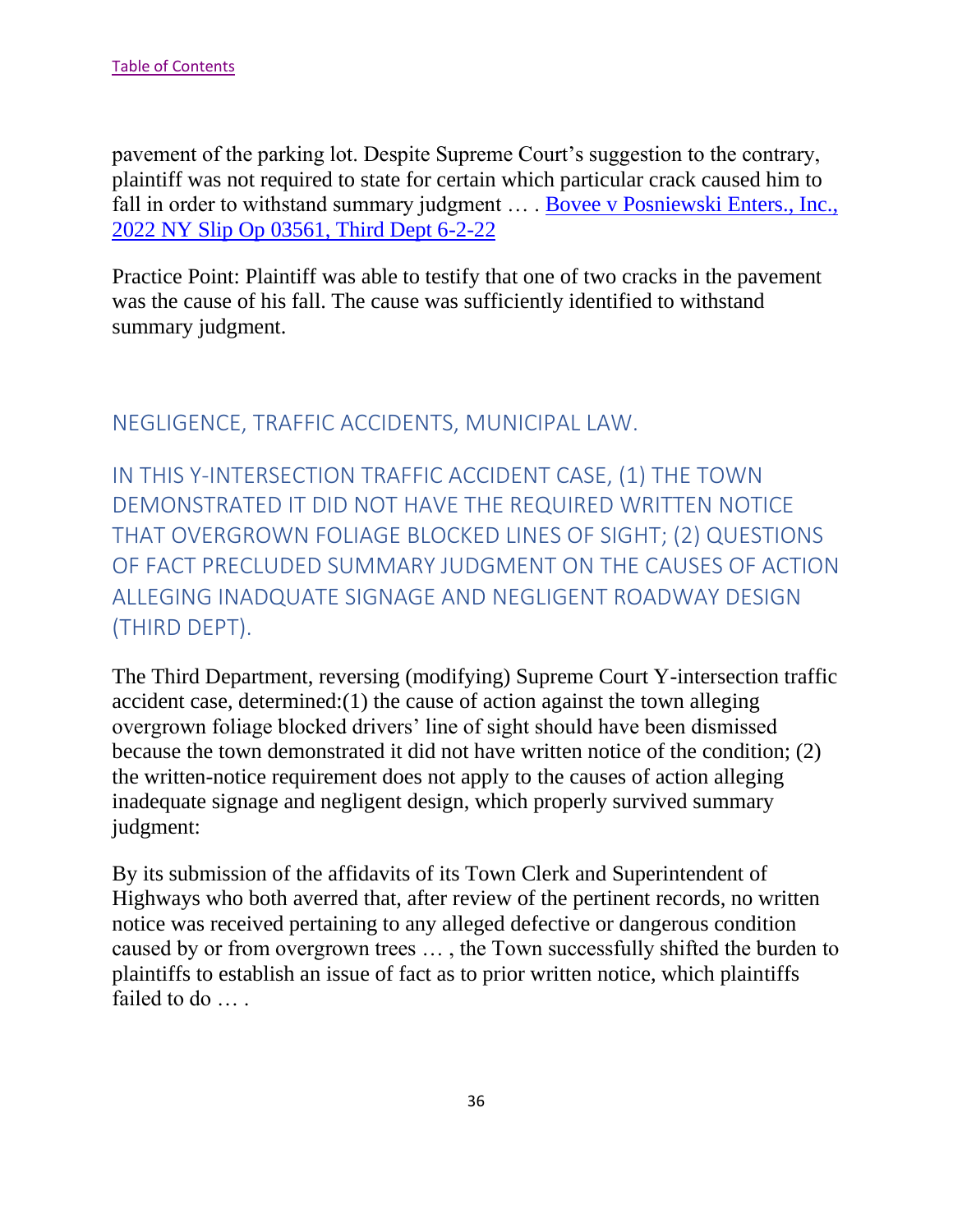pavement of the parking lot. Despite Supreme Court's suggestion to the contrary, plaintiff was not required to state for certain which particular crack caused him to fall in order to withstand summary judgment … . [Bovee v Posniewski Enters., Inc., 2022 NY Slip Op 03561, Third Dept 6-2-22]()

Practice Point: Plaintiff was able to testify that one of two cracks in the pavement was the cause of his fall. The cause was sufficiently identified to withstand summary judgment.

## NEGLIGENCE, TRAFFIC ACCIDENTS, MUNICIPAL LAW.

## IN THIS Y-INTERSECTION TRAFFIC ACCIDENT CASE, (1) THE TOWN DEMONSTRATED IT DID NOT HAVE THE REQUIRED WRITTEN NOTICE THAT OVERGROWN FOLIAGE BLOCKED LINES OF SIGHT; (2) QUESTIONS OF FACT PRECLUDED SUMMARY JUDGMENT ON THE CAUSES OF ACTION ALLEGING INADQUATE SIGNAGE AND NEGLIGENT ROADWAY DESIGN (THIRD DEPT).

The Third Department, reversing (modifying) Supreme Court Y-intersection traffic accident case, determined:(1) the cause of action against the town alleging overgrown foliage blocked drivers' line of sight should have been dismissed because the town demonstrated it did not have written notice of the condition; (2) the written-notice requirement does not apply to the causes of action alleging inadequate signage and negligent design, which properly survived summary judgment:

By its submission of the affidavits of its Town Clerk and Superintendent of Highways who both averred that, after review of the pertinent records, no written notice was received pertaining to any alleged defective or dangerous condition caused by or from overgrown trees … , the Town successfully shifted the burden to plaintiffs to establish an issue of fact as to prior written notice, which plaintiffs failed to do … .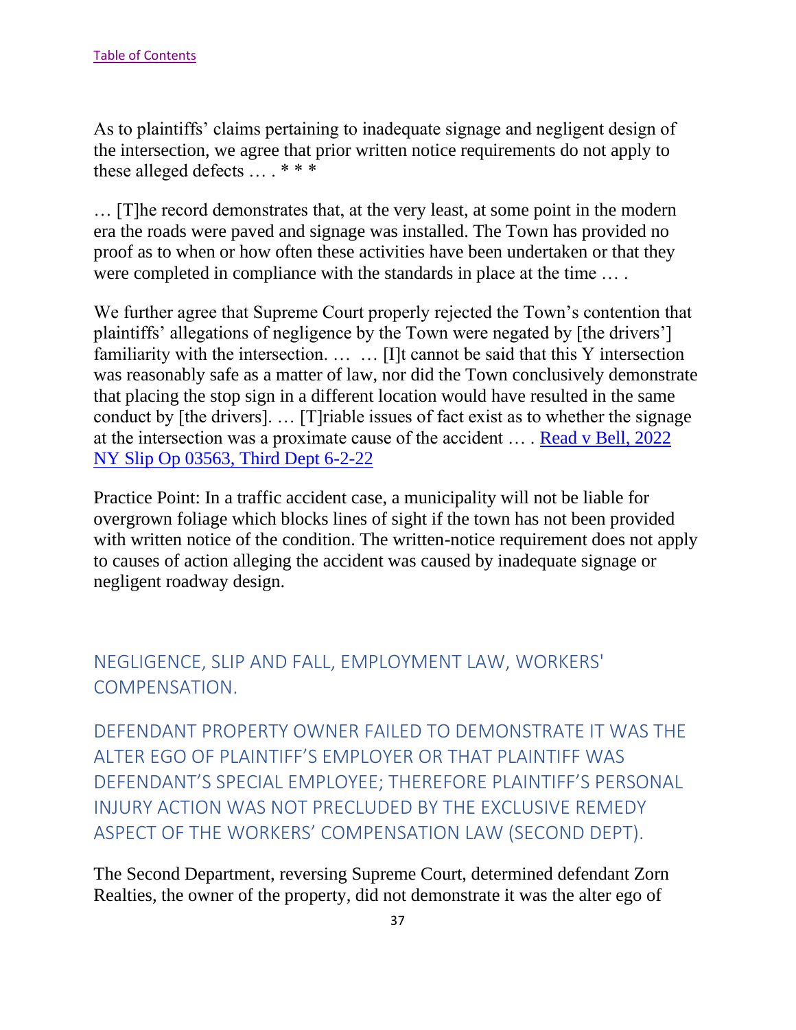[Table of Contents](#)

As to plaintiffs' claims pertaining to inadequate signage and negligent design of the intersection, we agree that prior written notice requirements do not apply to these alleged defects … . * * *

… [T]he record demonstrates that, at the very least, at some point in the modern era the roads were paved and signage was installed. The Town has provided no proof as to when or how often these activities have been undertaken or that they were completed in compliance with the standards in place at the time … .

We further agree that Supreme Court properly rejected the Town's contention that plaintiffs' allegations of negligence by the Town were negated by [the drivers'] familiarity with the intersection. … … [I]t cannot be said that this Y intersection was reasonably safe as a matter of law, nor did the Town conclusively demonstrate that placing the stop sign in a different location would have resulted in the same conduct by [the drivers]. … [T]riable issues of fact exist as to whether the signage at the intersection was a proximate cause of the accident … . [Read v Bell, 2022 NY Slip Op 03563, Third Dept 6-2-22](#)

Practice Point: In a traffic accident case, a municipality will not be liable for overgrown foliage which blocks lines of sight if the town has not been provided with written notice of the condition. The written-notice requirement does not apply to causes of action alleging the accident was caused by inadequate signage or negligent roadway design.

## NEGLIGENCE, SLIP AND FALL, EMPLOYMENT LAW, WORKERS' COMPENSATION.

## DEFENDANT PROPERTY OWNER FAILED TO DEMONSTRATE IT WAS THE ALTER EGO OF PLAINTIFF'S EMPLOYER OR THAT PLAINTIFF WAS DEFENDANT'S SPECIAL EMPLOYEE; THEREFORE PLAINTIFF'S PERSONAL INJURY ACTION WAS NOT PRECLUDED BY THE EXCLUSIVE REMEDY ASPECT OF THE WORKERS' COMPENSATION LAW (SECOND DEPT).

The Second Department, reversing Supreme Court, determined defendant Zorn Realties, the owner of the property, did not demonstrate it was the alter ego of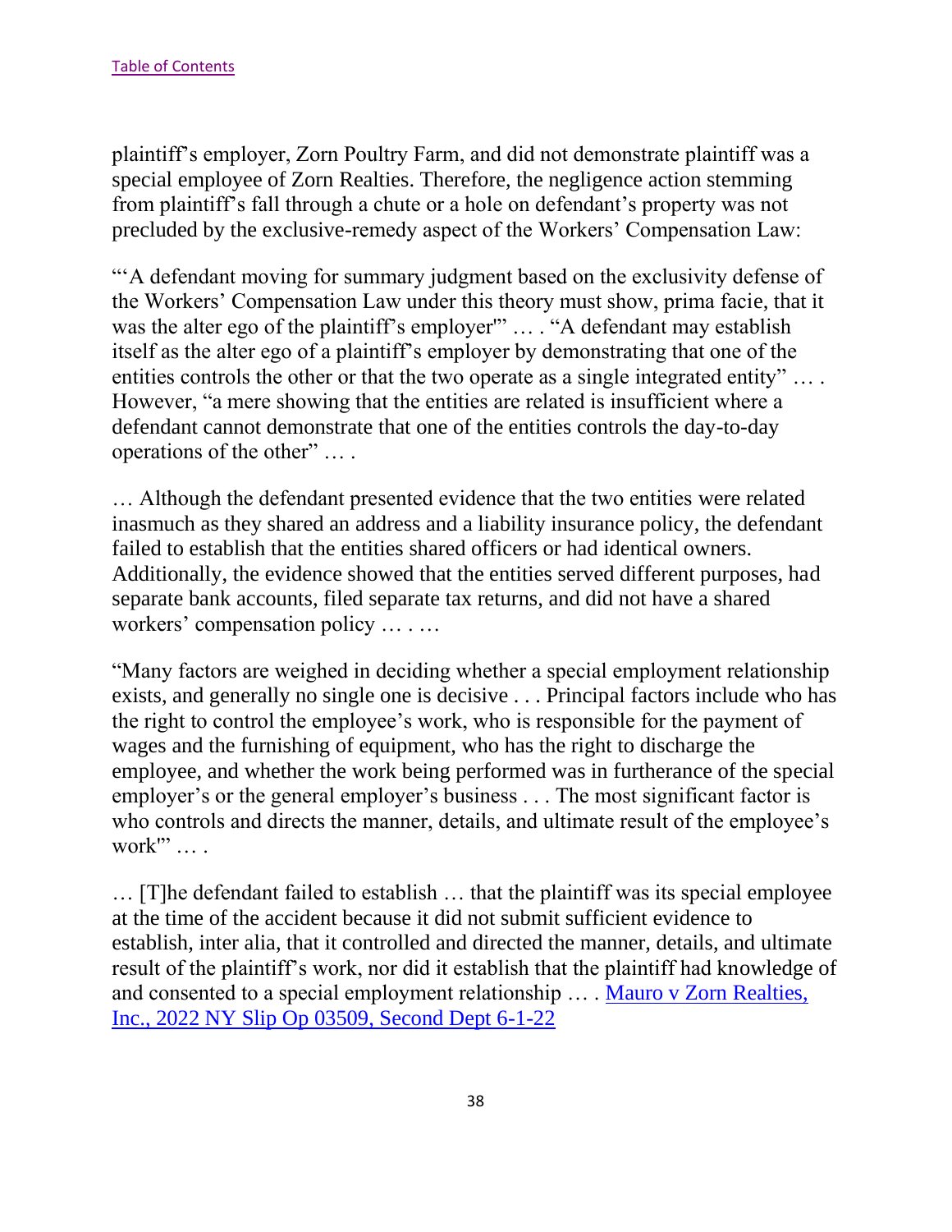plaintiff's employer, Zorn Poultry Farm, and did not demonstrate plaintiff was a special employee of Zorn Realties. Therefore, the negligence action stemming from plaintiff's fall through a chute or a hole on defendant's property was not precluded by the exclusive-remedy aspect of the Workers' Compensation Law:

"'A defendant moving for summary judgment based on the exclusivity defense of the Workers' Compensation Law under this theory must show, prima facie, that it was the alter ego of the plaintiff's employer'" … . "A defendant may establish itself as the alter ego of a plaintiff's employer by demonstrating that one of the entities controls the other or that the two operate as a single integrated entity" … . However, "a mere showing that the entities are related is insufficient where a defendant cannot demonstrate that one of the entities controls the day-to-day operations of the other" … .

… Although the defendant presented evidence that the two entities were related inasmuch as they shared an address and a liability insurance policy, the defendant failed to establish that the entities shared officers or had identical owners. Additionally, the evidence showed that the entities served different purposes, had separate bank accounts, filed separate tax returns, and did not have a shared workers' compensation policy … . …

"Many factors are weighed in deciding whether a special employment relationship exists, and generally no single one is decisive . . . Principal factors include who has the right to control the employee's work, who is responsible for the payment of wages and the furnishing of equipment, who has the right to discharge the employee, and whether the work being performed was in furtherance of the special employer's or the general employer's business . . . The most significant factor is who controls and directs the manner, details, and ultimate result of the employee's work'" … .

… [T]he defendant failed to establish … that the plaintiff was its special employee at the time of the accident because it did not submit sufficient evidence to establish, inter alia, that it controlled and directed the manner, details, and ultimate result of the plaintiff's work, nor did it establish that the plaintiff had knowledge of and consented to a special employment relationship … . [Mauro v Zorn Realties, Inc., 2022 NY Slip Op 03509, Second Dept 6-1-22]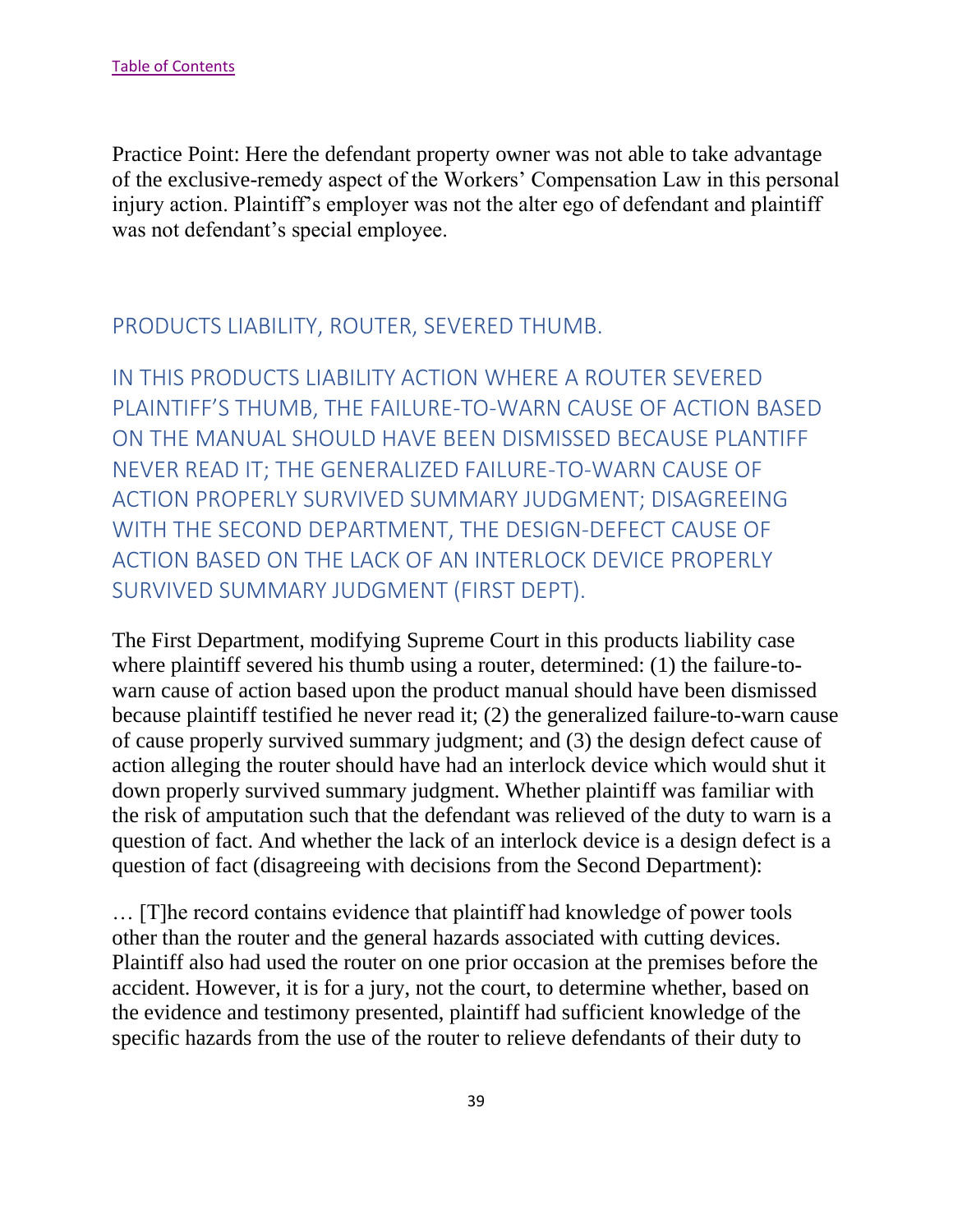[Table of Contents](#)

Practice Point: Here the defendant property owner was not able to take advantage of the exclusive-remedy aspect of the Workers' Compensation Law in this personal injury action. Plaintiff's employer was not the alter ego of defendant and plaintiff was not defendant's special employee.

## PRODUCTS LIABILITY, ROUTER, SEVERED THUMB.

## IN THIS PRODUCTS LIABILITY ACTION WHERE A ROUTER SEVERED PLAINTIFF'S THUMB, THE FAILURE-TO-WARN CAUSE OF ACTION BASED ON THE MANUAL SHOULD HAVE BEEN DISMISSED BECAUSE PLANTIFF NEVER READ IT; THE GENERALIZED FAILURE-TO-WARN CAUSE OF ACTION PROPERLY SURVIVED SUMMARY JUDGMENT; DISAGREEING WITH THE SECOND DEPARTMENT, THE DESIGN-DEFECT CAUSE OF ACTION BASED ON THE LACK OF AN INTERLOCK DEVICE PROPERLY SURVIVED SUMMARY JUDGMENT (FIRST DEPT).

The First Department, modifying Supreme Court in this products liability case where plaintiff severed his thumb using a router, determined: (1) the failure-to-warn cause of action based upon the product manual should have been dismissed because plaintiff testified he never read it; (2) the generalized failure-to-warn cause of cause properly survived summary judgment; and (3) the design defect cause of action alleging the router should have had an interlock device which would shut it down properly survived summary judgment. Whether plaintiff was familiar with the risk of amputation such that the defendant was relieved of the duty to warn is a question of fact. And whether the lack of an interlock device is a design defect is a question of fact (disagreeing with decisions from the Second Department):

… [T]he record contains evidence that plaintiff had knowledge of power tools other than the router and the general hazards associated with cutting devices. Plaintiff also had used the router on one prior occasion at the premises before the accident. However, it is for a jury, not the court, to determine whether, based on the evidence and testimony presented, plaintiff had sufficient knowledge of the specific hazards from the use of the router to relieve defendants of their duty to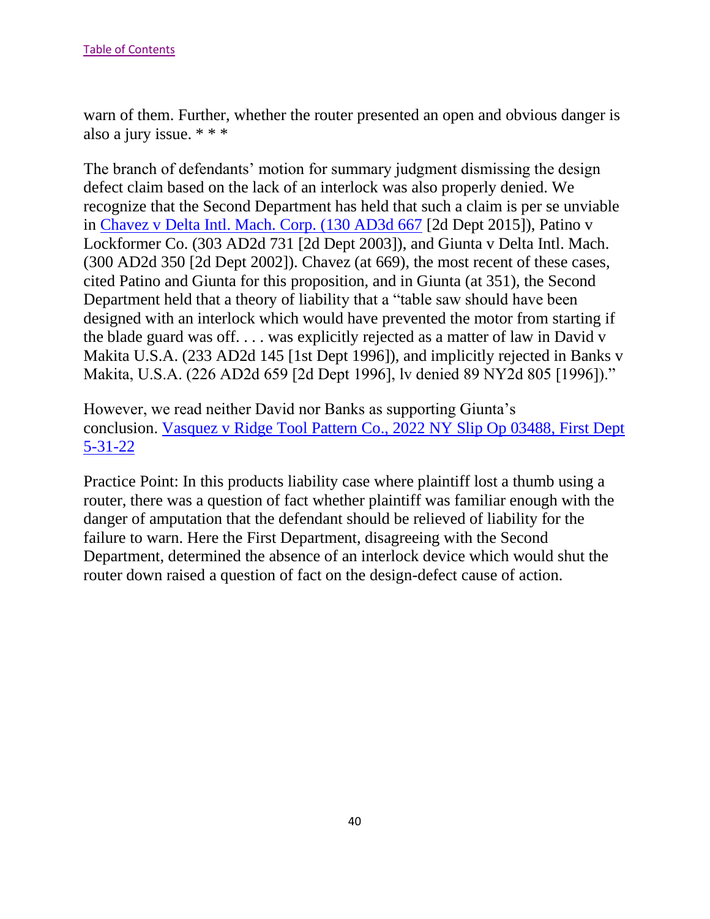[Table of Contents](#)

warn of them. Further, whether the router presented an open and obvious danger is also a jury issue. * * *

The branch of defendants' motion for summary judgment dismissing the design defect claim based on the lack of an interlock was also properly denied. We recognize that the Second Department has held that such a claim is per se unviable in [Chavez v Delta Intl. Mach. Corp. (130 AD3d 667](#) [2d Dept 2015]), Patino v Lockformer Co. (303 AD2d 731 [2d Dept 2003]), and Giunta v Delta Intl. Mach. (300 AD2d 350 [2d Dept 2002]). Chavez (at 669), the most recent of these cases, cited Patino and Giunta for this proposition, and in Giunta (at 351), the Second Department held that a theory of liability that a "table saw should have been designed with an interlock which would have prevented the motor from starting if the blade guard was off. . . . was explicitly rejected as a matter of law in David v Makita U.S.A. (233 AD2d 145 [1st Dept 1996]), and implicitly rejected in Banks v Makita, U.S.A. (226 AD2d 659 [2d Dept 1996], lv denied 89 NY2d 805 [1996])."

However, we read neither David nor Banks as supporting Giunta's conclusion. [Vasquez v Ridge Tool Pattern Co., 2022 NY Slip Op 03488, First Dept 5-31-22](#)

Practice Point: In this products liability case where plaintiff lost a thumb using a router, there was a question of fact whether plaintiff was familiar enough with the danger of amputation that the defendant should be relieved of liability for the failure to warn. Here the First Department, disagreeing with the Second Department, determined the absence of an interlock device which would shut the router down raised a question of fact on the design-defect cause of action.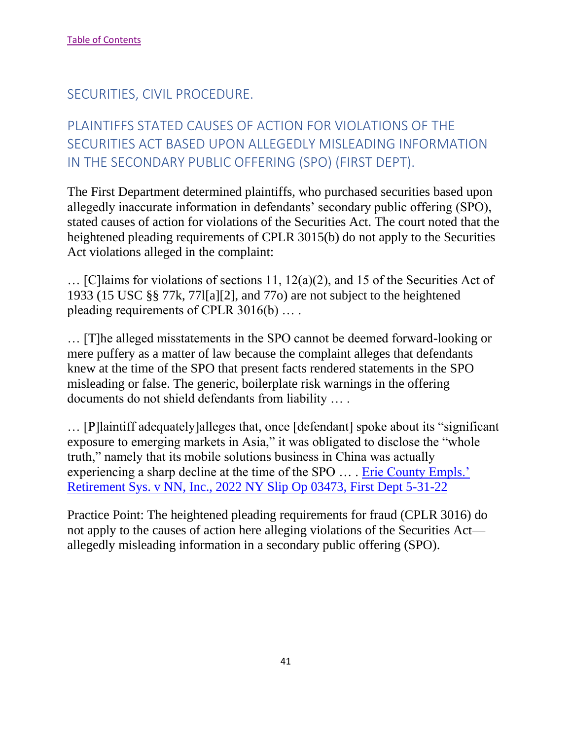[Table of Contents](#)

## SECURITIES, CIVIL PROCEDURE.

### PLAINTIFFS STATED CAUSES OF ACTION FOR VIOLATIONS OF THE SECURITIES ACT BASED UPON ALLEGEDLY MISLEADING INFORMATION IN THE SECONDARY PUBLIC OFFERING (SPO) (FIRST DEPT).

The First Department determined plaintiffs, who purchased securities based upon allegedly inaccurate information in defendants' secondary public offering (SPO), stated causes of action for violations of the Securities Act. The court noted that the heightened pleading requirements of CPLR 3015(b) do not apply to the Securities Act violations alleged in the complaint:

… [C]laims for violations of sections 11, 12(a)(2), and 15 of the Securities Act of 1933 (15 USC §§ 77k, 77l[a][2], and 77o) are not subject to the heightened pleading requirements of CPLR 3016(b) … .

… [T]he alleged misstatements in the SPO cannot be deemed forward-looking or mere puffery as a matter of law because the complaint alleges that defendants knew at the time of the SPO that present facts rendered statements in the SPO misleading or false. The generic, boilerplate risk warnings in the offering documents do not shield defendants from liability … .

… [P]laintiff adequately]alleges that, once [defendant] spoke about its "significant exposure to emerging markets in Asia," it was obligated to disclose the "whole truth," namely that its mobile solutions business in China was actually experiencing a sharp decline at the time of the SPO … . [Erie County Empls.' Retirement Sys. v NN, Inc., 2022 NY Slip Op 03473, First Dept 5-31-22](#)

Practice Point: The heightened pleading requirements for fraud (CPLR 3016) do not apply to the causes of action here alleging violations of the Securities Act—allegedly misleading information in a secondary public offering (SPO).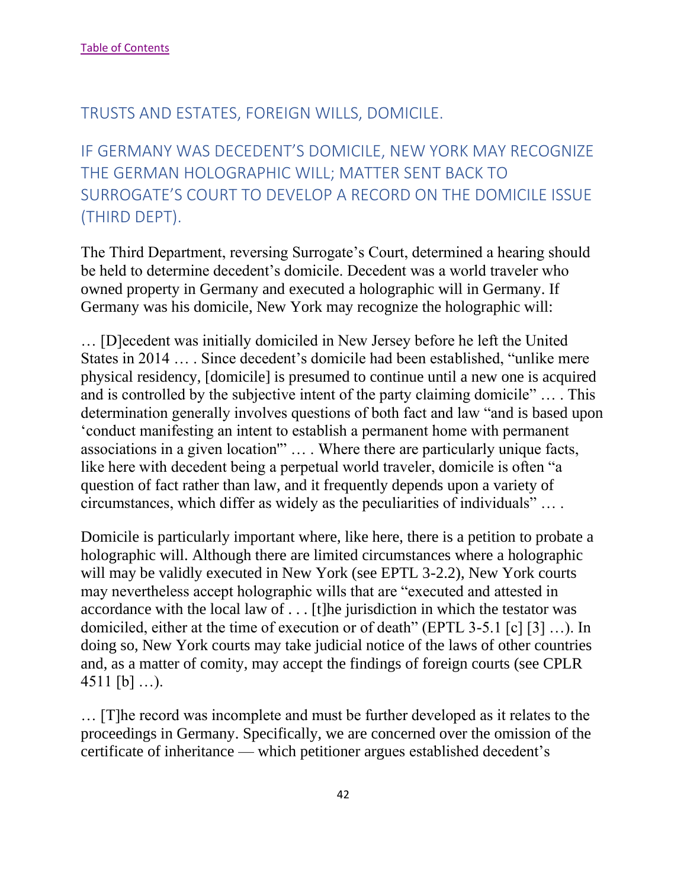[Table of Contents](#)

## TRUSTS AND ESTATES, FOREIGN WILLS, DOMICILE.

## IF GERMANY WAS DECEDENT'S DOMICILE, NEW YORK MAY RECOGNIZE THE GERMAN HOLOGRAPHIC WILL; MATTER SENT BACK TO SURROGATE'S COURT TO DEVELOP A RECORD ON THE DOMICILE ISSUE (THIRD DEPT).

The Third Department, reversing Surrogate's Court, determined a hearing should be held to determine decedent's domicile. Decedent was a world traveler who owned property in Germany and executed a holographic will in Germany. If Germany was his domicile, New York may recognize the holographic will:

… [D]ecedent was initially domiciled in New Jersey before he left the United States in 2014 … . Since decedent's domicile had been established, "unlike mere physical residency, [domicile] is presumed to continue until a new one is acquired and is controlled by the subjective intent of the party claiming domicile" … . This determination generally involves questions of both fact and law "and is based upon 'conduct manifesting an intent to establish a permanent home with permanent associations in a given location'" … . Where there are particularly unique facts, like here with decedent being a perpetual world traveler, domicile is often "a question of fact rather than law, and it frequently depends upon a variety of circumstances, which differ as widely as the peculiarities of individuals" … .

Domicile is particularly important where, like here, there is a petition to probate a holographic will. Although there are limited circumstances where a holographic will may be validly executed in New York (see EPTL 3-2.2), New York courts may nevertheless accept holographic wills that are "executed and attested in accordance with the local law of . . . [t]he jurisdiction in which the testator was domiciled, either at the time of execution or of death" (EPTL 3-5.1 [c] [3] …). In doing so, New York courts may take judicial notice of the laws of other countries and, as a matter of comity, may accept the findings of foreign courts (see CPLR 4511 [b] …).

… [T]he record was incomplete and must be further developed as it relates to the proceedings in Germany. Specifically, we are concerned over the omission of the certificate of inheritance — which petitioner argues established decedent's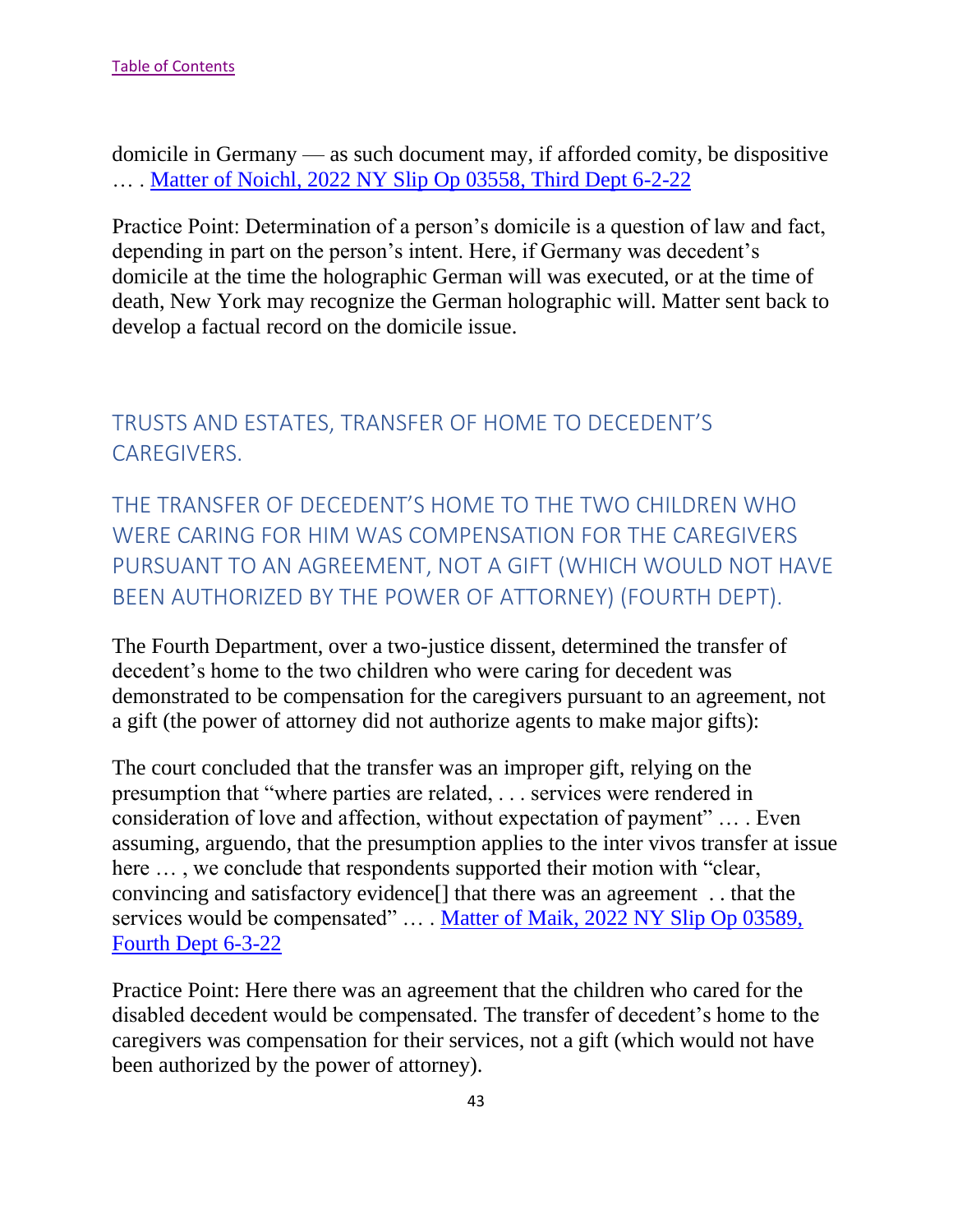domicile in Germany — as such document may, if afforded comity, be dispositive … . [Matter of Noichl, 2022 NY Slip Op 03558, Third Dept 6-2-22]

Practice Point: Determination of a person's domicile is a question of law and fact, depending in part on the person's intent. Here, if Germany was decedent's domicile at the time the holographic German will was executed, or at the time of death, New York may recognize the German holographic will. Matter sent back to develop a factual record on the domicile issue.

## TRUSTS AND ESTATES, TRANSFER OF HOME TO DECEDENT'S CAREGIVERS.

## THE TRANSFER OF DECEDENT'S HOME TO THE TWO CHILDREN WHO WERE CARING FOR HIM WAS COMPENSATION FOR THE CAREGIVERS PURSUANT TO AN AGREEMENT, NOT A GIFT (WHICH WOULD NOT HAVE BEEN AUTHORIZED BY THE POWER OF ATTORNEY) (FOURTH DEPT).

The Fourth Department, over a two-justice dissent, determined the transfer of decedent's home to the two children who were caring for decedent was demonstrated to be compensation for the caregivers pursuant to an agreement, not a gift (the power of attorney did not authorize agents to make major gifts):

The court concluded that the transfer was an improper gift, relying on the presumption that "where parties are related, . . . services were rendered in consideration of love and affection, without expectation of payment" … . Even assuming, arguendo, that the presumption applies to the inter vivos transfer at issue here … , we conclude that respondents supported their motion with "clear, convincing and satisfactory evidence[] that there was an agreement . . that the services would be compensated" … . [Matter of Maik, 2022 NY Slip Op 03589, Fourth Dept 6-3-22]

Practice Point: Here there was an agreement that the children who cared for the disabled decedent would be compensated. The transfer of decedent's home to the caregivers was compensation for their services, not a gift (which would not have been authorized by the power of attorney).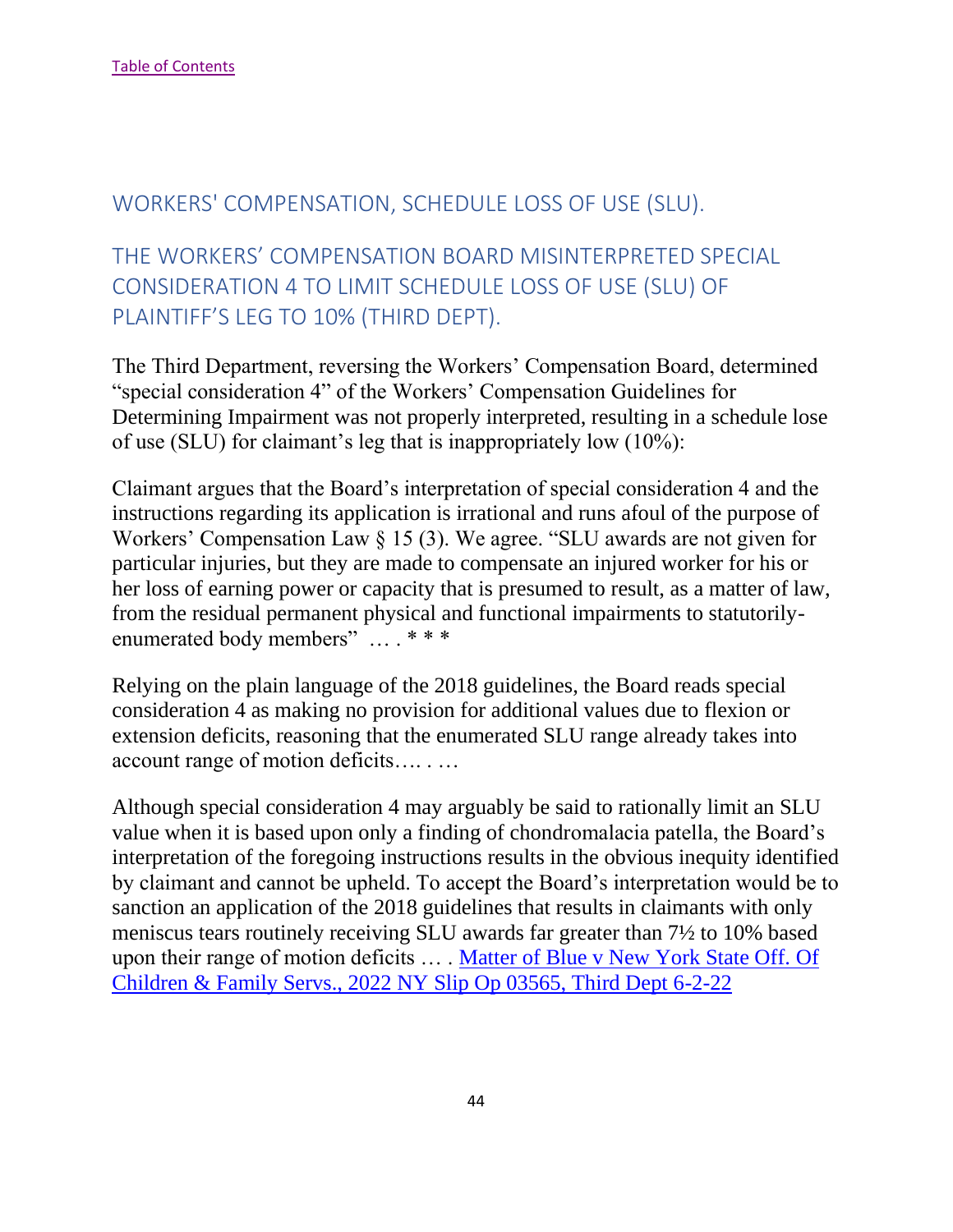[Table of Contents]

## WORKERS' COMPENSATION, SCHEDULE LOSS OF USE (SLU).

### THE WORKERS’ COMPENSATION BOARD MISINTERPRETED SPECIAL CONSIDERATION 4 TO LIMIT SCHEDULE LOSS OF USE (SLU) OF PLAINTIFF’S LEG TO 10% (THIRD DEPT).

The Third Department, reversing the Workers’ Compensation Board, determined “special consideration 4” of the Workers’ Compensation Guidelines for Determining Impairment was not properly interpreted, resulting in a schedule lose of use (SLU) for claimant’s leg that is inappropriately low (10%):

Claimant argues that the Board’s interpretation of special consideration 4 and the instructions regarding its application is irrational and runs afoul of the purpose of Workers’ Compensation Law § 15 (3). We agree. “SLU awards are not given for particular injuries, but they are made to compensate an injured worker for his or her loss of earning power or capacity that is presumed to result, as a matter of law, from the residual permanent physical and functional impairments to statutorily-enumerated body members” … . * * *

Relying on the plain language of the 2018 guidelines, the Board reads special consideration 4 as making no provision for additional values due to flexion or extension deficits, reasoning that the enumerated SLU range already takes into account range of motion deficits…. . …

Although special consideration 4 may arguably be said to rationally limit an SLU value when it is based upon only a finding of chondromalacia patella, the Board’s interpretation of the foregoing instructions results in the obvious inequity identified by claimant and cannot be upheld. To accept the Board’s interpretation would be to sanction an application of the 2018 guidelines that results in claimants with only meniscus tears routinely receiving SLU awards far greater than 7½ to 10% based upon their range of motion deficits … . [Matter of Blue v New York State Off. Of Children & Family Servs., 2022 NY Slip Op 03565, Third Dept 6-2-22]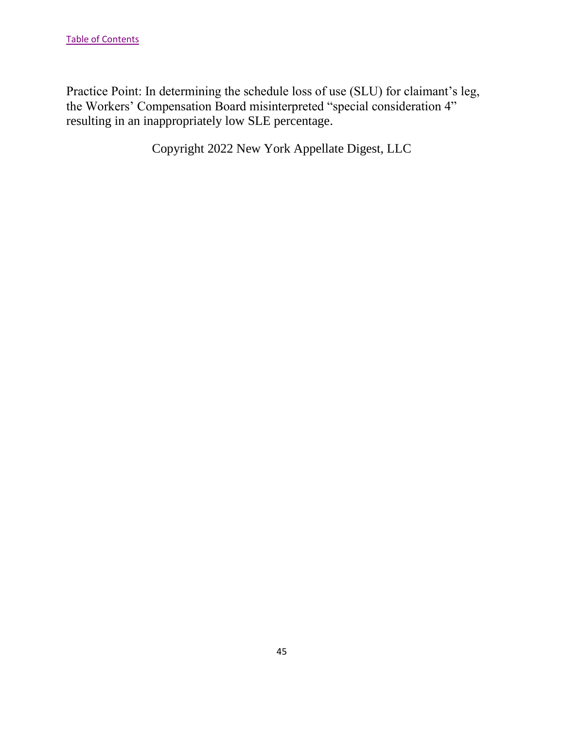[Table of Contents]

Practice Point: In determining the schedule loss of use (SLU) for claimant's leg, the Workers' Compensation Board misinterpreted "special consideration 4" resulting in an inappropriately low SLE percentage.

Copyright 2022 New York Appellate Digest, LLC